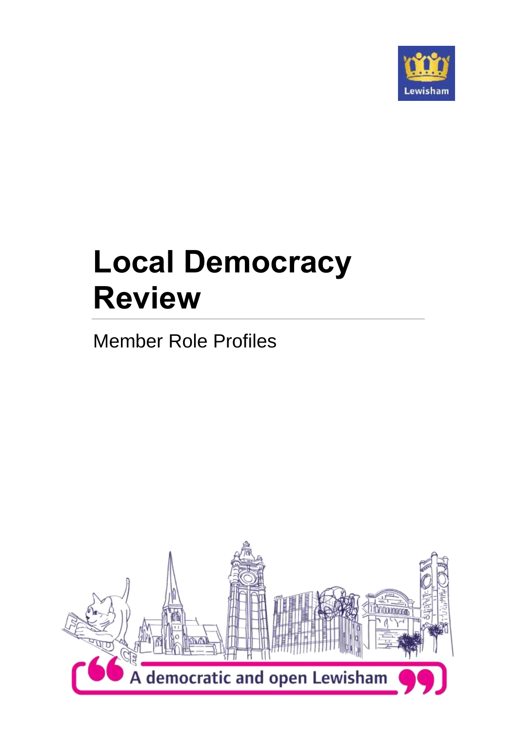Lewisham

# Local Democracy Review

## Member Role Profiles

A democratic and open Lewisham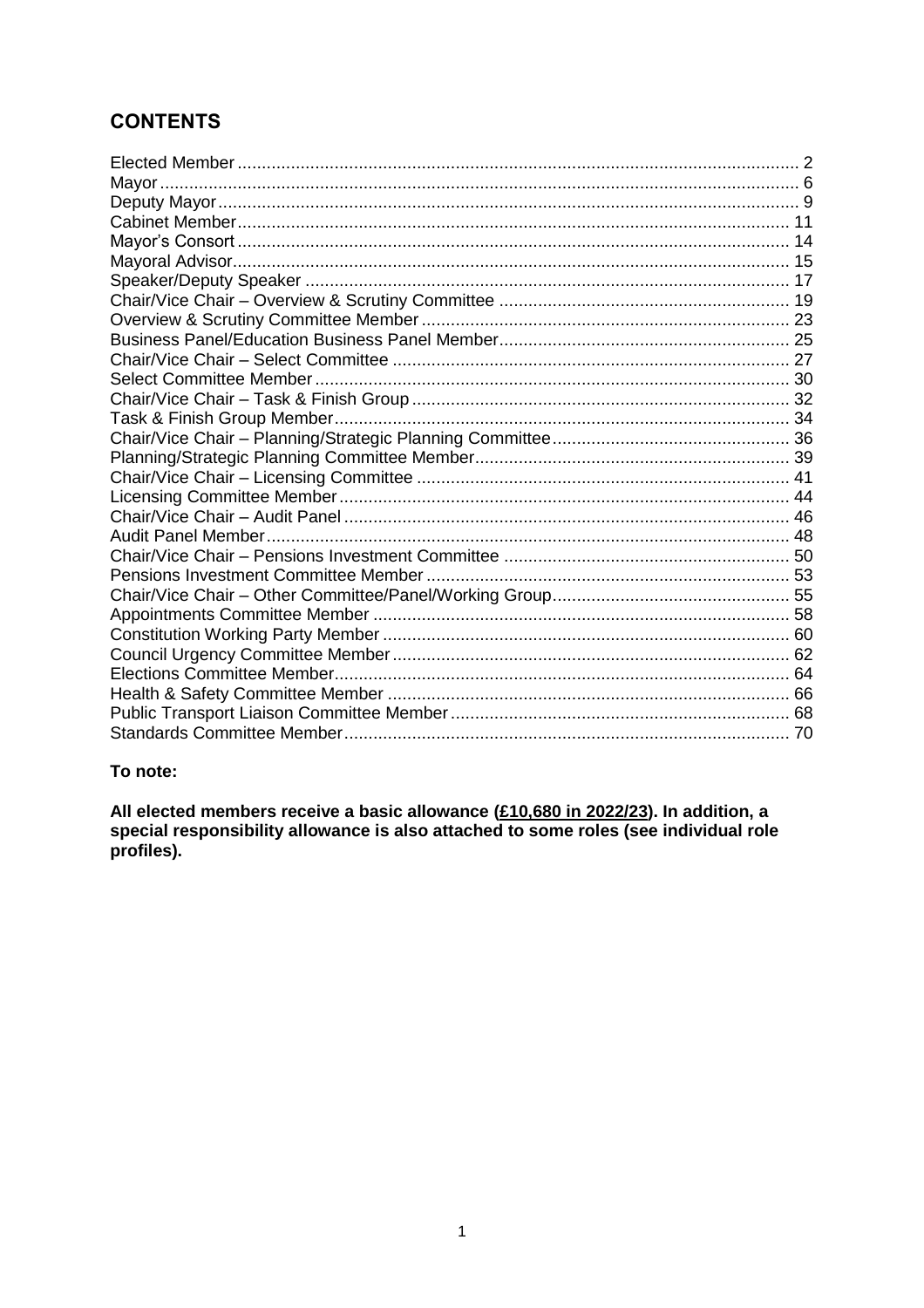## CONTENTS

| | |
|---|---|
| Elected Member | 2 |
| Mayor | 6 |
| Deputy Mayor | 9 |
| Cabinet Member | 11 |
| Mayor's Consort | 14 |
| Mayoral Advisor | 15 |
| Speaker/Deputy Speaker | 17 |
| Chair/Vice Chair – Overview & Scrutiny Committee | 19 |
| Overview & Scrutiny Committee Member | 23 |
| Business Panel/Education Business Panel Member | 25 |
| Chair/Vice Chair – Select Committee | 27 |
| Select Committee Member | 30 |
| Chair/Vice Chair – Task & Finish Group | 32 |
| Task & Finish Group Member | 34 |
| Chair/Vice Chair – Planning/Strategic Planning Committee | 36 |
| Planning/Strategic Planning Committee Member | 39 |
| Chair/Vice Chair – Licensing Committee | 41 |
| Licensing Committee Member | 44 |
| Chair/Vice Chair – Audit Panel | 46 |
| Audit Panel Member | 48 |
| Chair/Vice Chair – Pensions Investment Committee | 50 |
| Pensions Investment Committee Member | 53 |
| Chair/Vice Chair – Other Committee/Panel/Working Group | 55 |
| Appointments Committee Member | 58 |
| Constitution Working Party Member | 60 |
| Council Urgency Committee Member | 62 |
| Elections Committee Member | 64 |
| Health & Safety Committee Member | 66 |
| Public Transport Liaison Committee Member | 68 |
| Standards Committee Member | 70 |

**To note:**

**All elected members receive a basic allowance (<u>£10,680 in 2022/23</u>). In addition, a special responsibility allowance is also attached to some roles (see individual role profiles).**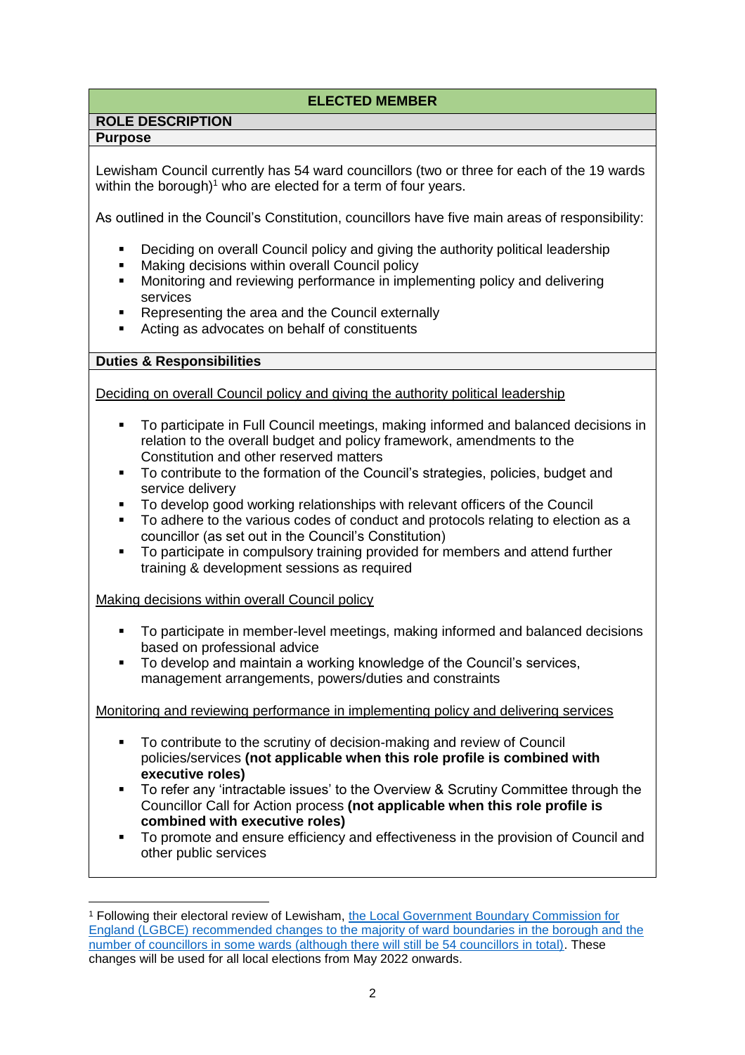# ELECTED MEMBER

## ROLE DESCRIPTION

### Purpose

Lewisham Council currently has 54 ward councillors (two or three for each of the 19 wards within the borough)[1] who are elected for a term of four years.

As outlined in the Council's Constitution, councillors have five main areas of responsibility:

- Deciding on overall Council policy and giving the authority political leadership
- Making decisions within overall Council policy
- Monitoring and reviewing performance in implementing policy and delivering services
- Representing the area and the Council externally
- Acting as advocates on behalf of constituents

### Duties & Responsibilities

Deciding on overall Council policy and giving the authority political leadership

- To participate in Full Council meetings, making informed and balanced decisions in relation to the overall budget and policy framework, amendments to the Constitution and other reserved matters
- To contribute to the formation of the Council's strategies, policies, budget and service delivery
- To develop good working relationships with relevant officers of the Council
- To adhere to the various codes of conduct and protocols relating to election as a councillor (as set out in the Council's Constitution)
- To participate in compulsory training provided for members and attend further training & development sessions as required

Making decisions within overall Council policy

- To participate in member-level meetings, making informed and balanced decisions based on professional advice
- To develop and maintain a working knowledge of the Council's services, management arrangements, powers/duties and constraints

Monitoring and reviewing performance in implementing policy and delivering services

- To contribute to the scrutiny of decision-making and review of Council policies/services **(not applicable when this role profile is combined with executive roles)**
- To refer any 'intractable issues' to the Overview & Scrutiny Committee through the Councillor Call for Action process **(not applicable when this role profile is combined with executive roles)**
- To promote and ensure efficiency and effectiveness in the provision of Council and other public services

[1] Following their electoral review of Lewisham, the Local Government Boundary Commission for England (LGBCE) recommended changes to the majority of ward boundaries in the borough and the number of councillors in some wards (although there will still be 54 councillors in total). These changes will be used for all local elections from May 2022 onwards.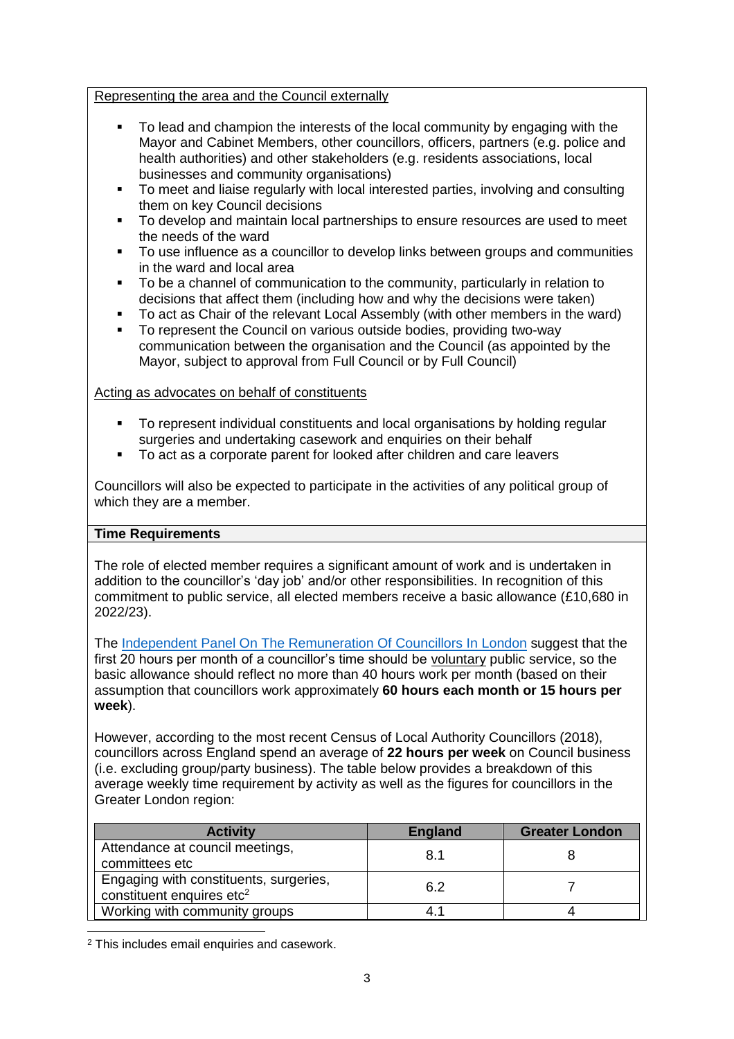Representing the area and the Council externally

- To lead and champion the interests of the local community by engaging with the Mayor and Cabinet Members, other councillors, officers, partners (e.g. police and health authorities) and other stakeholders (e.g. residents associations, local businesses and community organisations)
- To meet and liaise regularly with local interested parties, involving and consulting them on key Council decisions
- To develop and maintain local partnerships to ensure resources are used to meet the needs of the ward
- To use influence as a councillor to develop links between groups and communities in the ward and local area
- To be a channel of communication to the community, particularly in relation to decisions that affect them (including how and why the decisions were taken)
- To act as Chair of the relevant Local Assembly (with other members in the ward)
- To represent the Council on various outside bodies, providing two-way communication between the organisation and the Council (as appointed by the Mayor, subject to approval from Full Council or by Full Council)

Acting as advocates on behalf of constituents

- To represent individual constituents and local organisations by holding regular surgeries and undertaking casework and enquiries on their behalf
- To act as a corporate parent for looked after children and care leavers

Councillors will also be expected to participate in the activities of any political group of which they are a member.

**Time Requirements**

The role of elected member requires a significant amount of work and is undertaken in addition to the councillor's 'day job' and/or other responsibilities. In recognition of this commitment to public service, all elected members receive a basic allowance (£10,680 in 2022/23).

The Independent Panel On The Remuneration Of Councillors In London suggest that the first 20 hours per month of a councillor's time should be voluntary public service, so the basic allowance should reflect no more than 40 hours work per month (based on their assumption that councillors work approximately **60 hours each month or 15 hours per week**).

However, according to the most recent Census of Local Authority Councillors (2018), councillors across England spend an average of **22 hours per week** on Council business (i.e. excluding group/party business). The table below provides a breakdown of this average weekly time requirement by activity as well as the figures for councillors in the Greater London region:

| Activity | England | Greater London |
|---|---|---|
| Attendance at council meetings, committees etc | 8.1 | 8 |
| Engaging with constituents, surgeries, constituent enquires etc[2] | 6.2 | 7 |
| Working with community groups | 4.1 | 4 |

[2] This includes email enquiries and casework.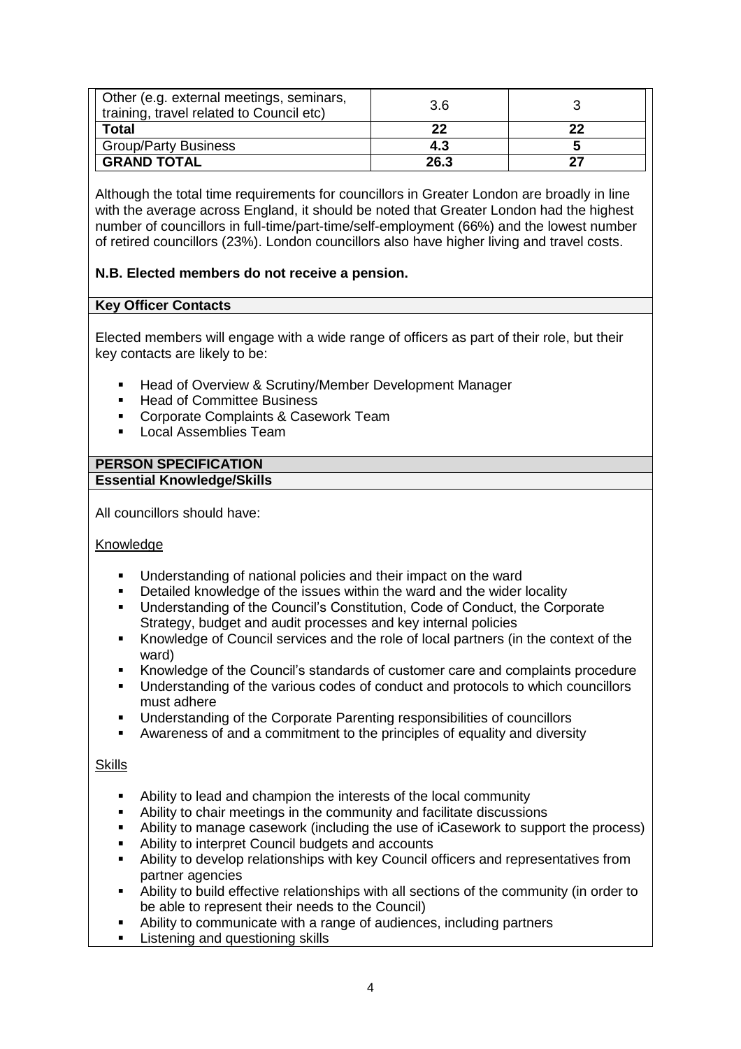| | | |
|---|---|---|
| Other (e.g. external meetings, seminars, training, travel related to Council etc) | 3.6 | 3 |
| **Total** | **22** | **22** |
| Group/Party Business | **4.3** | **5** |
| **GRAND TOTAL** | **26.3** | **27** |

Although the total time requirements for councillors in Greater London are broadly in line with the average across England, it should be noted that Greater London had the highest number of councillors in full-time/part-time/self-employment (66%) and the lowest number of retired councillors (23%). London councillors also have higher living and travel costs.

**N.B. Elected members do not receive a pension.**

**Key Officer Contacts**

Elected members will engage with a wide range of officers as part of their role, but their key contacts are likely to be:

- Head of Overview & Scrutiny/Member Development Manager
- Head of Committee Business
- Corporate Complaints & Casework Team
- Local Assemblies Team

**PERSON SPECIFICATION**

**Essential Knowledge/Skills**

All councillors should have:

Knowledge

- Understanding of national policies and their impact on the ward
- Detailed knowledge of the issues within the ward and the wider locality
- Understanding of the Council's Constitution, Code of Conduct, the Corporate Strategy, budget and audit processes and key internal policies
- Knowledge of Council services and the role of local partners (in the context of the ward)
- Knowledge of the Council's standards of customer care and complaints procedure
- Understanding of the various codes of conduct and protocols to which councillors must adhere
- Understanding of the Corporate Parenting responsibilities of councillors
- Awareness of and a commitment to the principles of equality and diversity

Skills

- Ability to lead and champion the interests of the local community
- Ability to chair meetings in the community and facilitate discussions
- Ability to manage casework (including the use of iCasework to support the process)
- Ability to interpret Council budgets and accounts
- Ability to develop relationships with key Council officers and representatives from partner agencies
- Ability to build effective relationships with all sections of the community (in order to be able to represent their needs to the Council)
- Ability to communicate with a range of audiences, including partners
- Listening and questioning skills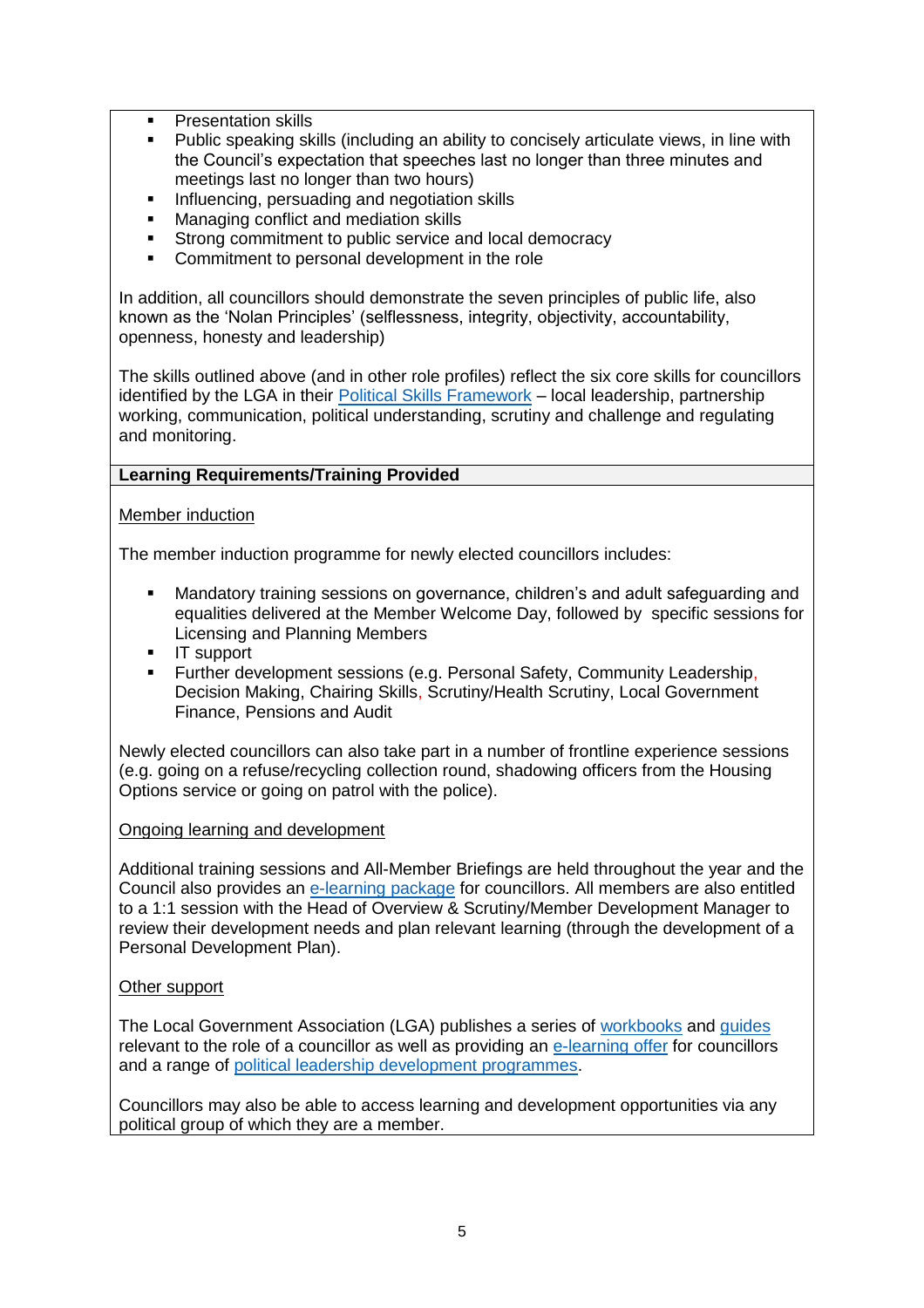- Presentation skills
- Public speaking skills (including an ability to concisely articulate views, in line with the Council's expectation that speeches last no longer than three minutes and meetings last no longer than two hours)
- Influencing, persuading and negotiation skills
- Managing conflict and mediation skills
- Strong commitment to public service and local democracy
- Commitment to personal development in the role

In addition, all councillors should demonstrate the seven principles of public life, also known as the 'Nolan Principles' (selflessness, integrity, objectivity, accountability, openness, honesty and leadership)

The skills outlined above (and in other role profiles) reflect the six core skills for councillors identified by the LGA in their Political Skills Framework – local leadership, partnership working, communication, political understanding, scrutiny and challenge and regulating and monitoring.

**Learning Requirements/Training Provided**

Member induction

The member induction programme for newly elected councillors includes:

- Mandatory training sessions on governance, children's and adult safeguarding and equalities delivered at the Member Welcome Day, followed by specific sessions for Licensing and Planning Members
- IT support
- Further development sessions (e.g. Personal Safety, Community Leadership, Decision Making, Chairing Skills, Scrutiny/Health Scrutiny, Local Government Finance, Pensions and Audit

Newly elected councillors can also take part in a number of frontline experience sessions (e.g. going on a refuse/recycling collection round, shadowing officers from the Housing Options service or going on patrol with the police).

Ongoing learning and development

Additional training sessions and All-Member Briefings are held throughout the year and the Council also provides an e-learning package for councillors. All members are also entitled to a 1:1 session with the Head of Overview & Scrutiny/Member Development Manager to review their development needs and plan relevant learning (through the development of a Personal Development Plan).

Other support

The Local Government Association (LGA) publishes a series of workbooks and guides relevant to the role of a councillor as well as providing an e-learning offer for councillors and a range of political leadership development programmes.

Councillors may also be able to access learning and development opportunities via any political group of which they are a member.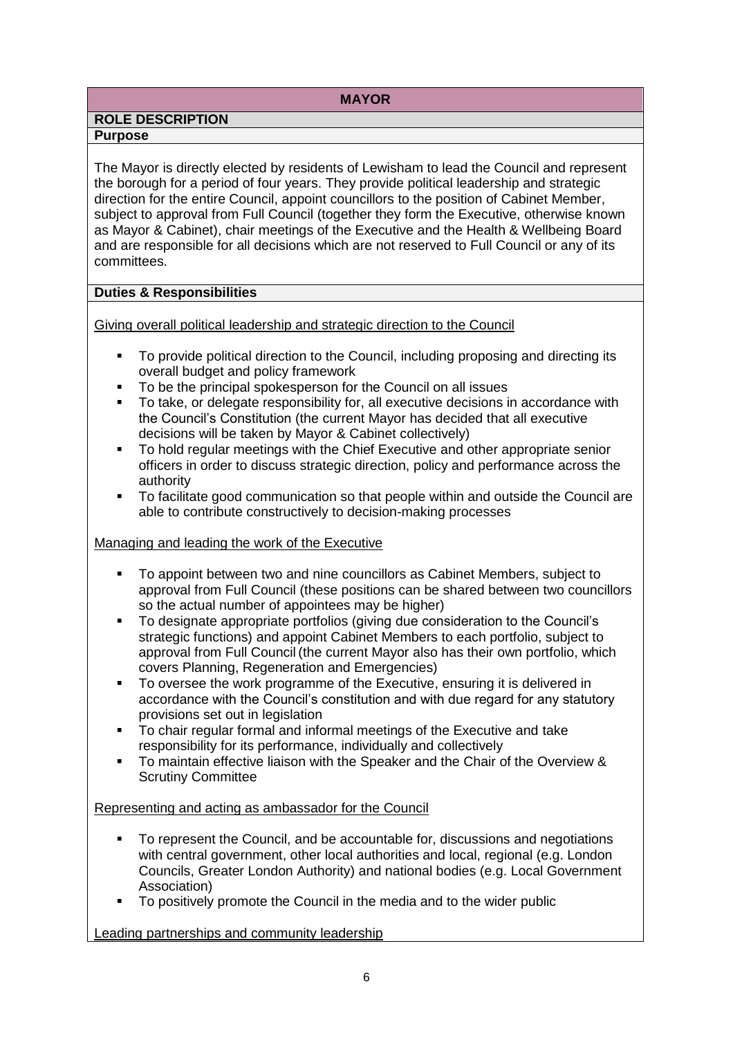## MAYOR

### ROLE DESCRIPTION

**Purpose**

The Mayor is directly elected by residents of Lewisham to lead the Council and represent the borough for a period of four years. They provide political leadership and strategic direction for the entire Council, appoint councillors to the position of Cabinet Member, subject to approval from Full Council (together they form the Executive, otherwise known as Mayor & Cabinet), chair meetings of the Executive and the Health & Wellbeing Board and are responsible for all decisions which are not reserved to Full Council or any of its committees.

**Duties & Responsibilities**

<u>Giving overall political leadership and strategic direction to the Council</u>

- To provide political direction to the Council, including proposing and directing its overall budget and policy framework
- To be the principal spokesperson for the Council on all issues
- To take, or delegate responsibility for, all executive decisions in accordance with the Council's Constitution (the current Mayor has decided that all executive decisions will be taken by Mayor & Cabinet collectively)
- To hold regular meetings with the Chief Executive and other appropriate senior officers in order to discuss strategic direction, policy and performance across the authority
- To facilitate good communication so that people within and outside the Council are able to contribute constructively to decision-making processes

<u>Managing and leading the work of the Executive</u>

- To appoint between two and nine councillors as Cabinet Members, subject to approval from Full Council (these positions can be shared between two councillors so the actual number of appointees may be higher)
- To designate appropriate portfolios (giving due consideration to the Council's strategic functions) and appoint Cabinet Members to each portfolio, subject to approval from Full Council (the current Mayor also has their own portfolio, which covers Planning, Regeneration and Emergencies)
- To oversee the work programme of the Executive, ensuring it is delivered in accordance with the Council's constitution and with due regard for any statutory provisions set out in legislation
- To chair regular formal and informal meetings of the Executive and take responsibility for its performance, individually and collectively
- To maintain effective liaison with the Speaker and the Chair of the Overview & Scrutiny Committee

<u>Representing and acting as ambassador for the Council</u>

- To represent the Council, and be accountable for, discussions and negotiations with central government, other local authorities and local, regional (e.g. London Councils, Greater London Authority) and national bodies (e.g. Local Government Association)
- To positively promote the Council in the media and to the wider public

<u>Leading partnerships and community leadership</u>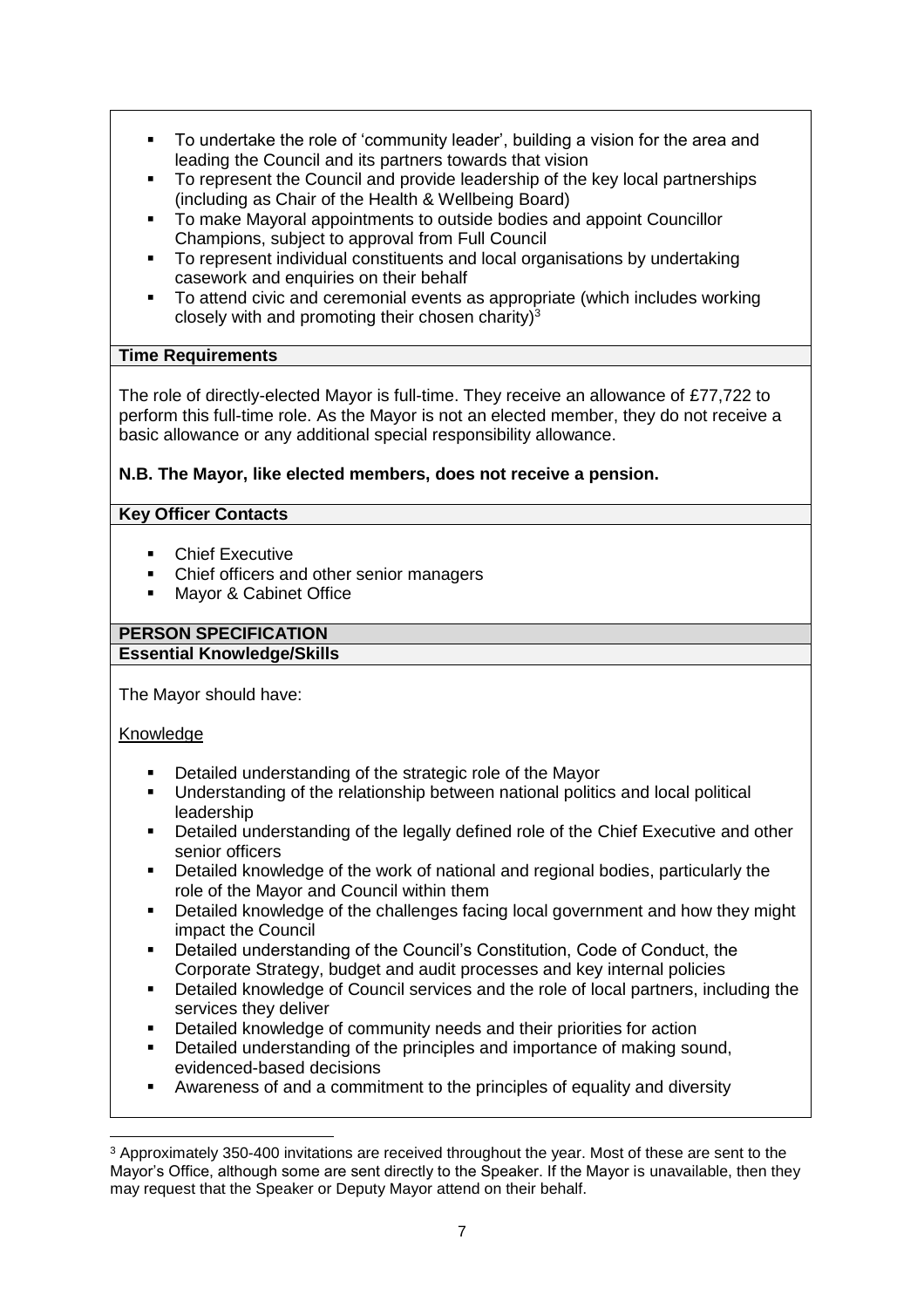- To undertake the role of 'community leader', building a vision for the area and leading the Council and its partners towards that vision
- To represent the Council and provide leadership of the key local partnerships (including as Chair of the Health & Wellbeing Board)
- To make Mayoral appointments to outside bodies and appoint Councillor Champions, subject to approval from Full Council
- To represent individual constituents and local organisations by undertaking casework and enquiries on their behalf
- To attend civic and ceremonial events as appropriate (which includes working closely with and promoting their chosen charity)[3]

**Time Requirements**

The role of directly-elected Mayor is full-time. They receive an allowance of £77,722 to perform this full-time role. As the Mayor is not an elected member, they do not receive a basic allowance or any additional special responsibility allowance.

**N.B. The Mayor, like elected members, does not receive a pension.**

**Key Officer Contacts**

- Chief Executive
- Chief officers and other senior managers
- Mayor & Cabinet Office

**PERSON SPECIFICATION**

**Essential Knowledge/Skills**

The Mayor should have:

Knowledge

- Detailed understanding of the strategic role of the Mayor
- Understanding of the relationship between national politics and local political leadership
- Detailed understanding of the legally defined role of the Chief Executive and other senior officers
- Detailed knowledge of the work of national and regional bodies, particularly the role of the Mayor and Council within them
- Detailed knowledge of the challenges facing local government and how they might impact the Council
- Detailed understanding of the Council's Constitution, Code of Conduct, the Corporate Strategy, budget and audit processes and key internal policies
- Detailed knowledge of Council services and the role of local partners, including the services they deliver
- Detailed knowledge of community needs and their priorities for action
- Detailed understanding of the principles and importance of making sound, evidenced-based decisions
- Awareness of and a commitment to the principles of equality and diversity

[3] Approximately 350-400 invitations are received throughout the year. Most of these are sent to the Mayor's Office, although some are sent directly to the Speaker. If the Mayor is unavailable, then they may request that the Speaker or Deputy Mayor attend on their behalf.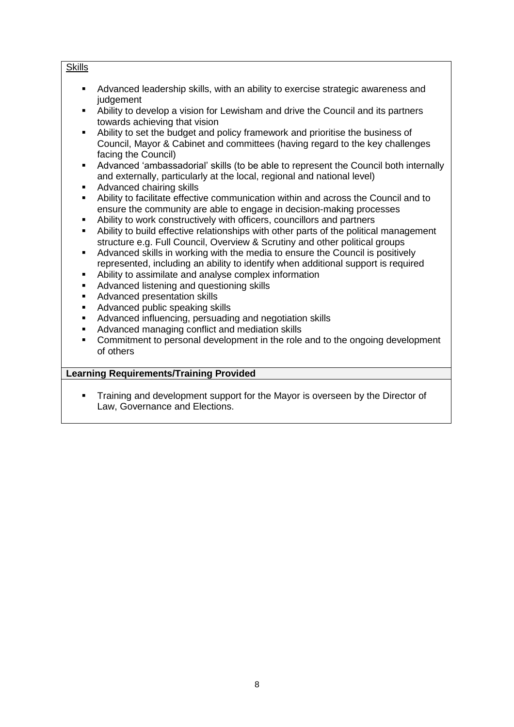Skills

- Advanced leadership skills, with an ability to exercise strategic awareness and judgement
- Ability to develop a vision for Lewisham and drive the Council and its partners towards achieving that vision
- Ability to set the budget and policy framework and prioritise the business of Council, Mayor & Cabinet and committees (having regard to the key challenges facing the Council)
- Advanced 'ambassadorial' skills (to be able to represent the Council both internally and externally, particularly at the local, regional and national level)
- Advanced chairing skills
- Ability to facilitate effective communication within and across the Council and to ensure the community are able to engage in decision-making processes
- Ability to work constructively with officers, councillors and partners
- Ability to build effective relationships with other parts of the political management structure e.g. Full Council, Overview & Scrutiny and other political groups
- Advanced skills in working with the media to ensure the Council is positively represented, including an ability to identify when additional support is required
- Ability to assimilate and analyse complex information
- Advanced listening and questioning skills
- Advanced presentation skills
- Advanced public speaking skills
- Advanced influencing, persuading and negotiation skills
- Advanced managing conflict and mediation skills
- Commitment to personal development in the role and to the ongoing development of others

**Learning Requirements/Training Provided**

- Training and development support for the Mayor is overseen by the Director of Law, Governance and Elections.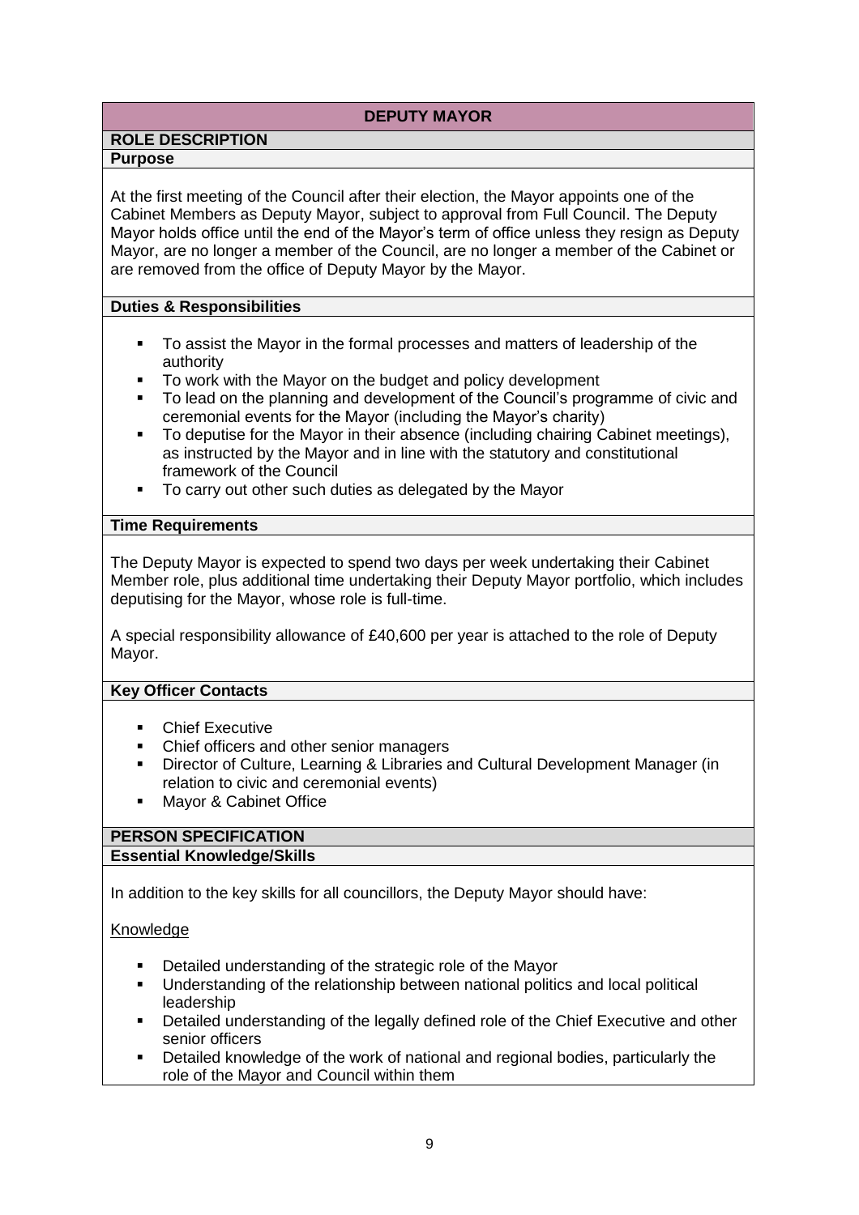# DEPUTY MAYOR

## ROLE DESCRIPTION

### Purpose

At the first meeting of the Council after their election, the Mayor appoints one of the Cabinet Members as Deputy Mayor, subject to approval from Full Council. The Deputy Mayor holds office until the end of the Mayor's term of office unless they resign as Deputy Mayor, are no longer a member of the Council, are no longer a member of the Cabinet or are removed from the office of Deputy Mayor by the Mayor.

### Duties & Responsibilities

- To assist the Mayor in the formal processes and matters of leadership of the authority
- To work with the Mayor on the budget and policy development
- To lead on the planning and development of the Council's programme of civic and ceremonial events for the Mayor (including the Mayor's charity)
- To deputise for the Mayor in their absence (including chairing Cabinet meetings), as instructed by the Mayor and in line with the statutory and constitutional framework of the Council
- To carry out other such duties as delegated by the Mayor

### Time Requirements

The Deputy Mayor is expected to spend two days per week undertaking their Cabinet Member role, plus additional time undertaking their Deputy Mayor portfolio, which includes deputising for the Mayor, whose role is full-time.

A special responsibility allowance of £40,600 per year is attached to the role of Deputy Mayor.

### Key Officer Contacts

- Chief Executive
- Chief officers and other senior managers
- Director of Culture, Learning & Libraries and Cultural Development Manager (in relation to civic and ceremonial events)
- Mayor & Cabinet Office

## PERSON SPECIFICATION

### Essential Knowledge/Skills

In addition to the key skills for all councillors, the Deputy Mayor should have:

Knowledge

- Detailed understanding of the strategic role of the Mayor
- Understanding of the relationship between national politics and local political leadership
- Detailed understanding of the legally defined role of the Chief Executive and other senior officers
- Detailed knowledge of the work of national and regional bodies, particularly the role of the Mayor and Council within them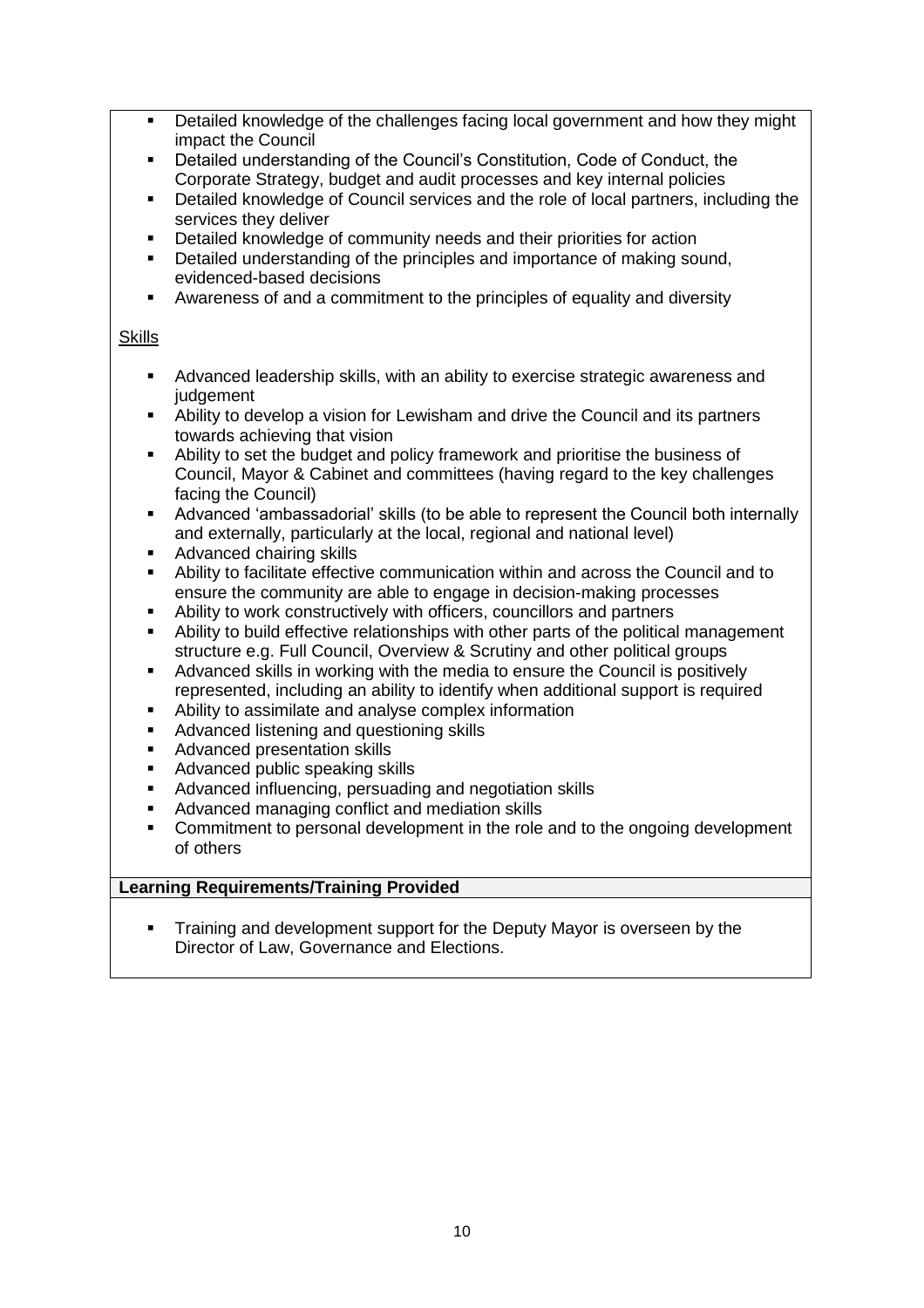- Detailed knowledge of the challenges facing local government and how they might impact the Council
- Detailed understanding of the Council's Constitution, Code of Conduct, the Corporate Strategy, budget and audit processes and key internal policies
- Detailed knowledge of Council services and the role of local partners, including the services they deliver
- Detailed knowledge of community needs and their priorities for action
- Detailed understanding of the principles and importance of making sound, evidenced-based decisions
- Awareness of and a commitment to the principles of equality and diversity

Skills

- Advanced leadership skills, with an ability to exercise strategic awareness and judgement
- Ability to develop a vision for Lewisham and drive the Council and its partners towards achieving that vision
- Ability to set the budget and policy framework and prioritise the business of Council, Mayor & Cabinet and committees (having regard to the key challenges facing the Council)
- Advanced 'ambassadorial' skills (to be able to represent the Council both internally and externally, particularly at the local, regional and national level)
- Advanced chairing skills
- Ability to facilitate effective communication within and across the Council and to ensure the community are able to engage in decision-making processes
- Ability to work constructively with officers, councillors and partners
- Ability to build effective relationships with other parts of the political management structure e.g. Full Council, Overview & Scrutiny and other political groups
- Advanced skills in working with the media to ensure the Council is positively represented, including an ability to identify when additional support is required
- Ability to assimilate and analyse complex information
- Advanced listening and questioning skills
- Advanced presentation skills
- Advanced public speaking skills
- Advanced influencing, persuading and negotiation skills
- Advanced managing conflict and mediation skills
- Commitment to personal development in the role and to the ongoing development of others

**Learning Requirements/Training Provided**

- Training and development support for the Deputy Mayor is overseen by the Director of Law, Governance and Elections.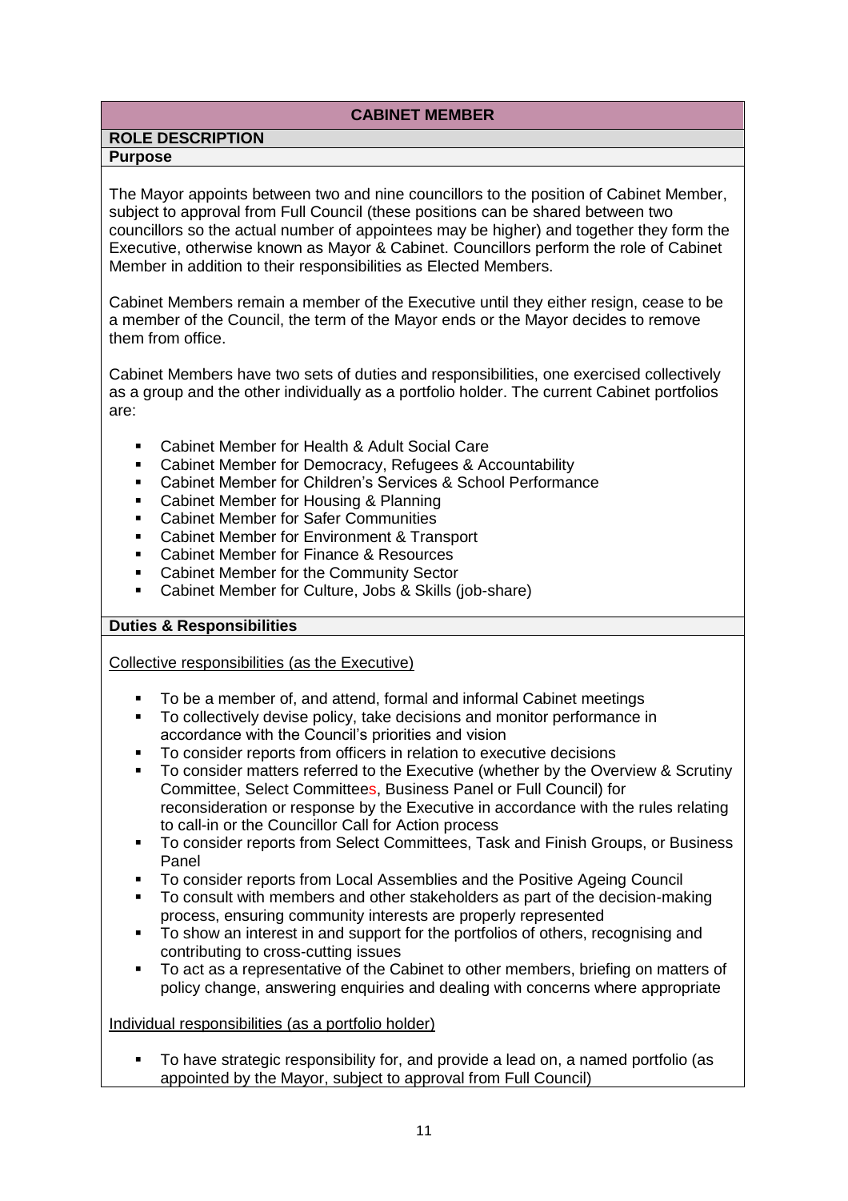## CABINET MEMBER

### ROLE DESCRIPTION

#### Purpose

The Mayor appoints between two and nine councillors to the position of Cabinet Member, subject to approval from Full Council (these positions can be shared between two councillors so the actual number of appointees may be higher) and together they form the Executive, otherwise known as Mayor & Cabinet. Councillors perform the role of Cabinet Member in addition to their responsibilities as Elected Members.

Cabinet Members remain a member of the Executive until they either resign, cease to be a member of the Council, the term of the Mayor ends or the Mayor decides to remove them from office.

Cabinet Members have two sets of duties and responsibilities, one exercised collectively as a group and the other individually as a portfolio holder. The current Cabinet portfolios are:

- Cabinet Member for Health & Adult Social Care
- Cabinet Member for Democracy, Refugees & Accountability
- Cabinet Member for Children's Services & School Performance
- Cabinet Member for Housing & Planning
- Cabinet Member for Safer Communities
- Cabinet Member for Environment & Transport
- Cabinet Member for Finance & Resources
- Cabinet Member for the Community Sector
- Cabinet Member for Culture, Jobs & Skills (job-share)

#### Duties & Responsibilities

Collective responsibilities (as the Executive)

- To be a member of, and attend, formal and informal Cabinet meetings
- To collectively devise policy, take decisions and monitor performance in accordance with the Council's priorities and vision
- To consider reports from officers in relation to executive decisions
- To consider matters referred to the Executive (whether by the Overview & Scrutiny Committee, Select Committees, Business Panel or Full Council) for reconsideration or response by the Executive in accordance with the rules relating to call-in or the Councillor Call for Action process
- To consider reports from Select Committees, Task and Finish Groups, or Business Panel
- To consider reports from Local Assemblies and the Positive Ageing Council
- To consult with members and other stakeholders as part of the decision-making process, ensuring community interests are properly represented
- To show an interest in and support for the portfolios of others, recognising and contributing to cross-cutting issues
- To act as a representative of the Cabinet to other members, briefing on matters of policy change, answering enquiries and dealing with concerns where appropriate

Individual responsibilities (as a portfolio holder)

- To have strategic responsibility for, and provide a lead on, a named portfolio (as appointed by the Mayor, subject to approval from Full Council)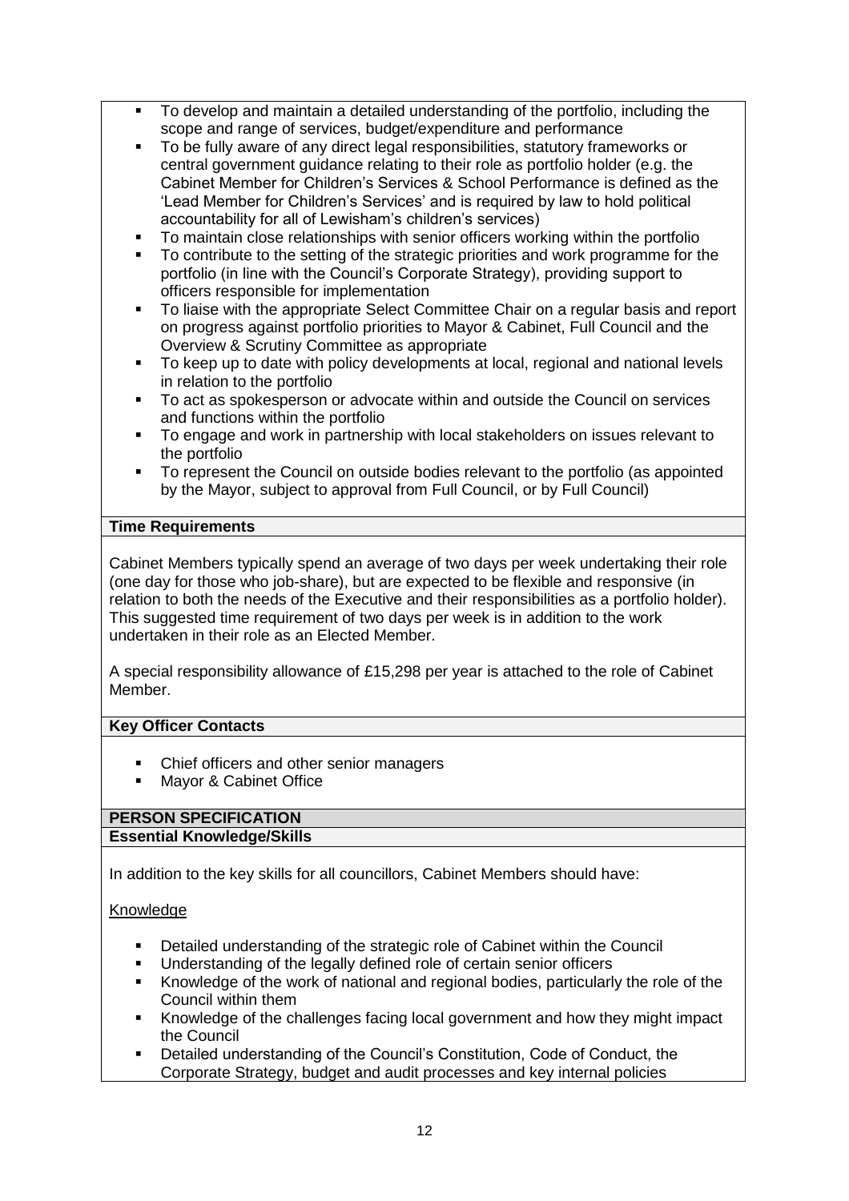- To develop and maintain a detailed understanding of the portfolio, including the scope and range of services, budget/expenditure and performance
- To be fully aware of any direct legal responsibilities, statutory frameworks or central government guidance relating to their role as portfolio holder (e.g. the Cabinet Member for Children's Services & School Performance is defined as the 'Lead Member for Children's Services' and is required by law to hold political accountability for all of Lewisham's children's services)
- To maintain close relationships with senior officers working within the portfolio
- To contribute to the setting of the strategic priorities and work programme for the portfolio (in line with the Council's Corporate Strategy), providing support to officers responsible for implementation
- To liaise with the appropriate Select Committee Chair on a regular basis and report on progress against portfolio priorities to Mayor & Cabinet, Full Council and the Overview & Scrutiny Committee as appropriate
- To keep up to date with policy developments at local, regional and national levels in relation to the portfolio
- To act as spokesperson or advocate within and outside the Council on services and functions within the portfolio
- To engage and work in partnership with local stakeholders on issues relevant to the portfolio
- To represent the Council on outside bodies relevant to the portfolio (as appointed by the Mayor, subject to approval from Full Council, or by Full Council)

**Time Requirements**

Cabinet Members typically spend an average of two days per week undertaking their role (one day for those who job-share), but are expected to be flexible and responsive (in relation to both the needs of the Executive and their responsibilities as a portfolio holder). This suggested time requirement of two days per week is in addition to the work undertaken in their role as an Elected Member.

A special responsibility allowance of £15,298 per year is attached to the role of Cabinet Member.

**Key Officer Contacts**

- Chief officers and other senior managers
- Mayor & Cabinet Office

**PERSON SPECIFICATION**

**Essential Knowledge/Skills**

In addition to the key skills for all councillors, Cabinet Members should have:

Knowledge

- Detailed understanding of the strategic role of Cabinet within the Council
- Understanding of the legally defined role of certain senior officers
- Knowledge of the work of national and regional bodies, particularly the role of the Council within them
- Knowledge of the challenges facing local government and how they might impact the Council
- Detailed understanding of the Council's Constitution, Code of Conduct, the Corporate Strategy, budget and audit processes and key internal policies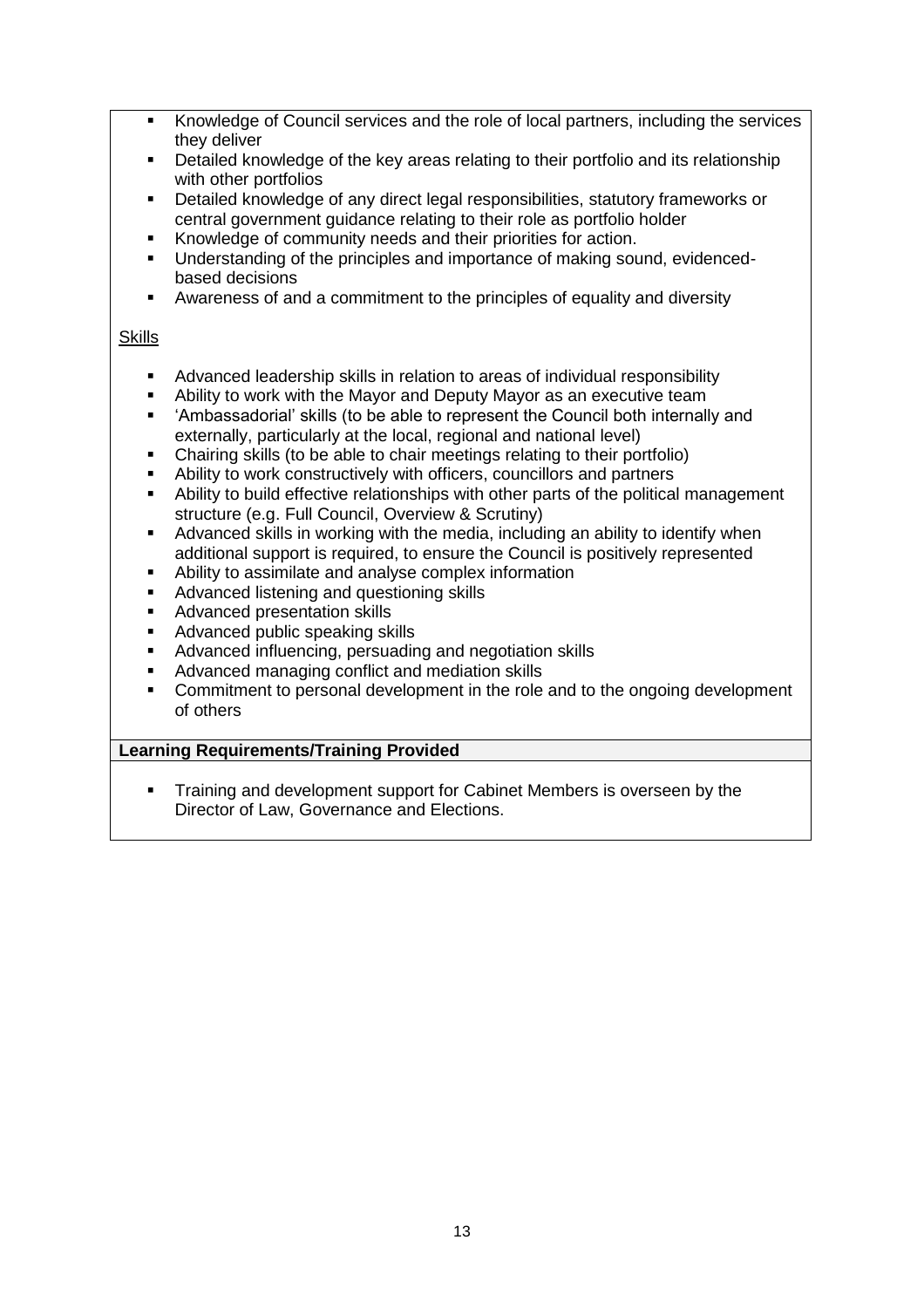- Knowledge of Council services and the role of local partners, including the services they deliver
- Detailed knowledge of the key areas relating to their portfolio and its relationship with other portfolios
- Detailed knowledge of any direct legal responsibilities, statutory frameworks or central government guidance relating to their role as portfolio holder
- Knowledge of community needs and their priorities for action.
- Understanding of the principles and importance of making sound, evidenced-based decisions
- Awareness of and a commitment to the principles of equality and diversity

Skills

- Advanced leadership skills in relation to areas of individual responsibility
- Ability to work with the Mayor and Deputy Mayor as an executive team
- 'Ambassadorial' skills (to be able to represent the Council both internally and externally, particularly at the local, regional and national level)
- Chairing skills (to be able to chair meetings relating to their portfolio)
- Ability to work constructively with officers, councillors and partners
- Ability to build effective relationships with other parts of the political management structure (e.g. Full Council, Overview & Scrutiny)
- Advanced skills in working with the media, including an ability to identify when additional support is required, to ensure the Council is positively represented
- Ability to assimilate and analyse complex information
- Advanced listening and questioning skills
- Advanced presentation skills
- Advanced public speaking skills
- Advanced influencing, persuading and negotiation skills
- Advanced managing conflict and mediation skills
- Commitment to personal development in the role and to the ongoing development of others

**Learning Requirements/Training Provided**

- Training and development support for Cabinet Members is overseen by the Director of Law, Governance and Elections.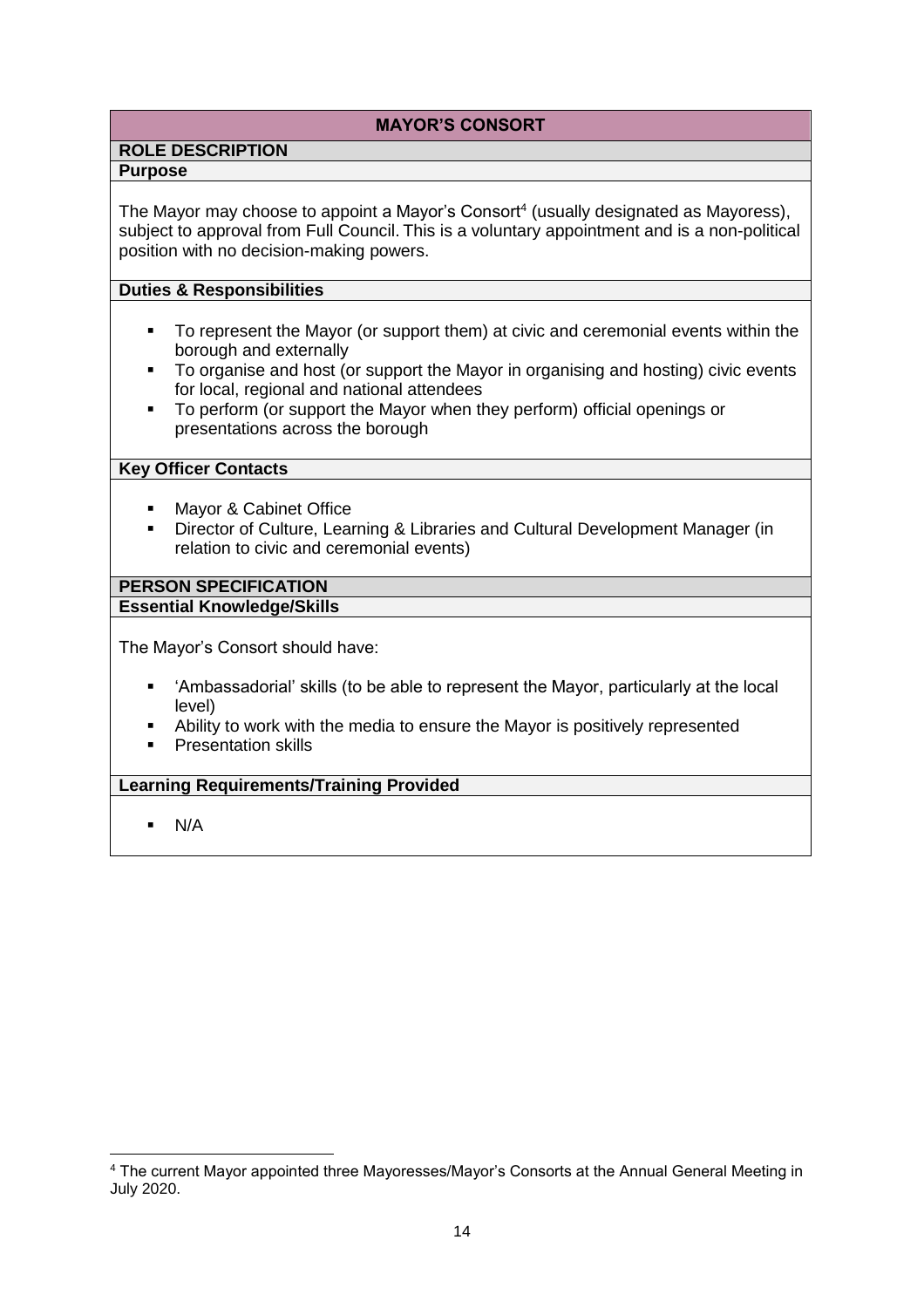## MAYOR'S CONSORT

### ROLE DESCRIPTION

**Purpose**

The Mayor may choose to appoint a Mayor's Consort[4] (usually designated as Mayoress), subject to approval from Full Council. This is a voluntary appointment and is a non-political position with no decision-making powers.

**Duties & Responsibilities**

- To represent the Mayor (or support them) at civic and ceremonial events within the borough and externally
- To organise and host (or support the Mayor in organising and hosting) civic events for local, regional and national attendees
- To perform (or support the Mayor when they perform) official openings or presentations across the borough

**Key Officer Contacts**

- Mayor & Cabinet Office
- Director of Culture, Learning & Libraries and Cultural Development Manager (in relation to civic and ceremonial events)

### PERSON SPECIFICATION

**Essential Knowledge/Skills**

The Mayor's Consort should have:

- 'Ambassadorial' skills (to be able to represent the Mayor, particularly at the local level)
- Ability to work with the media to ensure the Mayor is positively represented
- Presentation skills

**Learning Requirements/Training Provided**

- N/A

[4] The current Mayor appointed three Mayoresses/Mayor's Consorts at the Annual General Meeting in July 2020.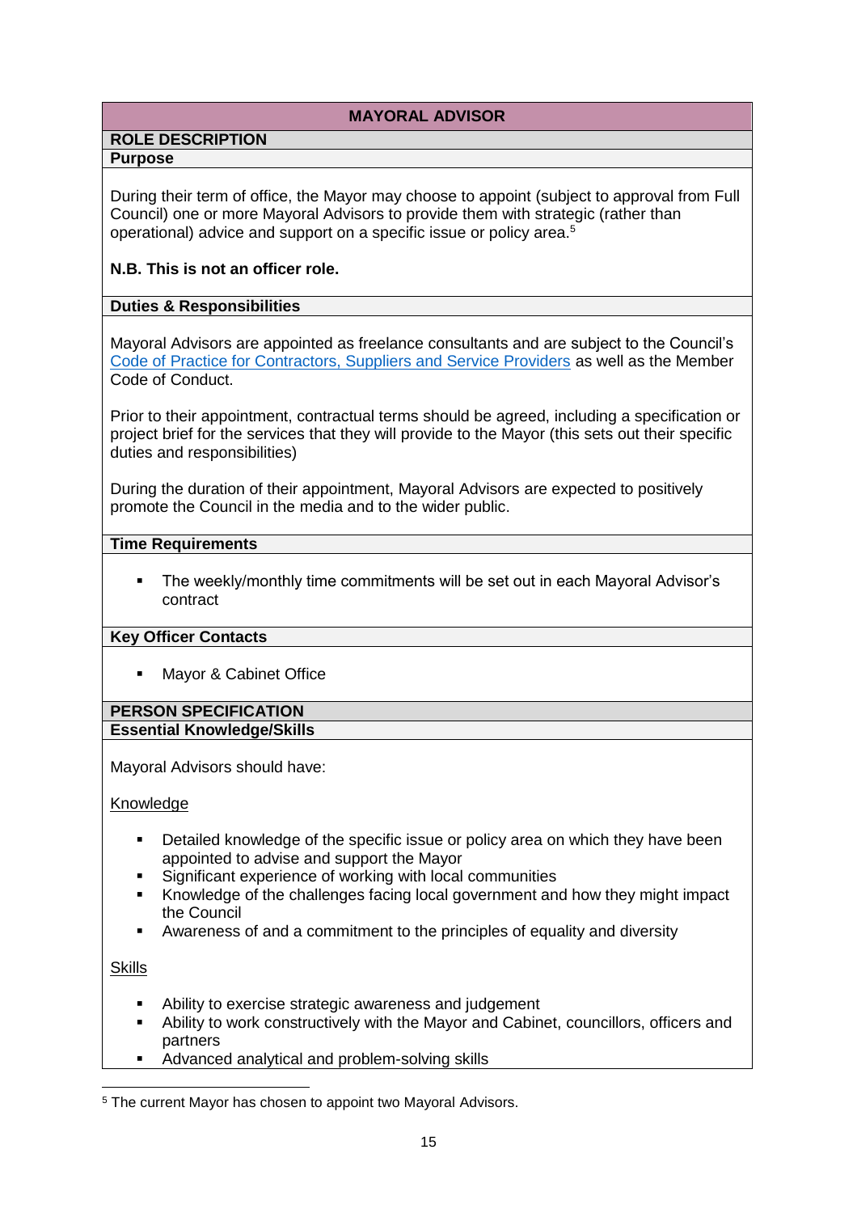## MAYORAL ADVISOR

### ROLE DESCRIPTION

**Purpose**

During their term of office, the Mayor may choose to appoint (subject to approval from Full Council) one or more Mayoral Advisors to provide them with strategic (rather than operational) advice and support on a specific issue or policy area.[5]

**N.B. This is not an officer role.**

**Duties & Responsibilities**

Mayoral Advisors are appointed as freelance consultants and are subject to the Council's Code of Practice for Contractors, Suppliers and Service Providers as well as the Member Code of Conduct.

Prior to their appointment, contractual terms should be agreed, including a specification or project brief for the services that they will provide to the Mayor (this sets out their specific duties and responsibilities)

During the duration of their appointment, Mayoral Advisors are expected to positively promote the Council in the media and to the wider public.

**Time Requirements**

- The weekly/monthly time commitments will be set out in each Mayoral Advisor's contract

**Key Officer Contacts**

- Mayor & Cabinet Office

### PERSON SPECIFICATION

**Essential Knowledge/Skills**

Mayoral Advisors should have:

Knowledge

- Detailed knowledge of the specific issue or policy area on which they have been appointed to advise and support the Mayor
- Significant experience of working with local communities
- Knowledge of the challenges facing local government and how they might impact the Council
- Awareness of and a commitment to the principles of equality and diversity

Skills

- Ability to exercise strategic awareness and judgement
- Ability to work constructively with the Mayor and Cabinet, councillors, officers and partners
- Advanced analytical and problem-solving skills

[5] The current Mayor has chosen to appoint two Mayoral Advisors.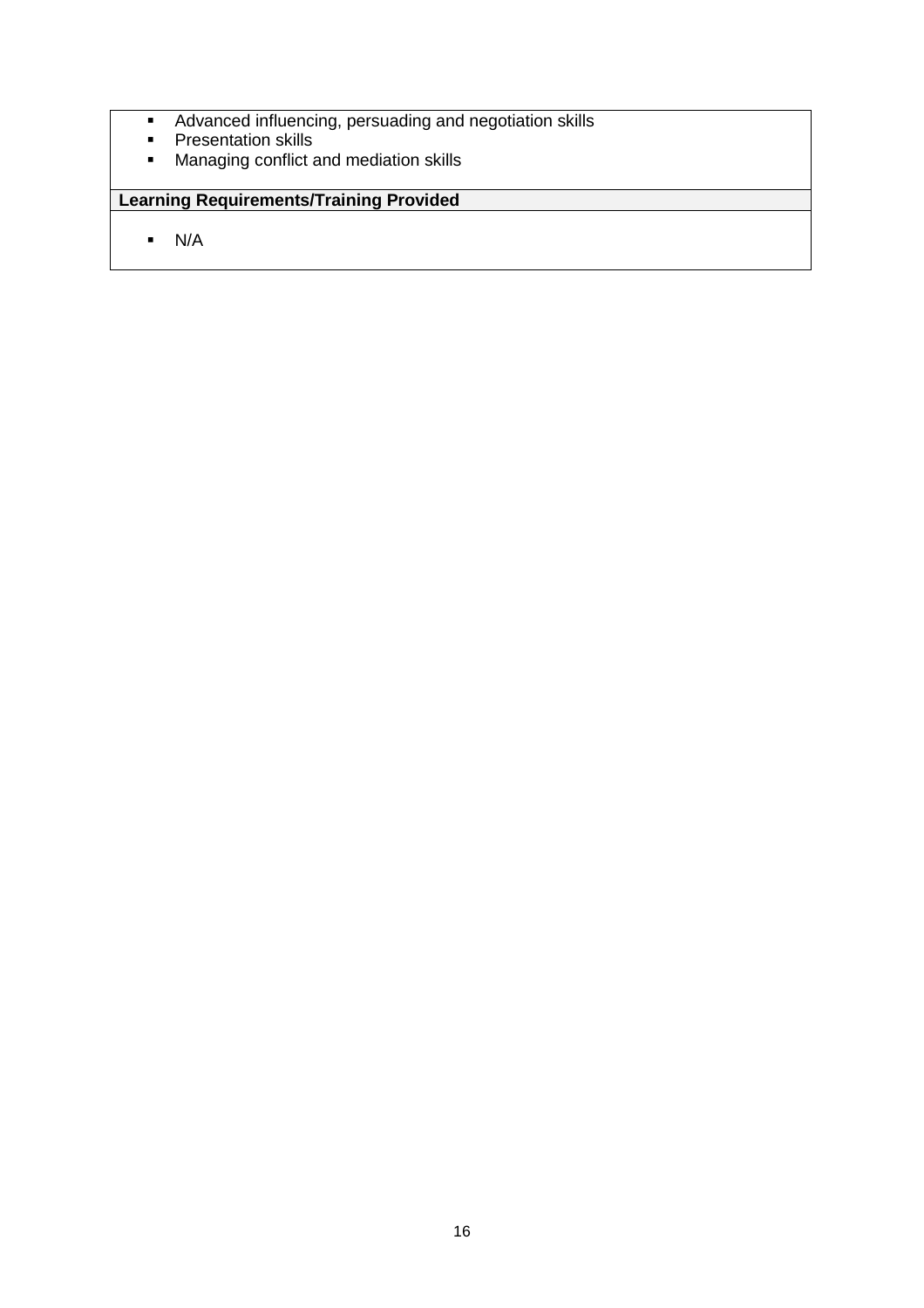- Advanced influencing, persuading and negotiation skills
- Presentation skills
- Managing conflict and mediation skills

**Learning Requirements/Training Provided**

- N/A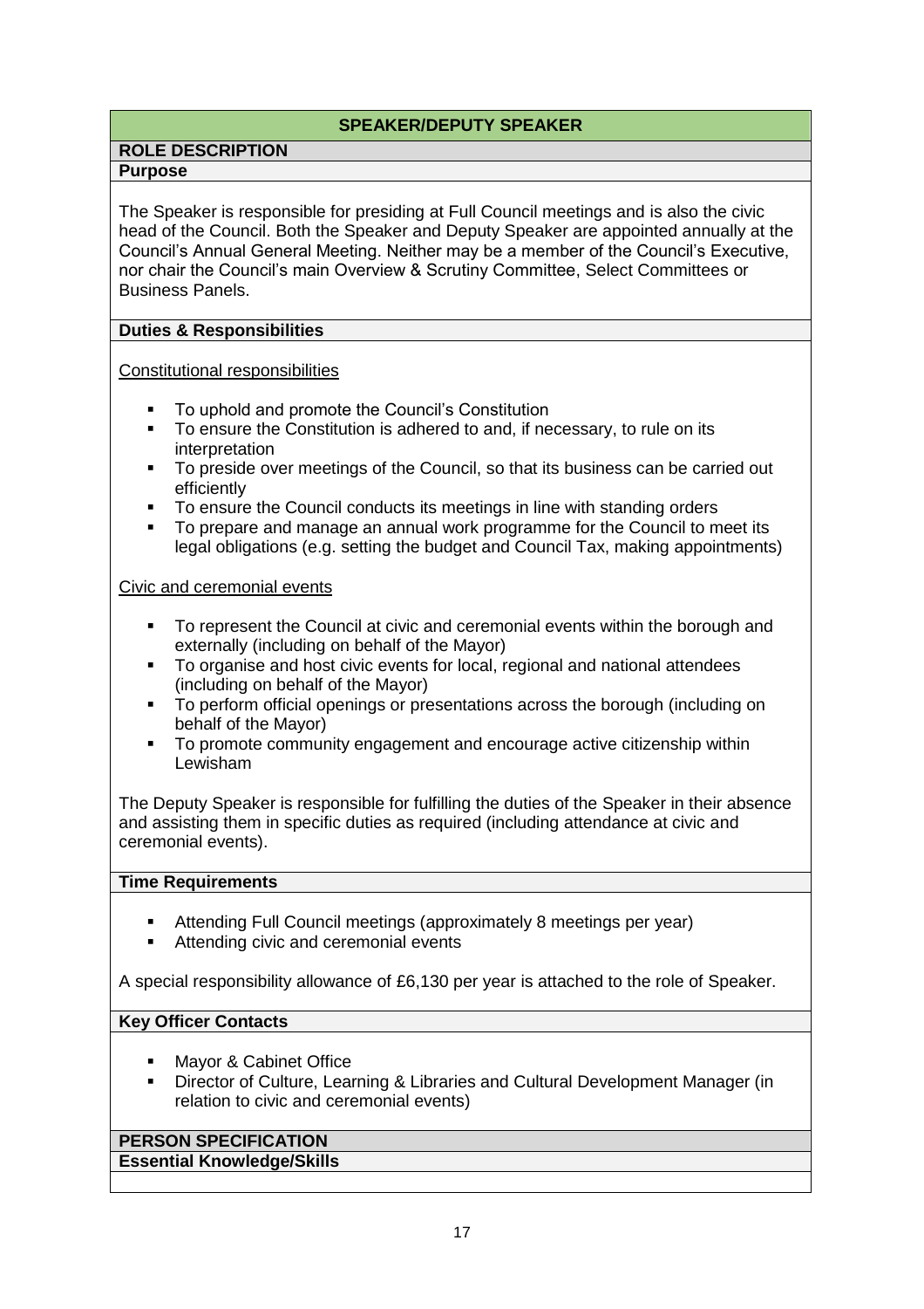## SPEAKER/DEPUTY SPEAKER

### ROLE DESCRIPTION

#### Purpose

The Speaker is responsible for presiding at Full Council meetings and is also the civic head of the Council. Both the Speaker and Deputy Speaker are appointed annually at the Council's Annual General Meeting. Neither may be a member of the Council's Executive, nor chair the Council's main Overview & Scrutiny Committee, Select Committees or Business Panels.

#### Duties & Responsibilities

<u>Constitutional responsibilities</u>

- To uphold and promote the Council's Constitution
- To ensure the Constitution is adhered to and, if necessary, to rule on its interpretation
- To preside over meetings of the Council, so that its business can be carried out efficiently
- To ensure the Council conducts its meetings in line with standing orders
- To prepare and manage an annual work programme for the Council to meet its legal obligations (e.g. setting the budget and Council Tax, making appointments)

<u>Civic and ceremonial events</u>

- To represent the Council at civic and ceremonial events within the borough and externally (including on behalf of the Mayor)
- To organise and host civic events for local, regional and national attendees (including on behalf of the Mayor)
- To perform official openings or presentations across the borough (including on behalf of the Mayor)
- To promote community engagement and encourage active citizenship within Lewisham

The Deputy Speaker is responsible for fulfilling the duties of the Speaker in their absence and assisting them in specific duties as required (including attendance at civic and ceremonial events).

#### Time Requirements

- Attending Full Council meetings (approximately 8 meetings per year)
- Attending civic and ceremonial events

A special responsibility allowance of £6,130 per year is attached to the role of Speaker.

#### Key Officer Contacts

- Mayor & Cabinet Office
- Director of Culture, Learning & Libraries and Cultural Development Manager (in relation to civic and ceremonial events)

### PERSON SPECIFICATION

#### Essential Knowledge/Skills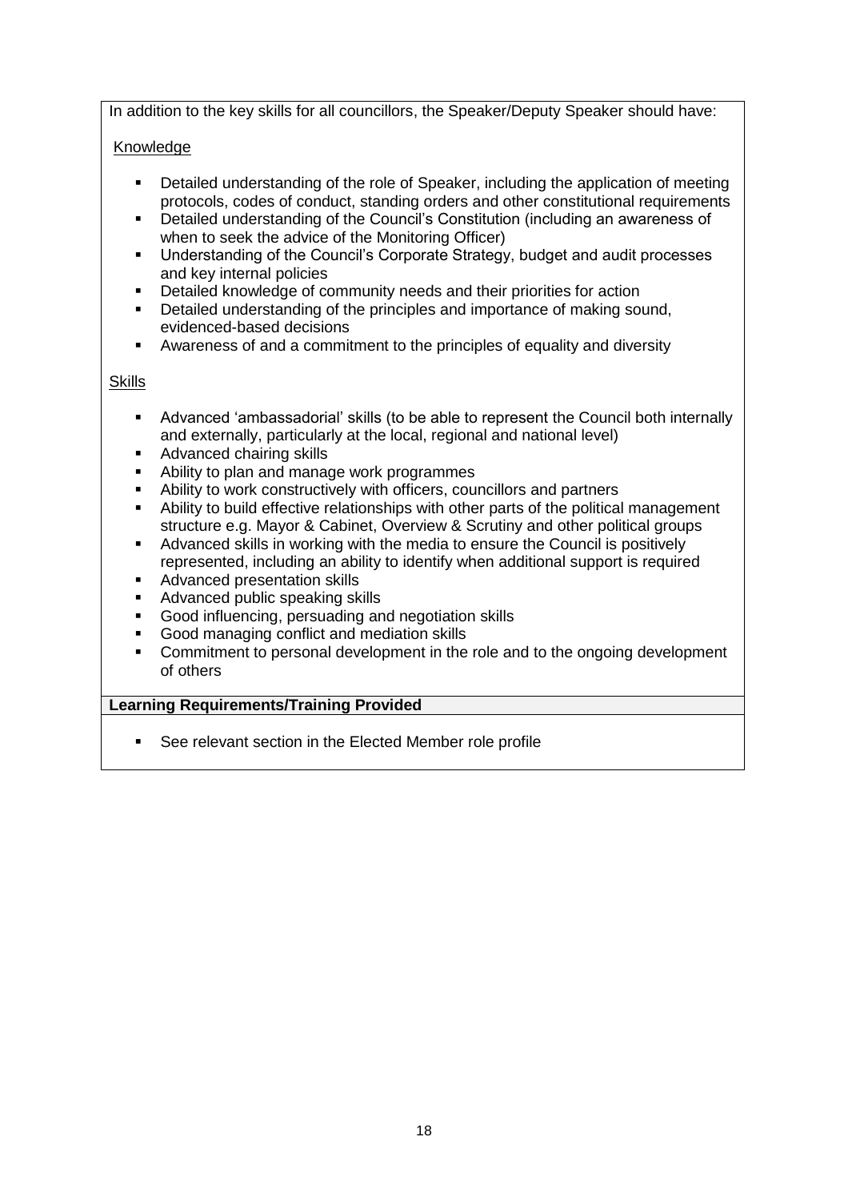In addition to the key skills for all councillors, the Speaker/Deputy Speaker should have:

Knowledge

- Detailed understanding of the role of Speaker, including the application of meeting protocols, codes of conduct, standing orders and other constitutional requirements
- Detailed understanding of the Council's Constitution (including an awareness of when to seek the advice of the Monitoring Officer)
- Understanding of the Council's Corporate Strategy, budget and audit processes and key internal policies
- Detailed knowledge of community needs and their priorities for action
- Detailed understanding of the principles and importance of making sound, evidenced-based decisions
- Awareness of and a commitment to the principles of equality and diversity

Skills

- Advanced 'ambassadorial' skills (to be able to represent the Council both internally and externally, particularly at the local, regional and national level)
- Advanced chairing skills
- Ability to plan and manage work programmes
- Ability to work constructively with officers, councillors and partners
- Ability to build effective relationships with other parts of the political management structure e.g. Mayor & Cabinet, Overview & Scrutiny and other political groups
- Advanced skills in working with the media to ensure the Council is positively represented, including an ability to identify when additional support is required
- Advanced presentation skills
- Advanced public speaking skills
- Good influencing, persuading and negotiation skills
- Good managing conflict and mediation skills
- Commitment to personal development in the role and to the ongoing development of others

**Learning Requirements/Training Provided**

- See relevant section in the Elected Member role profile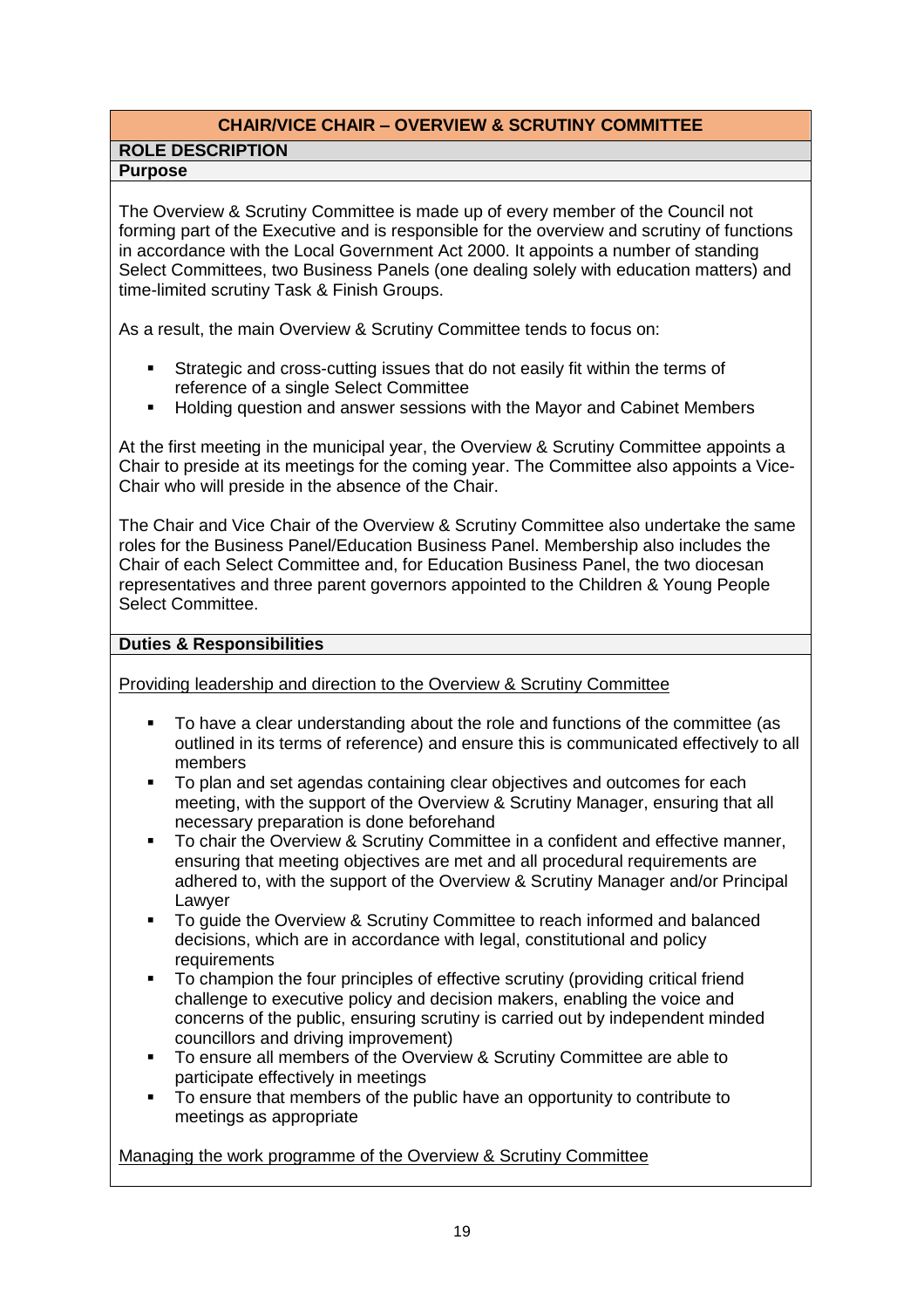## CHAIR/VICE CHAIR – OVERVIEW & SCRUTINY COMMITTEE

### ROLE DESCRIPTION

#### Purpose

The Overview & Scrutiny Committee is made up of every member of the Council not forming part of the Executive and is responsible for the overview and scrutiny of functions in accordance with the Local Government Act 2000. It appoints a number of standing Select Committees, two Business Panels (one dealing solely with education matters) and time-limited scrutiny Task & Finish Groups.

As a result, the main Overview & Scrutiny Committee tends to focus on:

- Strategic and cross-cutting issues that do not easily fit within the terms of reference of a single Select Committee
- Holding question and answer sessions with the Mayor and Cabinet Members

At the first meeting in the municipal year, the Overview & Scrutiny Committee appoints a Chair to preside at its meetings for the coming year. The Committee also appoints a Vice-Chair who will preside in the absence of the Chair.

The Chair and Vice Chair of the Overview & Scrutiny Committee also undertake the same roles for the Business Panel/Education Business Panel. Membership also includes the Chair of each Select Committee and, for Education Business Panel, the two diocesan representatives and three parent governors appointed to the Children & Young People Select Committee.

#### Duties & Responsibilities

Providing leadership and direction to the Overview & Scrutiny Committee

- To have a clear understanding about the role and functions of the committee (as outlined in its terms of reference) and ensure this is communicated effectively to all members
- To plan and set agendas containing clear objectives and outcomes for each meeting, with the support of the Overview & Scrutiny Manager, ensuring that all necessary preparation is done beforehand
- To chair the Overview & Scrutiny Committee in a confident and effective manner, ensuring that meeting objectives are met and all procedural requirements are adhered to, with the support of the Overview & Scrutiny Manager and/or Principal Lawyer
- To guide the Overview & Scrutiny Committee to reach informed and balanced decisions, which are in accordance with legal, constitutional and policy requirements
- To champion the four principles of effective scrutiny (providing critical friend challenge to executive policy and decision makers, enabling the voice and concerns of the public, ensuring scrutiny is carried out by independent minded councillors and driving improvement)
- To ensure all members of the Overview & Scrutiny Committee are able to participate effectively in meetings
- To ensure that members of the public have an opportunity to contribute to meetings as appropriate

Managing the work programme of the Overview & Scrutiny Committee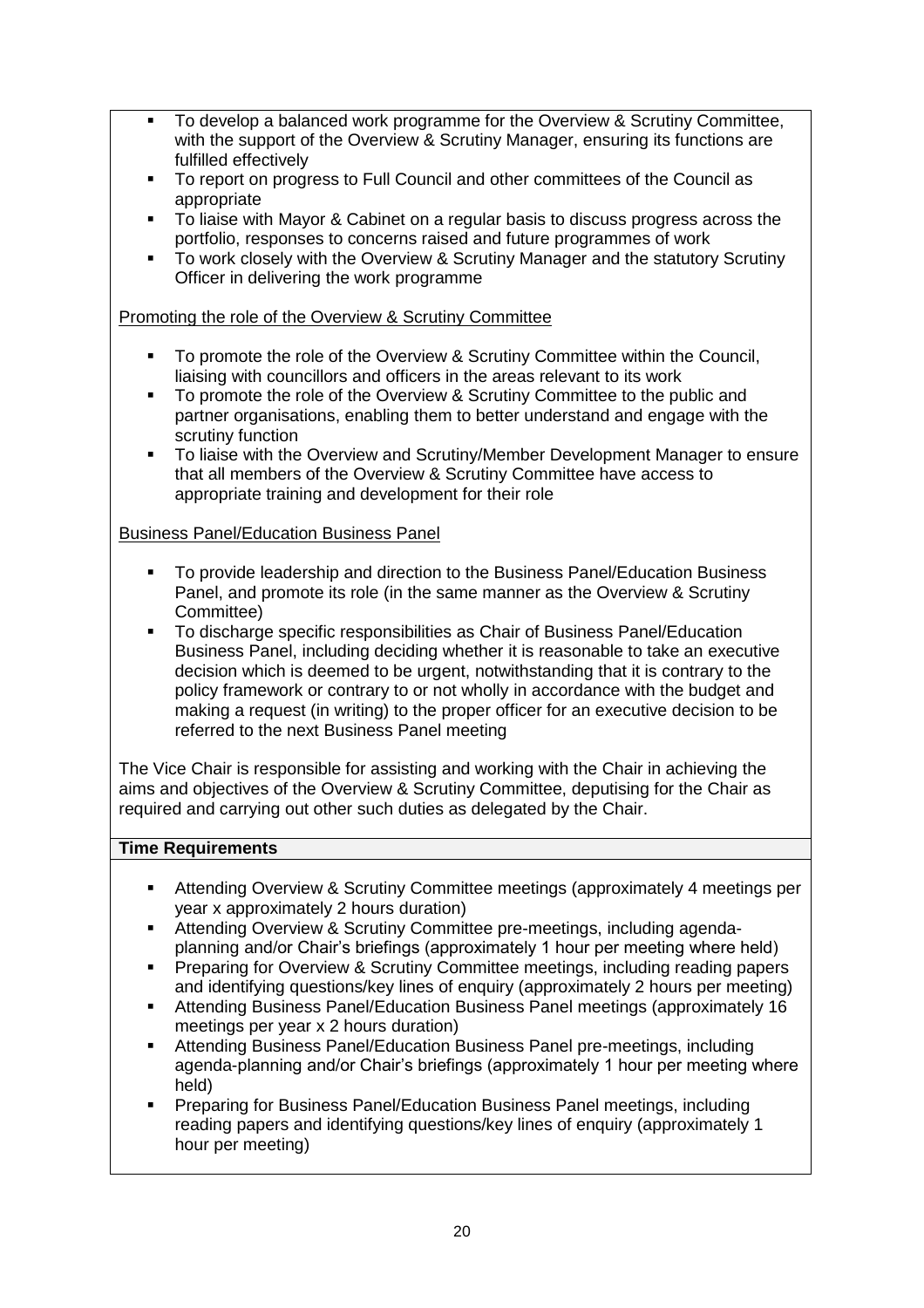- To develop a balanced work programme for the Overview & Scrutiny Committee, with the support of the Overview & Scrutiny Manager, ensuring its functions are fulfilled effectively
- To report on progress to Full Council and other committees of the Council as appropriate
- To liaise with Mayor & Cabinet on a regular basis to discuss progress across the portfolio, responses to concerns raised and future programmes of work
- To work closely with the Overview & Scrutiny Manager and the statutory Scrutiny Officer in delivering the work programme

Promoting the role of the Overview & Scrutiny Committee

- To promote the role of the Overview & Scrutiny Committee within the Council, liaising with councillors and officers in the areas relevant to its work
- To promote the role of the Overview & Scrutiny Committee to the public and partner organisations, enabling them to better understand and engage with the scrutiny function
- To liaise with the Overview and Scrutiny/Member Development Manager to ensure that all members of the Overview & Scrutiny Committee have access to appropriate training and development for their role

Business Panel/Education Business Panel

- To provide leadership and direction to the Business Panel/Education Business Panel, and promote its role (in the same manner as the Overview & Scrutiny Committee)
- To discharge specific responsibilities as Chair of Business Panel/Education Business Panel, including deciding whether it is reasonable to take an executive decision which is deemed to be urgent, notwithstanding that it is contrary to the policy framework or contrary to or not wholly in accordance with the budget and making a request (in writing) to the proper officer for an executive decision to be referred to the next Business Panel meeting

The Vice Chair is responsible for assisting and working with the Chair in achieving the aims and objectives of the Overview & Scrutiny Committee, deputising for the Chair as required and carrying out other such duties as delegated by the Chair.

**Time Requirements**

- Attending Overview & Scrutiny Committee meetings (approximately 4 meetings per year x approximately 2 hours duration)
- Attending Overview & Scrutiny Committee pre-meetings, including agenda-planning and/or Chair's briefings (approximately 1 hour per meeting where held)
- Preparing for Overview & Scrutiny Committee meetings, including reading papers and identifying questions/key lines of enquiry (approximately 2 hours per meeting)
- Attending Business Panel/Education Business Panel meetings (approximately 16 meetings per year x 2 hours duration)
- Attending Business Panel/Education Business Panel pre-meetings, including agenda-planning and/or Chair's briefings (approximately 1 hour per meeting where held)
- Preparing for Business Panel/Education Business Panel meetings, including reading papers and identifying questions/key lines of enquiry (approximately 1 hour per meeting)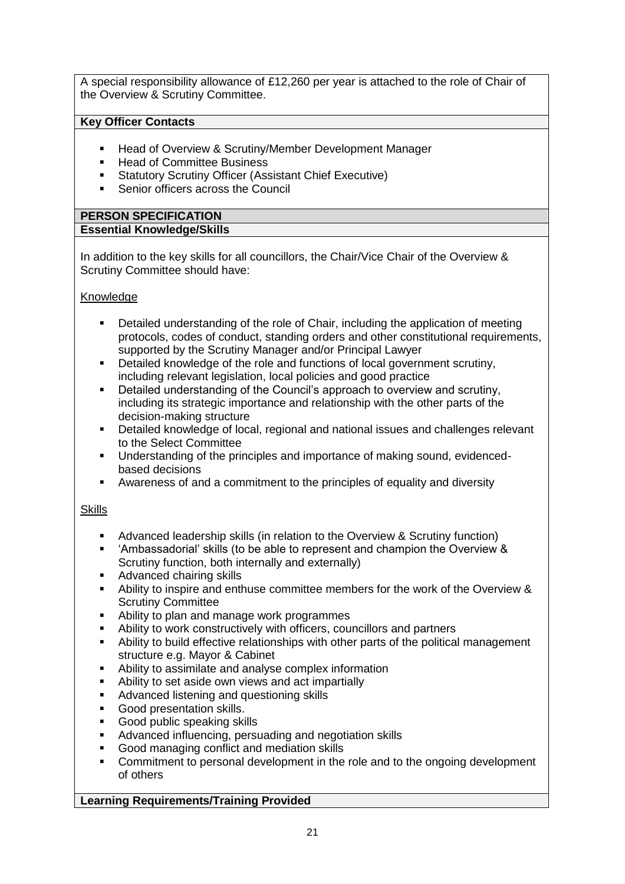A special responsibility allowance of £12,260 per year is attached to the role of Chair of the Overview & Scrutiny Committee.

**Key Officer Contacts**

- Head of Overview & Scrutiny/Member Development Manager
- Head of Committee Business
- Statutory Scrutiny Officer (Assistant Chief Executive)
- Senior officers across the Council

**PERSON SPECIFICATION**

**Essential Knowledge/Skills**

In addition to the key skills for all councillors, the Chair/Vice Chair of the Overview & Scrutiny Committee should have:

Knowledge

- Detailed understanding of the role of Chair, including the application of meeting protocols, codes of conduct, standing orders and other constitutional requirements, supported by the Scrutiny Manager and/or Principal Lawyer
- Detailed knowledge of the role and functions of local government scrutiny, including relevant legislation, local policies and good practice
- Detailed understanding of the Council's approach to overview and scrutiny, including its strategic importance and relationship with the other parts of the decision-making structure
- Detailed knowledge of local, regional and national issues and challenges relevant to the Select Committee
- Understanding of the principles and importance of making sound, evidenced-based decisions
- Awareness of and a commitment to the principles of equality and diversity

Skills

- Advanced leadership skills (in relation to the Overview & Scrutiny function)
- 'Ambassadorial' skills (to be able to represent and champion the Overview & Scrutiny function, both internally and externally)
- Advanced chairing skills
- Ability to inspire and enthuse committee members for the work of the Overview & Scrutiny Committee
- Ability to plan and manage work programmes
- Ability to work constructively with officers, councillors and partners
- Ability to build effective relationships with other parts of the political management structure e.g. Mayor & Cabinet
- Ability to assimilate and analyse complex information
- Ability to set aside own views and act impartially
- Advanced listening and questioning skills
- Good presentation skills.
- Good public speaking skills
- Advanced influencing, persuading and negotiation skills
- Good managing conflict and mediation skills
- Commitment to personal development in the role and to the ongoing development of others

**Learning Requirements/Training Provided**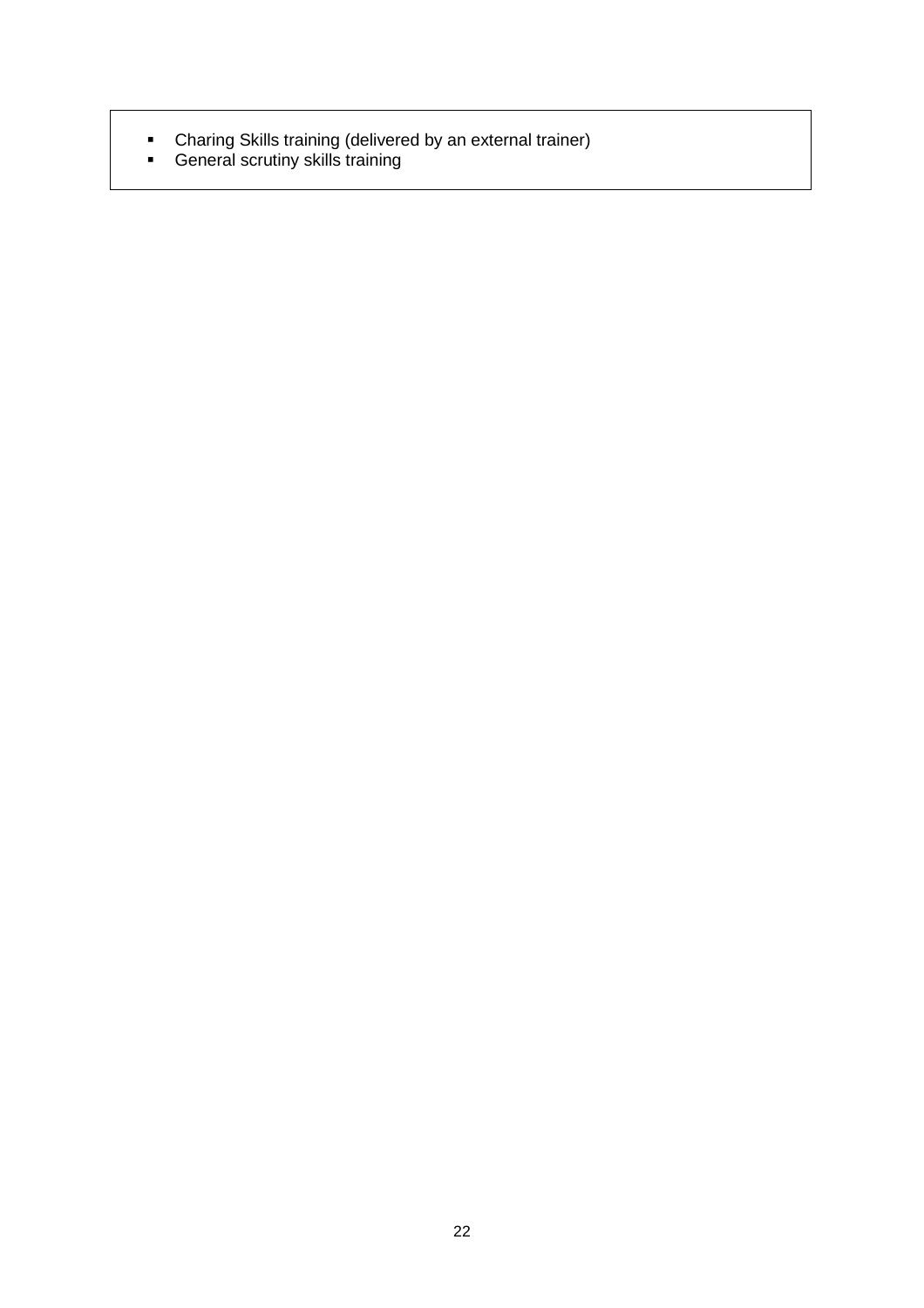- Charing Skills training (delivered by an external trainer)
- General scrutiny skills training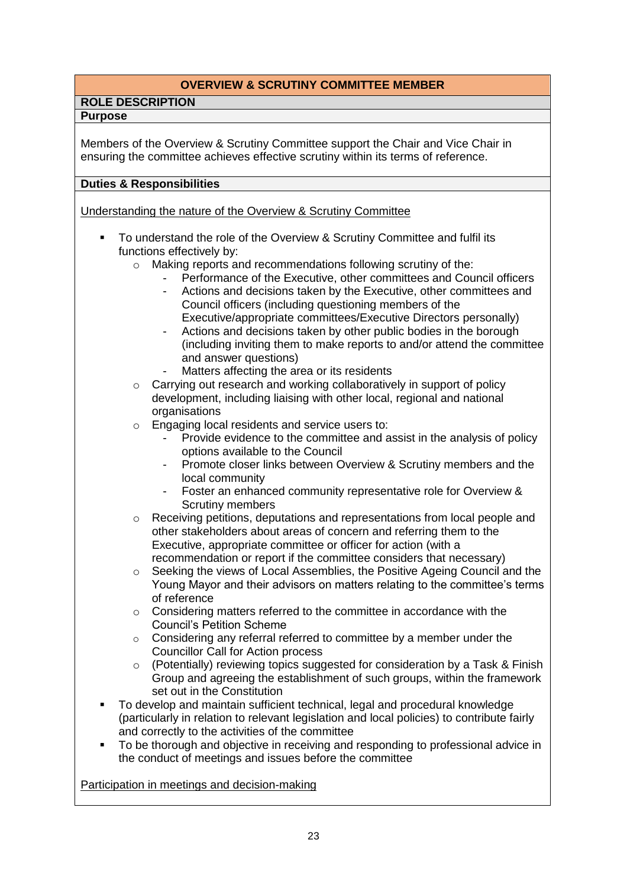## OVERVIEW & SCRUTINY COMMITTEE MEMBER

### ROLE DESCRIPTION

**Purpose**

Members of the Overview & Scrutiny Committee support the Chair and Vice Chair in ensuring the committee achieves effective scrutiny within its terms of reference.

**Duties & Responsibilities**

Understanding the nature of the Overview & Scrutiny Committee

- To understand the role of the Overview & Scrutiny Committee and fulfil its functions effectively by:
  - Making reports and recommendations following scrutiny of the:
    - Performance of the Executive, other committees and Council officers
    - Actions and decisions taken by the Executive, other committees and Council officers (including questioning members of the Executive/appropriate committees/Executive Directors personally)
    - Actions and decisions taken by other public bodies in the borough (including inviting them to make reports to and/or attend the committee and answer questions)
    - Matters affecting the area or its residents
  - Carrying out research and working collaboratively in support of policy development, including liaising with other local, regional and national organisations
  - Engaging local residents and service users to:
    - Provide evidence to the committee and assist in the analysis of policy options available to the Council
    - Promote closer links between Overview & Scrutiny members and the local community
    - Foster an enhanced community representative role for Overview & Scrutiny members
  - Receiving petitions, deputations and representations from local people and other stakeholders about areas of concern and referring them to the Executive, appropriate committee or officer for action (with a recommendation or report if the committee considers that necessary)
  - Seeking the views of Local Assemblies, the Positive Ageing Council and the Young Mayor and their advisors on matters relating to the committee's terms of reference
  - Considering matters referred to the committee in accordance with the Council's Petition Scheme
  - Considering any referral referred to committee by a member under the Councillor Call for Action process
  - (Potentially) reviewing topics suggested for consideration by a Task & Finish Group and agreeing the establishment of such groups, within the framework set out in the Constitution
- To develop and maintain sufficient technical, legal and procedural knowledge (particularly in relation to relevant legislation and local policies) to contribute fairly and correctly to the activities of the committee
- To be thorough and objective in receiving and responding to professional advice in the conduct of meetings and issues before the committee

Participation in meetings and decision-making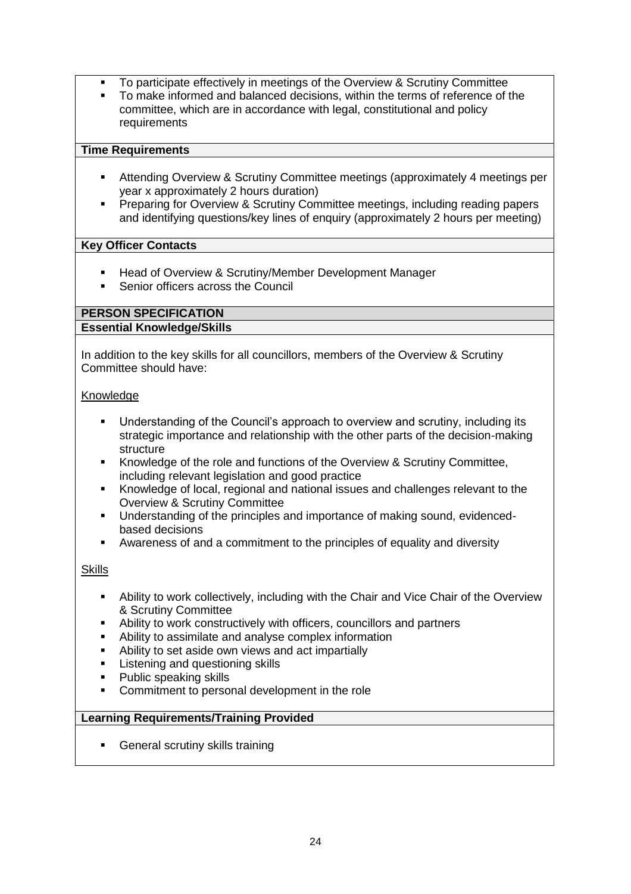- To participate effectively in meetings of the Overview & Scrutiny Committee
- To make informed and balanced decisions, within the terms of reference of the committee, which are in accordance with legal, constitutional and policy requirements

**Time Requirements**

- Attending Overview & Scrutiny Committee meetings (approximately 4 meetings per year x approximately 2 hours duration)
- Preparing for Overview & Scrutiny Committee meetings, including reading papers and identifying questions/key lines of enquiry (approximately 2 hours per meeting)

**Key Officer Contacts**

- Head of Overview & Scrutiny/Member Development Manager
- Senior officers across the Council

**PERSON SPECIFICATION**

**Essential Knowledge/Skills**

In addition to the key skills for all councillors, members of the Overview & Scrutiny Committee should have:

Knowledge

- Understanding of the Council's approach to overview and scrutiny, including its strategic importance and relationship with the other parts of the decision-making structure
- Knowledge of the role and functions of the Overview & Scrutiny Committee, including relevant legislation and good practice
- Knowledge of local, regional and national issues and challenges relevant to the Overview & Scrutiny Committee
- Understanding of the principles and importance of making sound, evidenced-based decisions
- Awareness of and a commitment to the principles of equality and diversity

Skills

- Ability to work collectively, including with the Chair and Vice Chair of the Overview & Scrutiny Committee
- Ability to work constructively with officers, councillors and partners
- Ability to assimilate and analyse complex information
- Ability to set aside own views and act impartially
- Listening and questioning skills
- Public speaking skills
- Commitment to personal development in the role

**Learning Requirements/Training Provided**

- General scrutiny skills training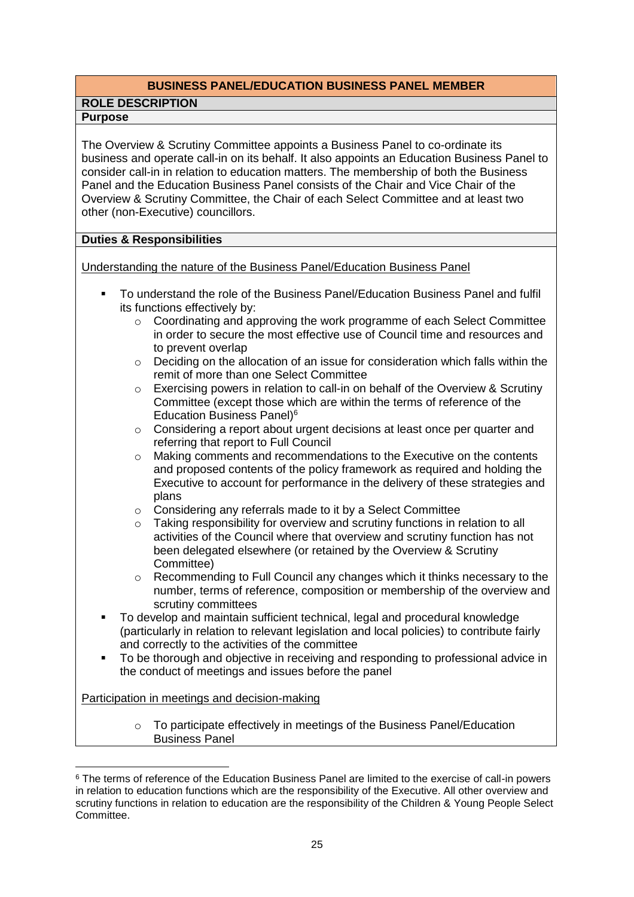## BUSINESS PANEL/EDUCATION BUSINESS PANEL MEMBER

### ROLE DESCRIPTION

#### Purpose

The Overview & Scrutiny Committee appoints a Business Panel to co-ordinate its business and operate call-in on its behalf. It also appoints an Education Business Panel to consider call-in in relation to education matters. The membership of both the Business Panel and the Education Business Panel consists of the Chair and Vice Chair of the Overview & Scrutiny Committee, the Chair of each Select Committee and at least two other (non-Executive) councillors.

#### Duties & Responsibilities

Understanding the nature of the Business Panel/Education Business Panel

- To understand the role of the Business Panel/Education Business Panel and fulfil its functions effectively by:
  - Coordinating and approving the work programme of each Select Committee in order to secure the most effective use of Council time and resources and to prevent overlap
  - Deciding on the allocation of an issue for consideration which falls within the remit of more than one Select Committee
  - Exercising powers in relation to call-in on behalf of the Overview & Scrutiny Committee (except those which are within the terms of reference of the Education Business Panel)[6]
  - Considering a report about urgent decisions at least once per quarter and referring that report to Full Council
  - Making comments and recommendations to the Executive on the contents and proposed contents of the policy framework as required and holding the Executive to account for performance in the delivery of these strategies and plans
  - Considering any referrals made to it by a Select Committee
  - Taking responsibility for overview and scrutiny functions in relation to all activities of the Council where that overview and scrutiny function has not been delegated elsewhere (or retained by the Overview & Scrutiny Committee)
  - Recommending to Full Council any changes which it thinks necessary to the number, terms of reference, composition or membership of the overview and scrutiny committees
- To develop and maintain sufficient technical, legal and procedural knowledge (particularly in relation to relevant legislation and local policies) to contribute fairly and correctly to the activities of the committee
- To be thorough and objective in receiving and responding to professional advice in the conduct of meetings and issues before the panel

Participation in meetings and decision-making

- To participate effectively in meetings of the Business Panel/Education Business Panel

[6] The terms of reference of the Education Business Panel are limited to the exercise of call-in powers in relation to education functions which are the responsibility of the Executive. All other overview and scrutiny functions in relation to education are the responsibility of the Children & Young People Select Committee.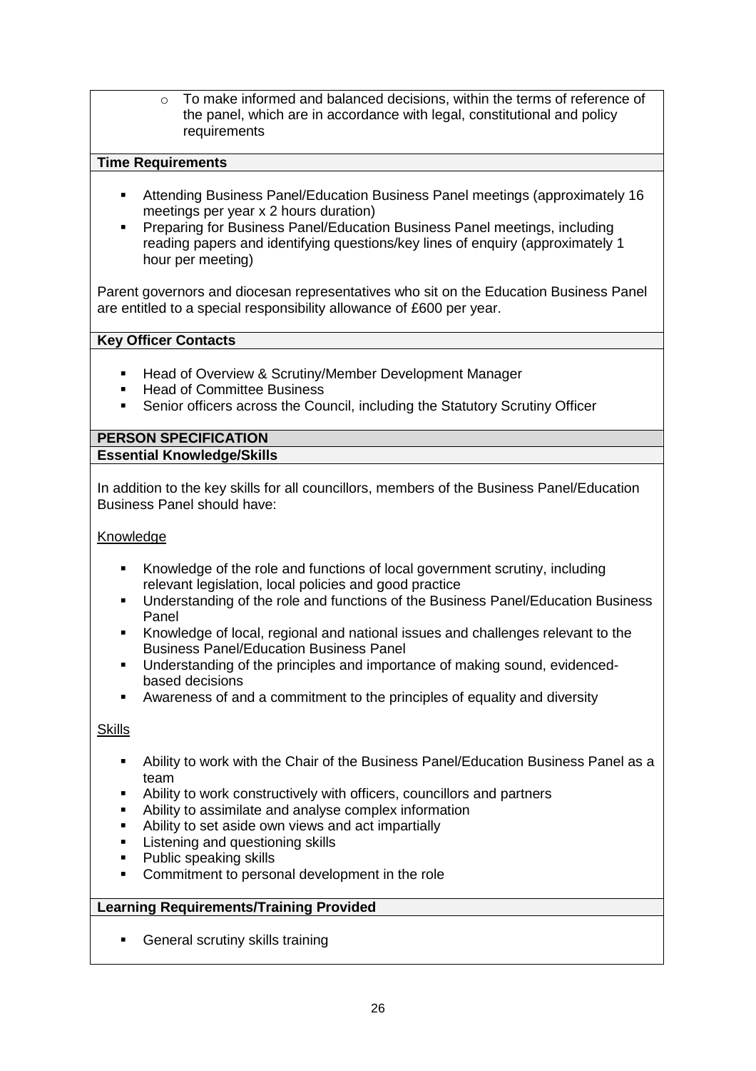- To make informed and balanced decisions, within the terms of reference of the panel, which are in accordance with legal, constitutional and policy requirements

**Time Requirements**

- Attending Business Panel/Education Business Panel meetings (approximately 16 meetings per year x 2 hours duration)
- Preparing for Business Panel/Education Business Panel meetings, including reading papers and identifying questions/key lines of enquiry (approximately 1 hour per meeting)

Parent governors and diocesan representatives who sit on the Education Business Panel are entitled to a special responsibility allowance of £600 per year.

**Key Officer Contacts**

- Head of Overview & Scrutiny/Member Development Manager
- Head of Committee Business
- Senior officers across the Council, including the Statutory Scrutiny Officer

**PERSON SPECIFICATION**

**Essential Knowledge/Skills**

In addition to the key skills for all councillors, members of the Business Panel/Education Business Panel should have:

Knowledge

- Knowledge of the role and functions of local government scrutiny, including relevant legislation, local policies and good practice
- Understanding of the role and functions of the Business Panel/Education Business Panel
- Knowledge of local, regional and national issues and challenges relevant to the Business Panel/Education Business Panel
- Understanding of the principles and importance of making sound, evidenced-based decisions
- Awareness of and a commitment to the principles of equality and diversity

Skills

- Ability to work with the Chair of the Business Panel/Education Business Panel as a team
- Ability to work constructively with officers, councillors and partners
- Ability to assimilate and analyse complex information
- Ability to set aside own views and act impartially
- Listening and questioning skills
- Public speaking skills
- Commitment to personal development in the role

**Learning Requirements/Training Provided**

- General scrutiny skills training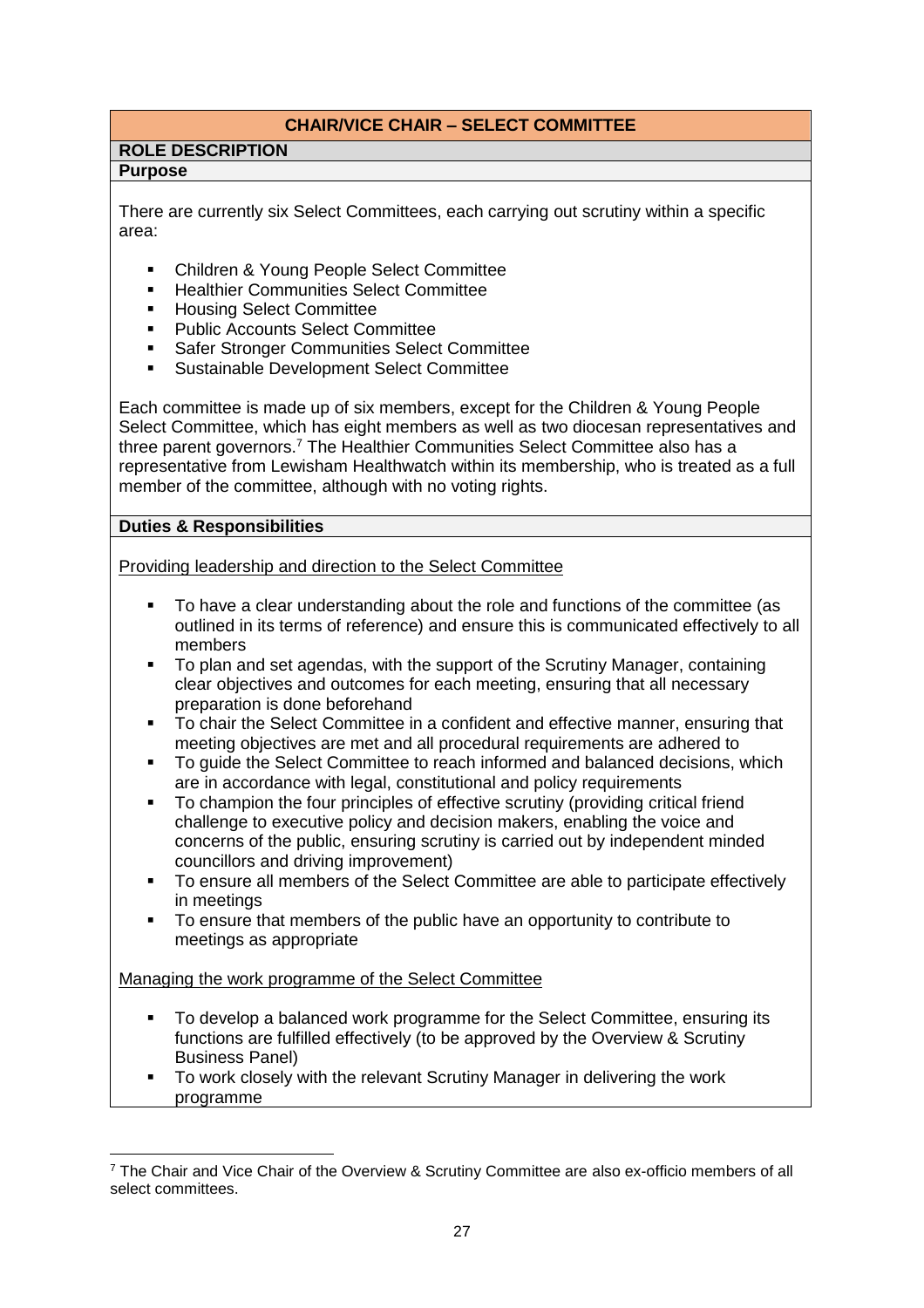## CHAIR/VICE CHAIR – SELECT COMMITTEE

### ROLE DESCRIPTION

**Purpose**

There are currently six Select Committees, each carrying out scrutiny within a specific area:

- Children & Young People Select Committee
- Healthier Communities Select Committee
- Housing Select Committee
- Public Accounts Select Committee
- Safer Stronger Communities Select Committee
- Sustainable Development Select Committee

Each committee is made up of six members, except for the Children & Young People Select Committee, which has eight members as well as two diocesan representatives and three parent governors.[7] The Healthier Communities Select Committee also has a representative from Lewisham Healthwatch within its membership, who is treated as a full member of the committee, although with no voting rights.

**Duties & Responsibilities**

Providing leadership and direction to the Select Committee

- To have a clear understanding about the role and functions of the committee (as outlined in its terms of reference) and ensure this is communicated effectively to all members
- To plan and set agendas, with the support of the Scrutiny Manager, containing clear objectives and outcomes for each meeting, ensuring that all necessary preparation is done beforehand
- To chair the Select Committee in a confident and effective manner, ensuring that meeting objectives are met and all procedural requirements are adhered to
- To guide the Select Committee to reach informed and balanced decisions, which are in accordance with legal, constitutional and policy requirements
- To champion the four principles of effective scrutiny (providing critical friend challenge to executive policy and decision makers, enabling the voice and concerns of the public, ensuring scrutiny is carried out by independent minded councillors and driving improvement)
- To ensure all members of the Select Committee are able to participate effectively in meetings
- To ensure that members of the public have an opportunity to contribute to meetings as appropriate

Managing the work programme of the Select Committee

- To develop a balanced work programme for the Select Committee, ensuring its functions are fulfilled effectively (to be approved by the Overview & Scrutiny Business Panel)
- To work closely with the relevant Scrutiny Manager in delivering the work programme

---

[7] The Chair and Vice Chair of the Overview & Scrutiny Committee are also ex-officio members of all select committees.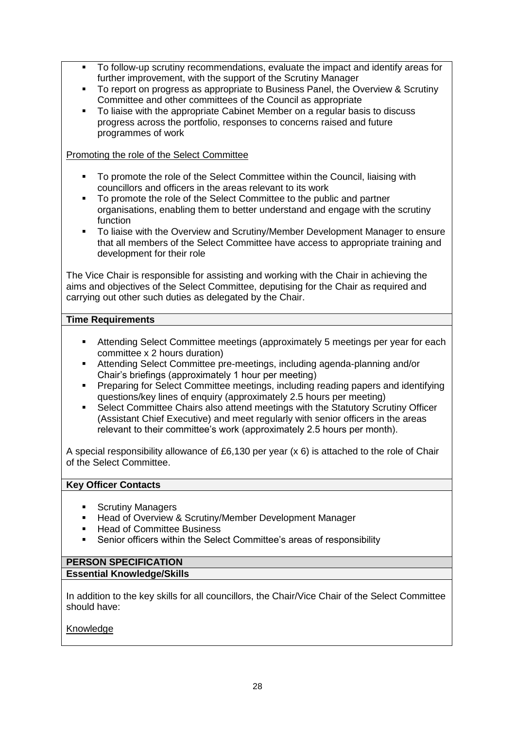- To follow-up scrutiny recommendations, evaluate the impact and identify areas for further improvement, with the support of the Scrutiny Manager
- To report on progress as appropriate to Business Panel, the Overview & Scrutiny Committee and other committees of the Council as appropriate
- To liaise with the appropriate Cabinet Member on a regular basis to discuss progress across the portfolio, responses to concerns raised and future programmes of work

Promoting the role of the Select Committee

- To promote the role of the Select Committee within the Council, liaising with councillors and officers in the areas relevant to its work
- To promote the role of the Select Committee to the public and partner organisations, enabling them to better understand and engage with the scrutiny function
- To liaise with the Overview and Scrutiny/Member Development Manager to ensure that all members of the Select Committee have access to appropriate training and development for their role

The Vice Chair is responsible for assisting and working with the Chair in achieving the aims and objectives of the Select Committee, deputising for the Chair as required and carrying out other such duties as delegated by the Chair.

**Time Requirements**

- Attending Select Committee meetings (approximately 5 meetings per year for each committee x 2 hours duration)
- Attending Select Committee pre-meetings, including agenda-planning and/or Chair's briefings (approximately 1 hour per meeting)
- Preparing for Select Committee meetings, including reading papers and identifying questions/key lines of enquiry (approximately 2.5 hours per meeting)
- Select Committee Chairs also attend meetings with the Statutory Scrutiny Officer (Assistant Chief Executive) and meet regularly with senior officers in the areas relevant to their committee's work (approximately 2.5 hours per month).

A special responsibility allowance of £6,130 per year (x 6) is attached to the role of Chair of the Select Committee.

**Key Officer Contacts**

- Scrutiny Managers
- Head of Overview & Scrutiny/Member Development Manager
- Head of Committee Business
- Senior officers within the Select Committee's areas of responsibility

**PERSON SPECIFICATION**

**Essential Knowledge/Skills**

In addition to the key skills for all councillors, the Chair/Vice Chair of the Select Committee should have:

Knowledge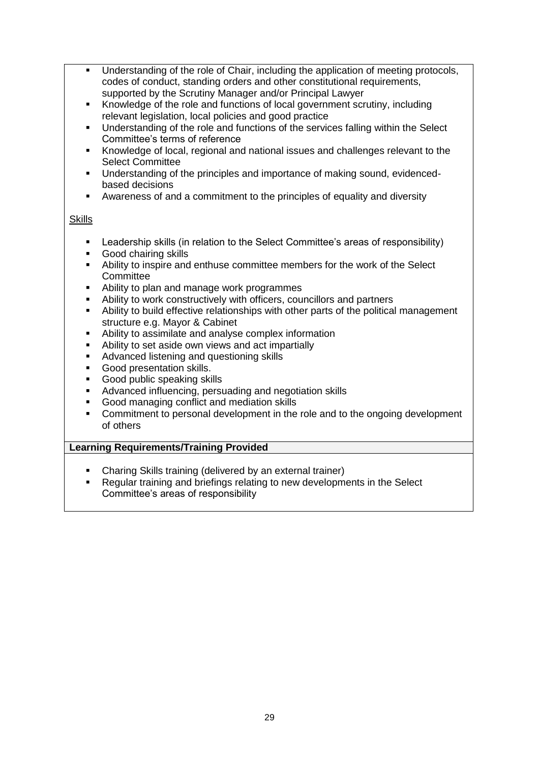- Understanding of the role of Chair, including the application of meeting protocols, codes of conduct, standing orders and other constitutional requirements, supported by the Scrutiny Manager and/or Principal Lawyer
- Knowledge of the role and functions of local government scrutiny, including relevant legislation, local policies and good practice
- Understanding of the role and functions of the services falling within the Select Committee's terms of reference
- Knowledge of local, regional and national issues and challenges relevant to the Select Committee
- Understanding of the principles and importance of making sound, evidenced-based decisions
- Awareness of and a commitment to the principles of equality and diversity

<u>Skills</u>

- Leadership skills (in relation to the Select Committee's areas of responsibility)
- Good chairing skills
- Ability to inspire and enthuse committee members for the work of the Select Committee
- Ability to plan and manage work programmes
- Ability to work constructively with officers, councillors and partners
- Ability to build effective relationships with other parts of the political management structure e.g. Mayor & Cabinet
- Ability to assimilate and analyse complex information
- Ability to set aside own views and act impartially
- Advanced listening and questioning skills
- Good presentation skills.
- Good public speaking skills
- Advanced influencing, persuading and negotiation skills
- Good managing conflict and mediation skills
- Commitment to personal development in the role and to the ongoing development of others

**Learning Requirements/Training Provided**

- Charing Skills training (delivered by an external trainer)
- Regular training and briefings relating to new developments in the Select Committee's areas of responsibility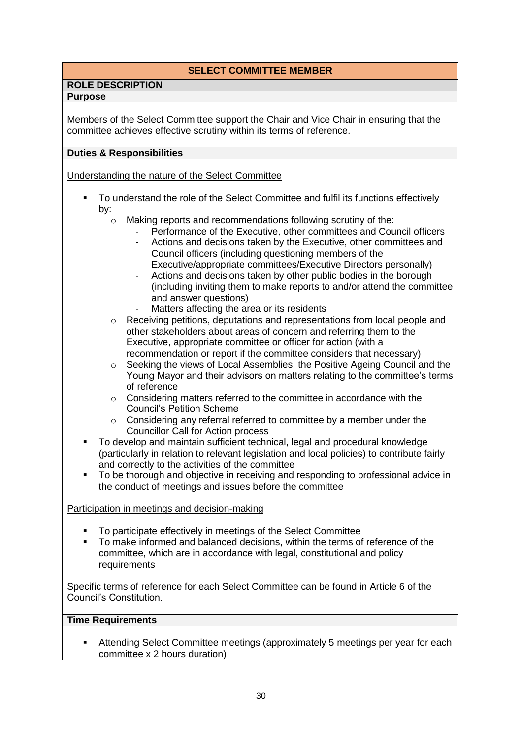## SELECT COMMITTEE MEMBER

### ROLE DESCRIPTION

**Purpose**

Members of the Select Committee support the Chair and Vice Chair in ensuring that the committee achieves effective scrutiny within its terms of reference.

**Duties & Responsibilities**

Understanding the nature of the Select Committee

- To understand the role of the Select Committee and fulfil its functions effectively by:
  - Making reports and recommendations following scrutiny of the:
    - Performance of the Executive, other committees and Council officers
    - Actions and decisions taken by the Executive, other committees and Council officers (including questioning members of the Executive/appropriate committees/Executive Directors personally)
    - Actions and decisions taken by other public bodies in the borough (including inviting them to make reports to and/or attend the committee and answer questions)
    - Matters affecting the area or its residents
  - Receiving petitions, deputations and representations from local people and other stakeholders about areas of concern and referring them to the Executive, appropriate committee or officer for action (with a recommendation or report if the committee considers that necessary)
  - Seeking the views of Local Assemblies, the Positive Ageing Council and the Young Mayor and their advisors on matters relating to the committee's terms of reference
  - Considering matters referred to the committee in accordance with the Council's Petition Scheme
  - Considering any referral referred to committee by a member under the Councillor Call for Action process
- To develop and maintain sufficient technical, legal and procedural knowledge (particularly in relation to relevant legislation and local policies) to contribute fairly and correctly to the activities of the committee
- To be thorough and objective in receiving and responding to professional advice in the conduct of meetings and issues before the committee

Participation in meetings and decision-making

- To participate effectively in meetings of the Select Committee
- To make informed and balanced decisions, within the terms of reference of the committee, which are in accordance with legal, constitutional and policy requirements

Specific terms of reference for each Select Committee can be found in Article 6 of the Council's Constitution.

**Time Requirements**

- Attending Select Committee meetings (approximately 5 meetings per year for each committee x 2 hours duration)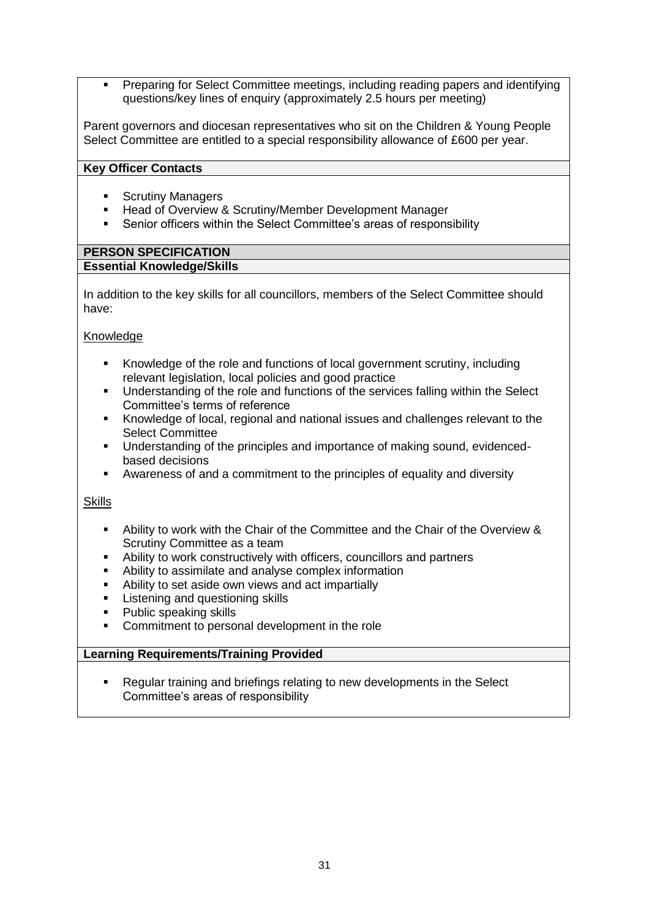- Preparing for Select Committee meetings, including reading papers and identifying questions/key lines of enquiry (approximately 2.5 hours per meeting)

Parent governors and diocesan representatives who sit on the Children & Young People Select Committee are entitled to a special responsibility allowance of £600 per year.

**Key Officer Contacts**

- Scrutiny Managers
- Head of Overview & Scrutiny/Member Development Manager
- Senior officers within the Select Committee's areas of responsibility

**PERSON SPECIFICATION**

**Essential Knowledge/Skills**

In addition to the key skills for all councillors, members of the Select Committee should have:

Knowledge

- Knowledge of the role and functions of local government scrutiny, including relevant legislation, local policies and good practice
- Understanding of the role and functions of the services falling within the Select Committee's terms of reference
- Knowledge of local, regional and national issues and challenges relevant to the Select Committee
- Understanding of the principles and importance of making sound, evidenced-based decisions
- Awareness of and a commitment to the principles of equality and diversity

Skills

- Ability to work with the Chair of the Committee and the Chair of the Overview & Scrutiny Committee as a team
- Ability to work constructively with officers, councillors and partners
- Ability to assimilate and analyse complex information
- Ability to set aside own views and act impartially
- Listening and questioning skills
- Public speaking skills
- Commitment to personal development in the role

**Learning Requirements/Training Provided**

- Regular training and briefings relating to new developments in the Select Committee's areas of responsibility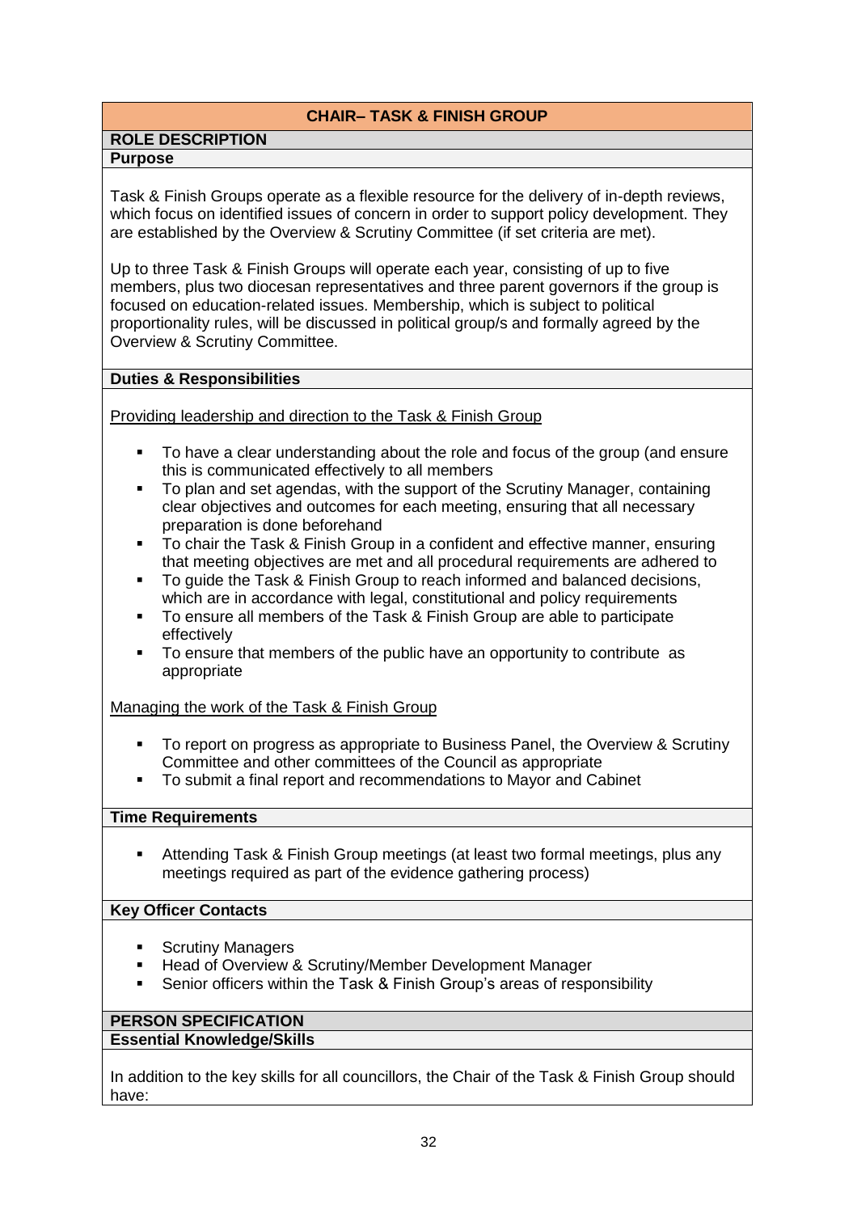## CHAIR– TASK & FINISH GROUP

### ROLE DESCRIPTION

**Purpose**

Task & Finish Groups operate as a flexible resource for the delivery of in-depth reviews, which focus on identified issues of concern in order to support policy development. They are established by the Overview & Scrutiny Committee (if set criteria are met).

Up to three Task & Finish Groups will operate each year, consisting of up to five members, plus two diocesan representatives and three parent governors if the group is focused on education-related issues. Membership, which is subject to political proportionality rules, will be discussed in political group/s and formally agreed by the Overview & Scrutiny Committee.

**Duties & Responsibilities**

<u>Providing leadership and direction to the Task & Finish Group</u>

- To have a clear understanding about the role and focus of the group (and ensure this is communicated effectively to all members
- To plan and set agendas, with the support of the Scrutiny Manager, containing clear objectives and outcomes for each meeting, ensuring that all necessary preparation is done beforehand
- To chair the Task & Finish Group in a confident and effective manner, ensuring that meeting objectives are met and all procedural requirements are adhered to
- To guide the Task & Finish Group to reach informed and balanced decisions, which are in accordance with legal, constitutional and policy requirements
- To ensure all members of the Task & Finish Group are able to participate effectively
- To ensure that members of the public have an opportunity to contribute as appropriate

<u>Managing the work of the Task & Finish Group</u>

- To report on progress as appropriate to Business Panel, the Overview & Scrutiny Committee and other committees of the Council as appropriate
- To submit a final report and recommendations to Mayor and Cabinet

**Time Requirements**

- Attending Task & Finish Group meetings (at least two formal meetings, plus any meetings required as part of the evidence gathering process)

**Key Officer Contacts**

- Scrutiny Managers
- Head of Overview & Scrutiny/Member Development Manager
- Senior officers within the Task & Finish Group's areas of responsibility

### PERSON SPECIFICATION

**Essential Knowledge/Skills**

In addition to the key skills for all councillors, the Chair of the Task & Finish Group should have: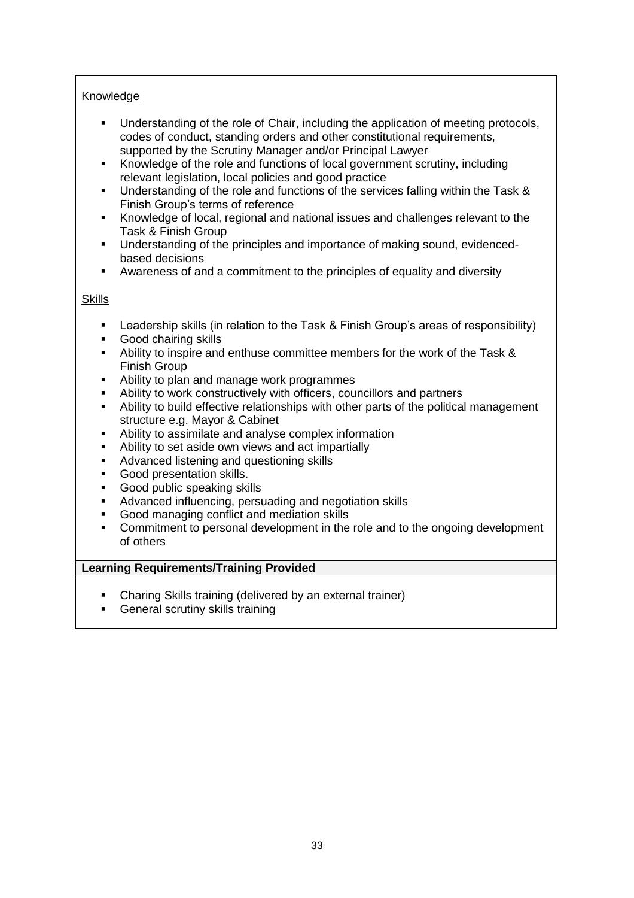Knowledge

- Understanding of the role of Chair, including the application of meeting protocols, codes of conduct, standing orders and other constitutional requirements, supported by the Scrutiny Manager and/or Principal Lawyer
- Knowledge of the role and functions of local government scrutiny, including relevant legislation, local policies and good practice
- Understanding of the role and functions of the services falling within the Task & Finish Group's terms of reference
- Knowledge of local, regional and national issues and challenges relevant to the Task & Finish Group
- Understanding of the principles and importance of making sound, evidenced-based decisions
- Awareness of and a commitment to the principles of equality and diversity

Skills

- Leadership skills (in relation to the Task & Finish Group's areas of responsibility)
- Good chairing skills
- Ability to inspire and enthuse committee members for the work of the Task & Finish Group
- Ability to plan and manage work programmes
- Ability to work constructively with officers, councillors and partners
- Ability to build effective relationships with other parts of the political management structure e.g. Mayor & Cabinet
- Ability to assimilate and analyse complex information
- Ability to set aside own views and act impartially
- Advanced listening and questioning skills
- Good presentation skills.
- Good public speaking skills
- Advanced influencing, persuading and negotiation skills
- Good managing conflict and mediation skills
- Commitment to personal development in the role and to the ongoing development of others

**Learning Requirements/Training Provided**

- Charing Skills training (delivered by an external trainer)
- General scrutiny skills training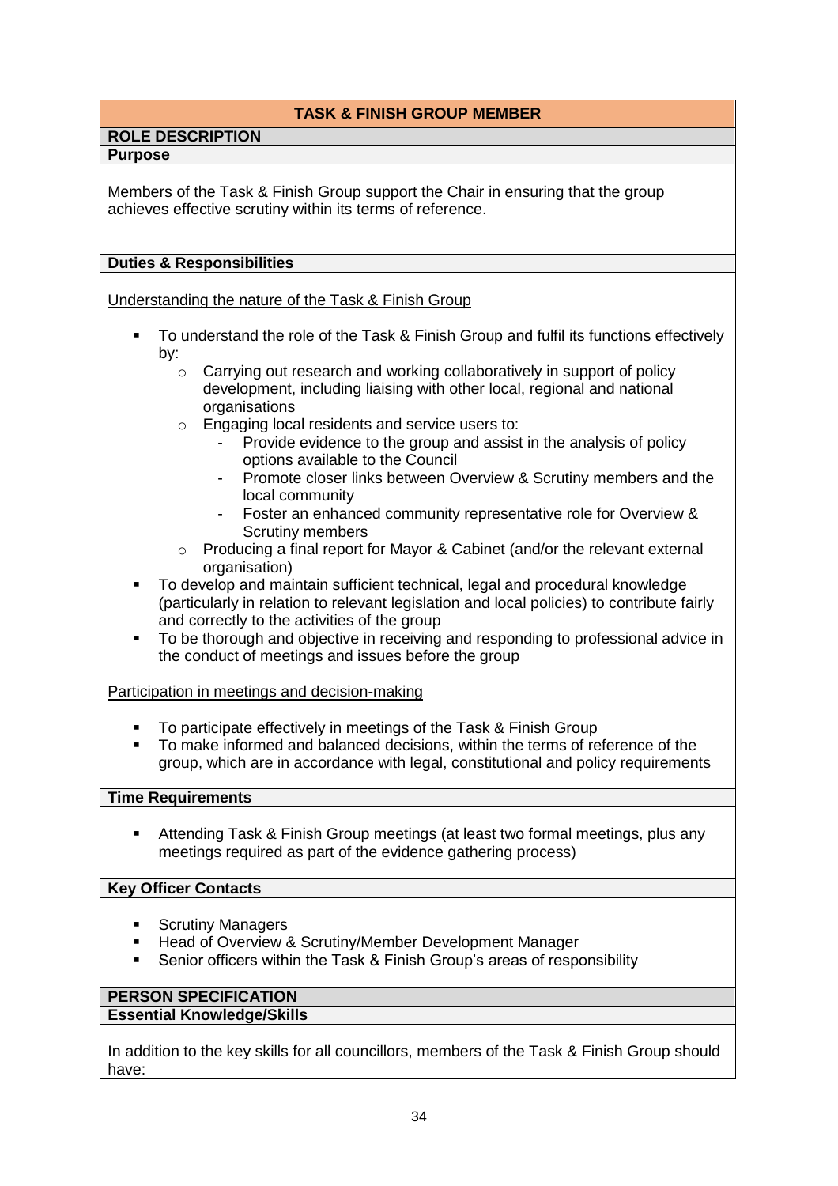## TASK & FINISH GROUP MEMBER

### ROLE DESCRIPTION

#### Purpose

Members of the Task & Finish Group support the Chair in ensuring that the group achieves effective scrutiny within its terms of reference.

#### Duties & Responsibilities

Understanding the nature of the Task & Finish Group

- To understand the role of the Task & Finish Group and fulfil its functions effectively by:
  - Carrying out research and working collaboratively in support of policy development, including liaising with other local, regional and national organisations
  - Engaging local residents and service users to:
    - Provide evidence to the group and assist in the analysis of policy options available to the Council
    - Promote closer links between Overview & Scrutiny members and the local community
    - Foster an enhanced community representative role for Overview & Scrutiny members
  - Producing a final report for Mayor & Cabinet (and/or the relevant external organisation)
- To develop and maintain sufficient technical, legal and procedural knowledge (particularly in relation to relevant legislation and local policies) to contribute fairly and correctly to the activities of the group
- To be thorough and objective in receiving and responding to professional advice in the conduct of meetings and issues before the group

Participation in meetings and decision-making

- To participate effectively in meetings of the Task & Finish Group
- To make informed and balanced decisions, within the terms of reference of the group, which are in accordance with legal, constitutional and policy requirements

#### Time Requirements

- Attending Task & Finish Group meetings (at least two formal meetings, plus any meetings required as part of the evidence gathering process)

#### Key Officer Contacts

- Scrutiny Managers
- Head of Overview & Scrutiny/Member Development Manager
- Senior officers within the Task & Finish Group's areas of responsibility

### PERSON SPECIFICATION

#### Essential Knowledge/Skills

In addition to the key skills for all councillors, members of the Task & Finish Group should have: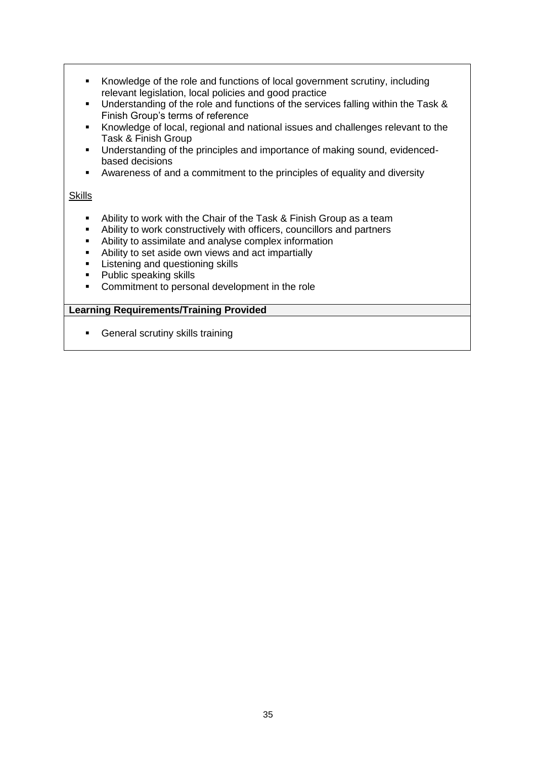- Knowledge of the role and functions of local government scrutiny, including relevant legislation, local policies and good practice
- Understanding of the role and functions of the services falling within the Task & Finish Group's terms of reference
- Knowledge of local, regional and national issues and challenges relevant to the Task & Finish Group
- Understanding of the principles and importance of making sound, evidenced-based decisions
- Awareness of and a commitment to the principles of equality and diversity

Skills

- Ability to work with the Chair of the Task & Finish Group as a team
- Ability to work constructively with officers, councillors and partners
- Ability to assimilate and analyse complex information
- Ability to set aside own views and act impartially
- Listening and questioning skills
- Public speaking skills
- Commitment to personal development in the role

**Learning Requirements/Training Provided**

- General scrutiny skills training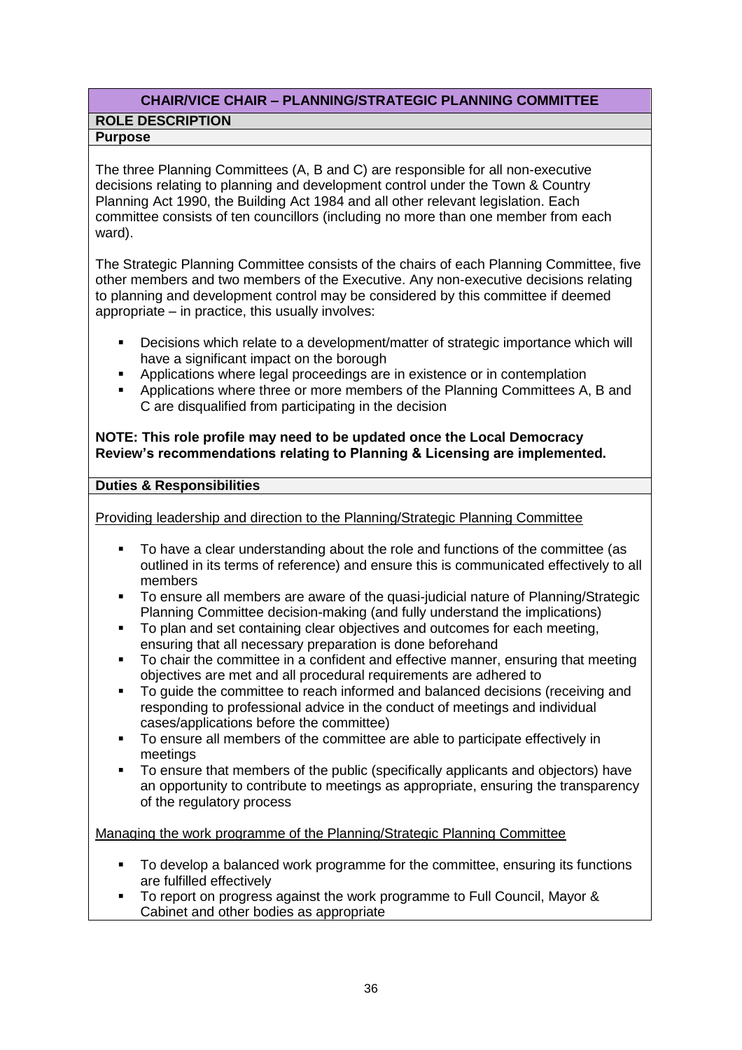## CHAIR/VICE CHAIR – PLANNING/STRATEGIC PLANNING COMMITTEE

### ROLE DESCRIPTION

### Purpose

The three Planning Committees (A, B and C) are responsible for all non-executive decisions relating to planning and development control under the Town & Country Planning Act 1990, the Building Act 1984 and all other relevant legislation. Each committee consists of ten councillors (including no more than one member from each ward).

The Strategic Planning Committee consists of the chairs of each Planning Committee, five other members and two members of the Executive. Any non-executive decisions relating to planning and development control may be considered by this committee if deemed appropriate – in practice, this usually involves:

- Decisions which relate to a development/matter of strategic importance which will have a significant impact on the borough
- Applications where legal proceedings are in existence or in contemplation
- Applications where three or more members of the Planning Committees A, B and C are disqualified from participating in the decision

**NOTE: This role profile may need to be updated once the Local Democracy Review's recommendations relating to Planning & Licensing are implemented.**

### Duties & Responsibilities

Providing leadership and direction to the Planning/Strategic Planning Committee

- To have a clear understanding about the role and functions of the committee (as outlined in its terms of reference) and ensure this is communicated effectively to all members
- To ensure all members are aware of the quasi-judicial nature of Planning/Strategic Planning Committee decision-making (and fully understand the implications)
- To plan and set containing clear objectives and outcomes for each meeting, ensuring that all necessary preparation is done beforehand
- To chair the committee in a confident and effective manner, ensuring that meeting objectives are met and all procedural requirements are adhered to
- To guide the committee to reach informed and balanced decisions (receiving and responding to professional advice in the conduct of meetings and individual cases/applications before the committee)
- To ensure all members of the committee are able to participate effectively in meetings
- To ensure that members of the public (specifically applicants and objectors) have an opportunity to contribute to meetings as appropriate, ensuring the transparency of the regulatory process

Managing the work programme of the Planning/Strategic Planning Committee

- To develop a balanced work programme for the committee, ensuring its functions are fulfilled effectively
- To report on progress against the work programme to Full Council, Mayor & Cabinet and other bodies as appropriate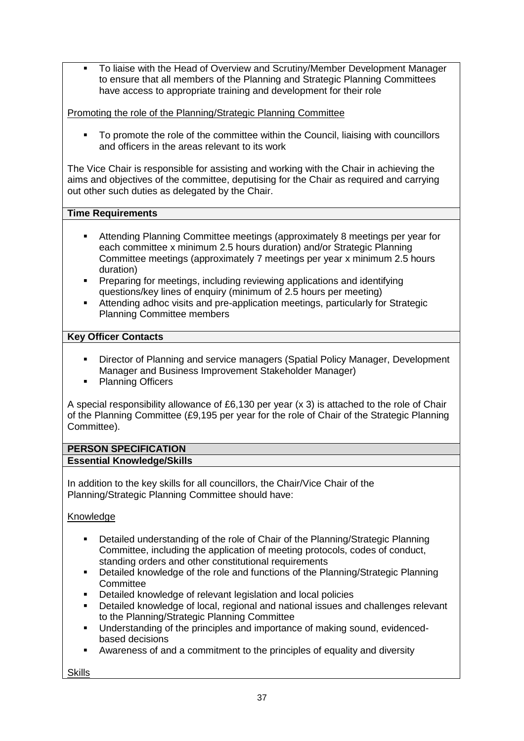- To liaise with the Head of Overview and Scrutiny/Member Development Manager to ensure that all members of the Planning and Strategic Planning Committees have access to appropriate training and development for their role

Promoting the role of the Planning/Strategic Planning Committee

- To promote the role of the committee within the Council, liaising with councillors and officers in the areas relevant to its work

The Vice Chair is responsible for assisting and working with the Chair in achieving the aims and objectives of the committee, deputising for the Chair as required and carrying out other such duties as delegated by the Chair.

**Time Requirements**

- Attending Planning Committee meetings (approximately 8 meetings per year for each committee x minimum 2.5 hours duration) and/or Strategic Planning Committee meetings (approximately 7 meetings per year x minimum 2.5 hours duration)
- Preparing for meetings, including reviewing applications and identifying questions/key lines of enquiry (minimum of 2.5 hours per meeting)
- Attending adhoc visits and pre-application meetings, particularly for Strategic Planning Committee members

**Key Officer Contacts**

- Director of Planning and service managers (Spatial Policy Manager, Development Manager and Business Improvement Stakeholder Manager)
- Planning Officers

A special responsibility allowance of £6,130 per year (x 3) is attached to the role of Chair of the Planning Committee (£9,195 per year for the role of Chair of the Strategic Planning Committee).

**PERSON SPECIFICATION**

**Essential Knowledge/Skills**

In addition to the key skills for all councillors, the Chair/Vice Chair of the Planning/Strategic Planning Committee should have:

Knowledge

- Detailed understanding of the role of Chair of the Planning/Strategic Planning Committee, including the application of meeting protocols, codes of conduct, standing orders and other constitutional requirements
- Detailed knowledge of the role and functions of the Planning/Strategic Planning Committee
- Detailed knowledge of relevant legislation and local policies
- Detailed knowledge of local, regional and national issues and challenges relevant to the Planning/Strategic Planning Committee
- Understanding of the principles and importance of making sound, evidenced-based decisions
- Awareness of and a commitment to the principles of equality and diversity

Skills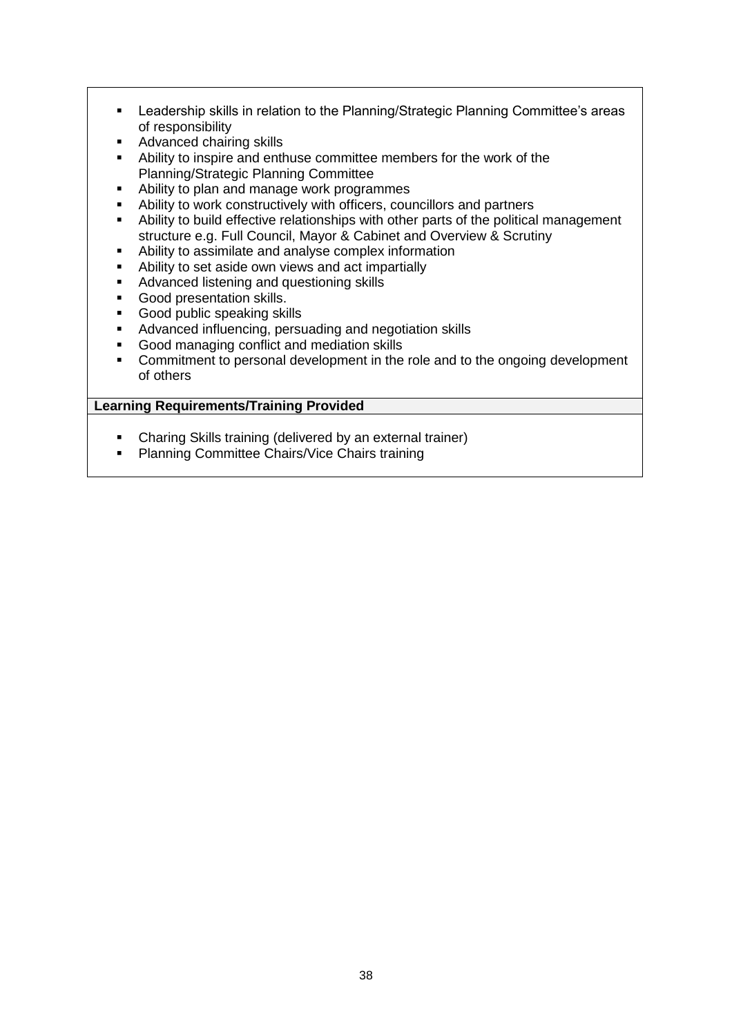- Leadership skills in relation to the Planning/Strategic Planning Committee's areas of responsibility
- Advanced chairing skills
- Ability to inspire and enthuse committee members for the work of the Planning/Strategic Planning Committee
- Ability to plan and manage work programmes
- Ability to work constructively with officers, councillors and partners
- Ability to build effective relationships with other parts of the political management structure e.g. Full Council, Mayor & Cabinet and Overview & Scrutiny
- Ability to assimilate and analyse complex information
- Ability to set aside own views and act impartially
- Advanced listening and questioning skills
- Good presentation skills.
- Good public speaking skills
- Advanced influencing, persuading and negotiation skills
- Good managing conflict and mediation skills
- Commitment to personal development in the role and to the ongoing development of others

**Learning Requirements/Training Provided**

- Charing Skills training (delivered by an external trainer)
- Planning Committee Chairs/Vice Chairs training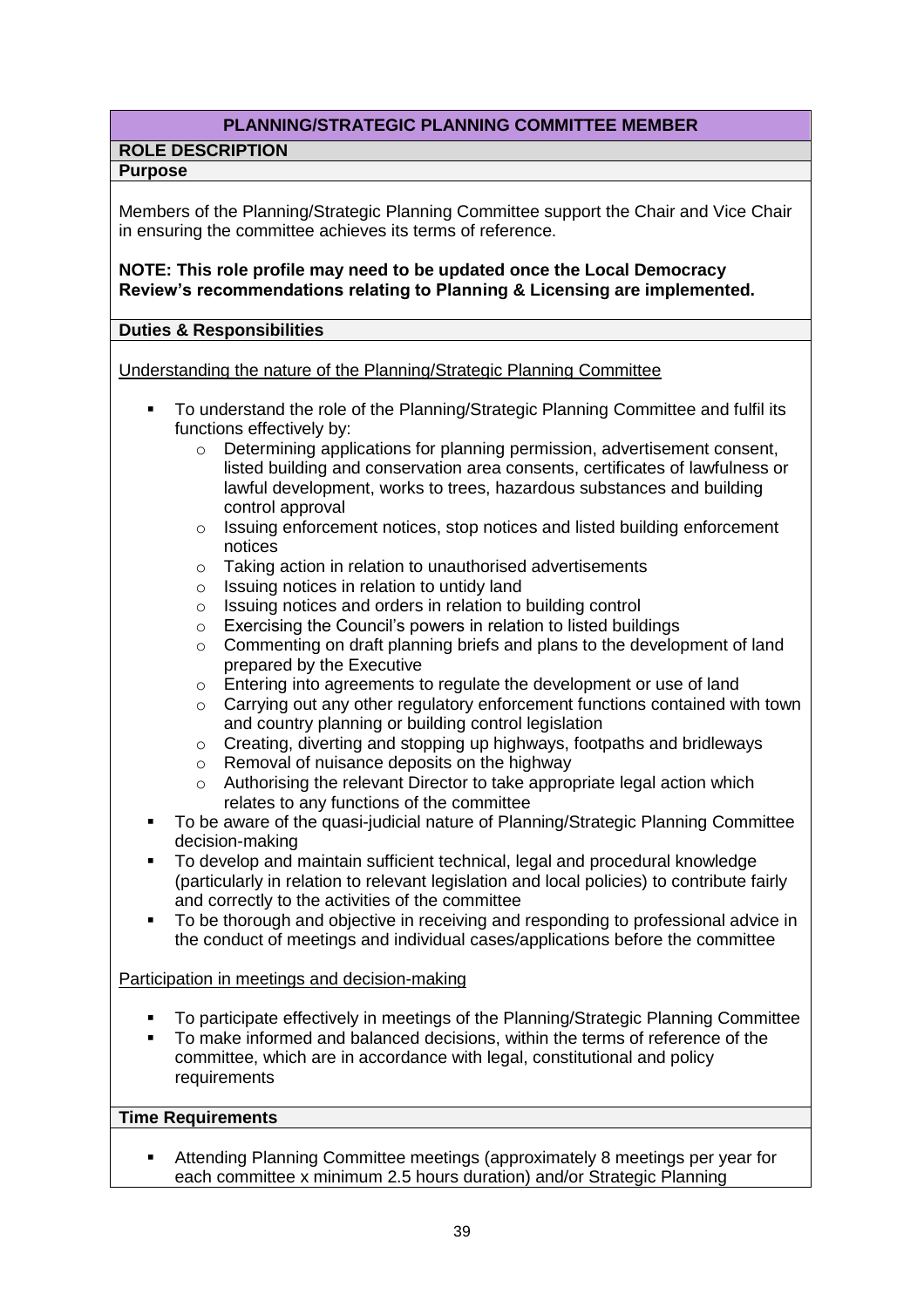## PLANNING/STRATEGIC PLANNING COMMITTEE MEMBER

### ROLE DESCRIPTION

#### Purpose

Members of the Planning/Strategic Planning Committee support the Chair and Vice Chair in ensuring the committee achieves its terms of reference.

**NOTE: This role profile may need to be updated once the Local Democracy Review's recommendations relating to Planning & Licensing are implemented.**

#### Duties & Responsibilities

Understanding the nature of the Planning/Strategic Planning Committee

- To understand the role of the Planning/Strategic Planning Committee and fulfil its functions effectively by:
  - Determining applications for planning permission, advertisement consent, listed building and conservation area consents, certificates of lawfulness or lawful development, works to trees, hazardous substances and building control approval
  - Issuing enforcement notices, stop notices and listed building enforcement notices
  - Taking action in relation to unauthorised advertisements
  - Issuing notices in relation to untidy land
  - Issuing notices and orders in relation to building control
  - Exercising the Council's powers in relation to listed buildings
  - Commenting on draft planning briefs and plans to the development of land prepared by the Executive
  - Entering into agreements to regulate the development or use of land
  - Carrying out any other regulatory enforcement functions contained with town and country planning or building control legislation
  - Creating, diverting and stopping up highways, footpaths and bridleways
  - Removal of nuisance deposits on the highway
  - Authorising the relevant Director to take appropriate legal action which relates to any functions of the committee
- To be aware of the quasi-judicial nature of Planning/Strategic Planning Committee decision-making
- To develop and maintain sufficient technical, legal and procedural knowledge (particularly in relation to relevant legislation and local policies) to contribute fairly and correctly to the activities of the committee
- To be thorough and objective in receiving and responding to professional advice in the conduct of meetings and individual cases/applications before the committee

Participation in meetings and decision-making

- To participate effectively in meetings of the Planning/Strategic Planning Committee
- To make informed and balanced decisions, within the terms of reference of the committee, which are in accordance with legal, constitutional and policy requirements

#### Time Requirements

- Attending Planning Committee meetings (approximately 8 meetings per year for each committee x minimum 2.5 hours duration) and/or Strategic Planning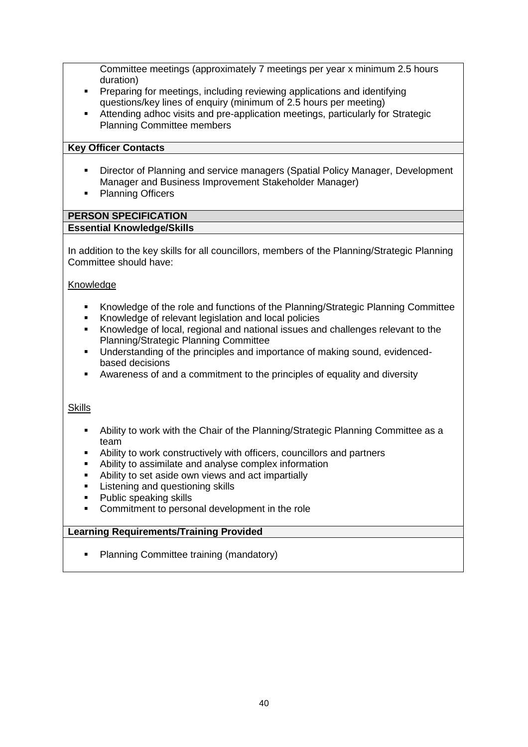Committee meetings (approximately 7 meetings per year x minimum 2.5 hours duration)

- Preparing for meetings, including reviewing applications and identifying questions/key lines of enquiry (minimum of 2.5 hours per meeting)
- Attending adhoc visits and pre-application meetings, particularly for Strategic Planning Committee members

**Key Officer Contacts**

- Director of Planning and service managers (Spatial Policy Manager, Development Manager and Business Improvement Stakeholder Manager)
- Planning Officers

**PERSON SPECIFICATION**

**Essential Knowledge/Skills**

In addition to the key skills for all councillors, members of the Planning/Strategic Planning Committee should have:

Knowledge

- Knowledge of the role and functions of the Planning/Strategic Planning Committee
- Knowledge of relevant legislation and local policies
- Knowledge of local, regional and national issues and challenges relevant to the Planning/Strategic Planning Committee
- Understanding of the principles and importance of making sound, evidenced-based decisions
- Awareness of and a commitment to the principles of equality and diversity

Skills

- Ability to work with the Chair of the Planning/Strategic Planning Committee as a team
- Ability to work constructively with officers, councillors and partners
- Ability to assimilate and analyse complex information
- Ability to set aside own views and act impartially
- Listening and questioning skills
- Public speaking skills
- Commitment to personal development in the role

**Learning Requirements/Training Provided**

- Planning Committee training (mandatory)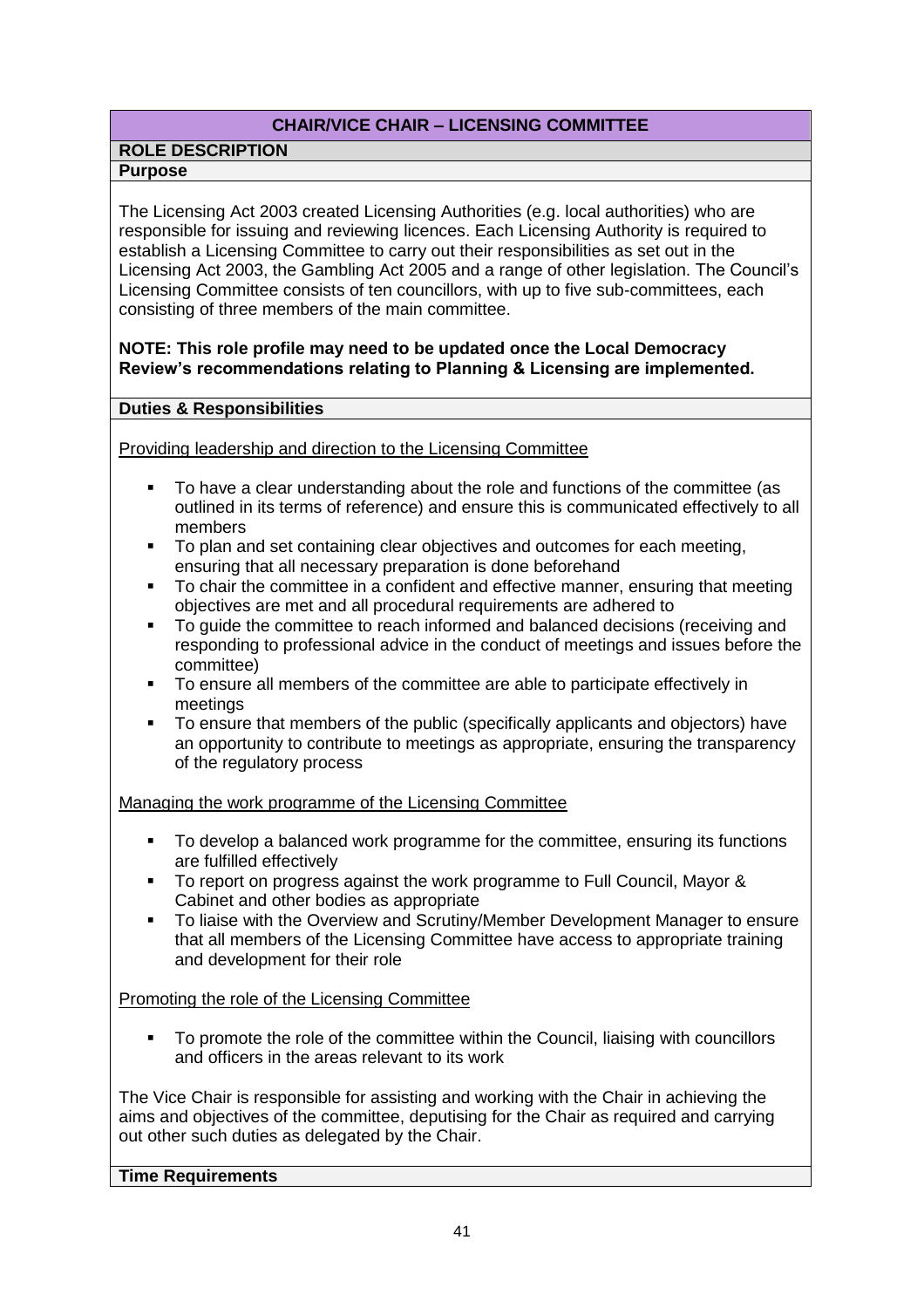## CHAIR/VICE CHAIR – LICENSING COMMITTEE

### ROLE DESCRIPTION

#### Purpose

The Licensing Act 2003 created Licensing Authorities (e.g. local authorities) who are responsible for issuing and reviewing licences. Each Licensing Authority is required to establish a Licensing Committee to carry out their responsibilities as set out in the Licensing Act 2003, the Gambling Act 2005 and a range of other legislation. The Council's Licensing Committee consists of ten councillors, with up to five sub-committees, each consisting of three members of the main committee.

**NOTE: This role profile may need to be updated once the Local Democracy Review's recommendations relating to Planning & Licensing are implemented.**

#### Duties & Responsibilities

<u>Providing leadership and direction to the Licensing Committee</u>

- To have a clear understanding about the role and functions of the committee (as outlined in its terms of reference) and ensure this is communicated effectively to all members
- To plan and set containing clear objectives and outcomes for each meeting, ensuring that all necessary preparation is done beforehand
- To chair the committee in a confident and effective manner, ensuring that meeting objectives are met and all procedural requirements are adhered to
- To guide the committee to reach informed and balanced decisions (receiving and responding to professional advice in the conduct of meetings and issues before the committee)
- To ensure all members of the committee are able to participate effectively in meetings
- To ensure that members of the public (specifically applicants and objectors) have an opportunity to contribute to meetings as appropriate, ensuring the transparency of the regulatory process

<u>Managing the work programme of the Licensing Committee</u>

- To develop a balanced work programme for the committee, ensuring its functions are fulfilled effectively
- To report on progress against the work programme to Full Council, Mayor & Cabinet and other bodies as appropriate
- To liaise with the Overview and Scrutiny/Member Development Manager to ensure that all members of the Licensing Committee have access to appropriate training and development for their role

<u>Promoting the role of the Licensing Committee</u>

- To promote the role of the committee within the Council, liaising with councillors and officers in the areas relevant to its work

The Vice Chair is responsible for assisting and working with the Chair in achieving the aims and objectives of the committee, deputising for the Chair as required and carrying out other such duties as delegated by the Chair.

#### Time Requirements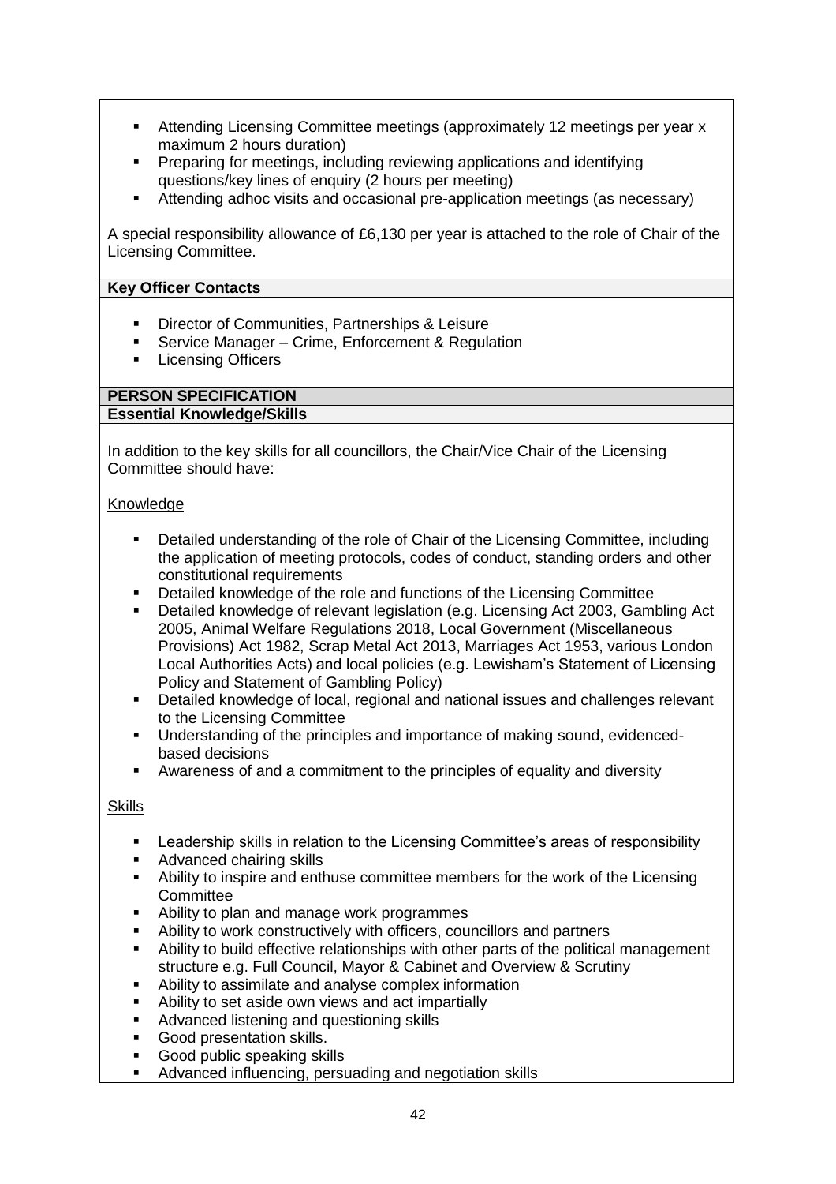- Attending Licensing Committee meetings (approximately 12 meetings per year x maximum 2 hours duration)
- Preparing for meetings, including reviewing applications and identifying questions/key lines of enquiry (2 hours per meeting)
- Attending adhoc visits and occasional pre-application meetings (as necessary)

A special responsibility allowance of £6,130 per year is attached to the role of Chair of the Licensing Committee.

**Key Officer Contacts**

- Director of Communities, Partnerships & Leisure
- Service Manager – Crime, Enforcement & Regulation
- Licensing Officers

**PERSON SPECIFICATION**

**Essential Knowledge/Skills**

In addition to the key skills for all councillors, the Chair/Vice Chair of the Licensing Committee should have:

Knowledge

- Detailed understanding of the role of Chair of the Licensing Committee, including the application of meeting protocols, codes of conduct, standing orders and other constitutional requirements
- Detailed knowledge of the role and functions of the Licensing Committee
- Detailed knowledge of relevant legislation (e.g. Licensing Act 2003, Gambling Act 2005, Animal Welfare Regulations 2018, Local Government (Miscellaneous Provisions) Act 1982, Scrap Metal Act 2013, Marriages Act 1953, various London Local Authorities Acts) and local policies (e.g. Lewisham's Statement of Licensing Policy and Statement of Gambling Policy)
- Detailed knowledge of local, regional and national issues and challenges relevant to the Licensing Committee
- Understanding of the principles and importance of making sound, evidenced-based decisions
- Awareness of and a commitment to the principles of equality and diversity

Skills

- Leadership skills in relation to the Licensing Committee's areas of responsibility
- Advanced chairing skills
- Ability to inspire and enthuse committee members for the work of the Licensing Committee
- Ability to plan and manage work programmes
- Ability to work constructively with officers, councillors and partners
- Ability to build effective relationships with other parts of the political management structure e.g. Full Council, Mayor & Cabinet and Overview & Scrutiny
- Ability to assimilate and analyse complex information
- Ability to set aside own views and act impartially
- Advanced listening and questioning skills
- Good presentation skills.
- Good public speaking skills
- Advanced influencing, persuading and negotiation skills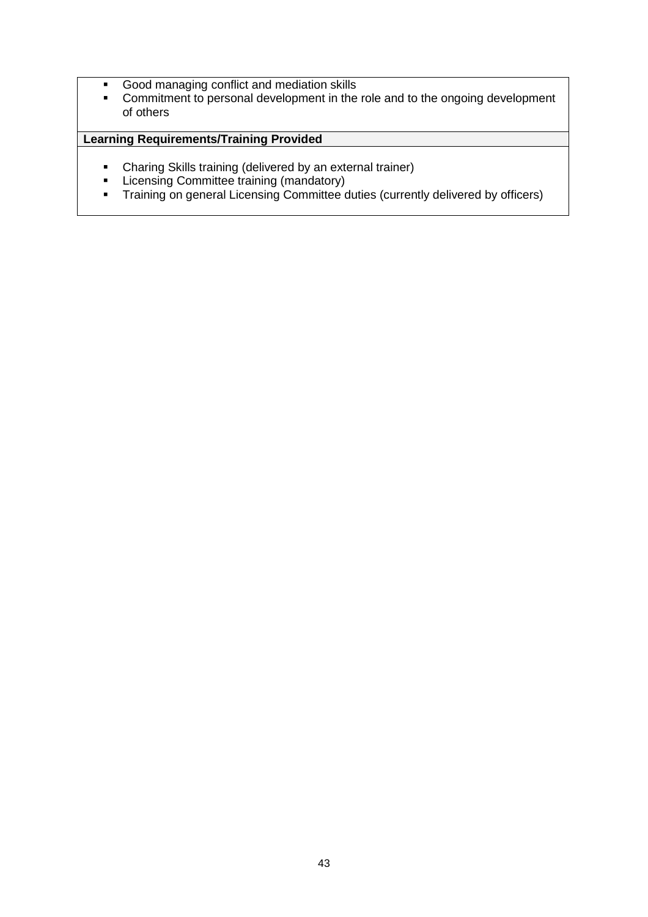- Good managing conflict and mediation skills
- Commitment to personal development in the role and to the ongoing development of others

**Learning Requirements/Training Provided**

- Charing Skills training (delivered by an external trainer)
- Licensing Committee training (mandatory)
- Training on general Licensing Committee duties (currently delivered by officers)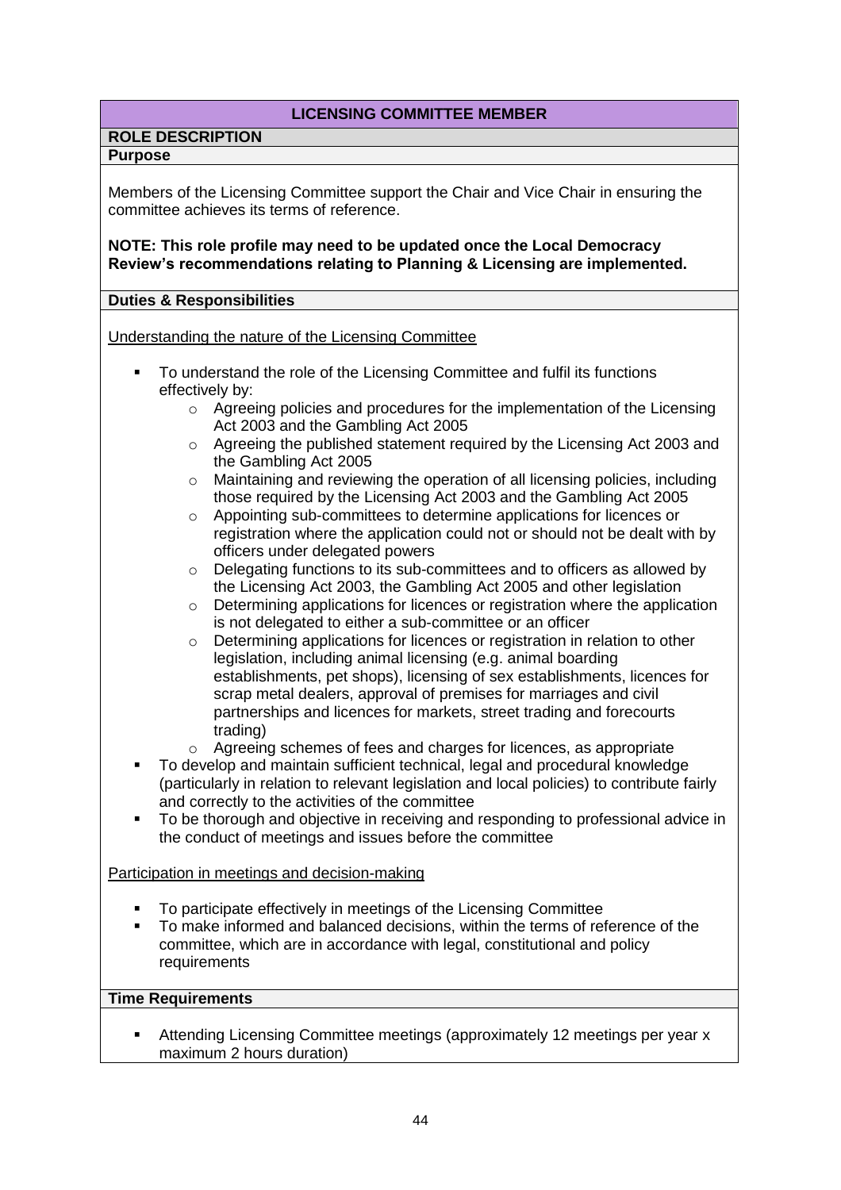## LICENSING COMMITTEE MEMBER

### ROLE DESCRIPTION

**Purpose**

Members of the Licensing Committee support the Chair and Vice Chair in ensuring the committee achieves its terms of reference.

**NOTE: This role profile may need to be updated once the Local Democracy Review's recommendations relating to Planning & Licensing are implemented.**

**Duties & Responsibilities**

Understanding the nature of the Licensing Committee

- To understand the role of the Licensing Committee and fulfil its functions effectively by:
  - Agreeing policies and procedures for the implementation of the Licensing Act 2003 and the Gambling Act 2005
  - Agreeing the published statement required by the Licensing Act 2003 and the Gambling Act 2005
  - Maintaining and reviewing the operation of all licensing policies, including those required by the Licensing Act 2003 and the Gambling Act 2005
  - Appointing sub-committees to determine applications for licences or registration where the application could not or should not be dealt with by officers under delegated powers
  - Delegating functions to its sub-committees and to officers as allowed by the Licensing Act 2003, the Gambling Act 2005 and other legislation
  - Determining applications for licences or registration where the application is not delegated to either a sub-committee or an officer
  - Determining applications for licences or registration in relation to other legislation, including animal licensing (e.g. animal boarding establishments, pet shops), licensing of sex establishments, licences for scrap metal dealers, approval of premises for marriages and civil partnerships and licences for markets, street trading and forecourts trading)
  - Agreeing schemes of fees and charges for licences, as appropriate
- To develop and maintain sufficient technical, legal and procedural knowledge (particularly in relation to relevant legislation and local policies) to contribute fairly and correctly to the activities of the committee
- To be thorough and objective in receiving and responding to professional advice in the conduct of meetings and issues before the committee

Participation in meetings and decision-making

- To participate effectively in meetings of the Licensing Committee
- To make informed and balanced decisions, within the terms of reference of the committee, which are in accordance with legal, constitutional and policy requirements

**Time Requirements**

- Attending Licensing Committee meetings (approximately 12 meetings per year x maximum 2 hours duration)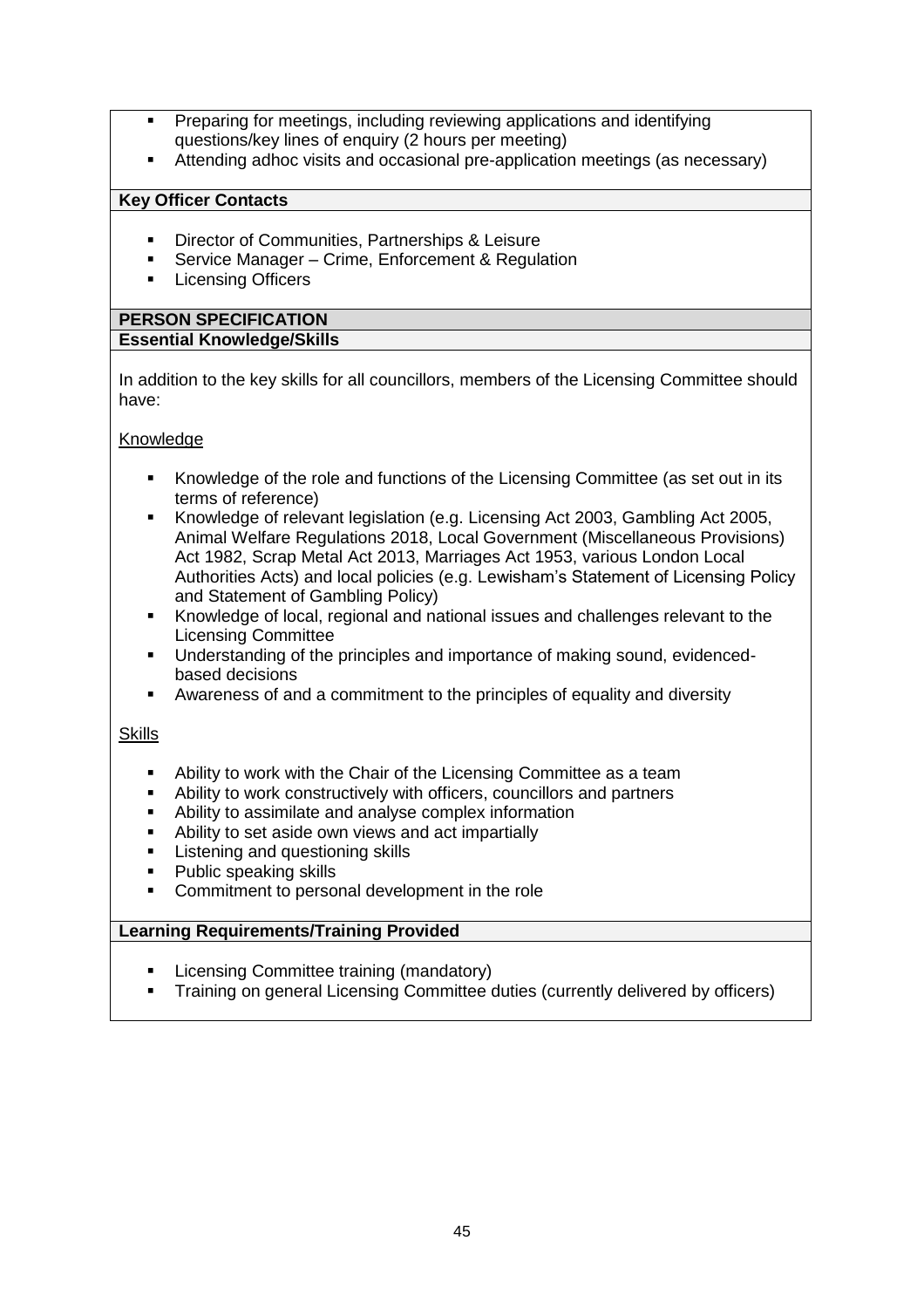- Preparing for meetings, including reviewing applications and identifying questions/key lines of enquiry (2 hours per meeting)
- Attending adhoc visits and occasional pre-application meetings (as necessary)

**Key Officer Contacts**

- Director of Communities, Partnerships & Leisure
- Service Manager – Crime, Enforcement & Regulation
- Licensing Officers

## PERSON SPECIFICATION

**Essential Knowledge/Skills**

In addition to the key skills for all councillors, members of the Licensing Committee should have:

Knowledge

- Knowledge of the role and functions of the Licensing Committee (as set out in its terms of reference)
- Knowledge of relevant legislation (e.g. Licensing Act 2003, Gambling Act 2005, Animal Welfare Regulations 2018, Local Government (Miscellaneous Provisions) Act 1982, Scrap Metal Act 2013, Marriages Act 1953, various London Local Authorities Acts) and local policies (e.g. Lewisham's Statement of Licensing Policy and Statement of Gambling Policy)
- Knowledge of local, regional and national issues and challenges relevant to the Licensing Committee
- Understanding of the principles and importance of making sound, evidenced-based decisions
- Awareness of and a commitment to the principles of equality and diversity

Skills

- Ability to work with the Chair of the Licensing Committee as a team
- Ability to work constructively with officers, councillors and partners
- Ability to assimilate and analyse complex information
- Ability to set aside own views and act impartially
- Listening and questioning skills
- Public speaking skills
- Commitment to personal development in the role

**Learning Requirements/Training Provided**

- Licensing Committee training (mandatory)
- Training on general Licensing Committee duties (currently delivered by officers)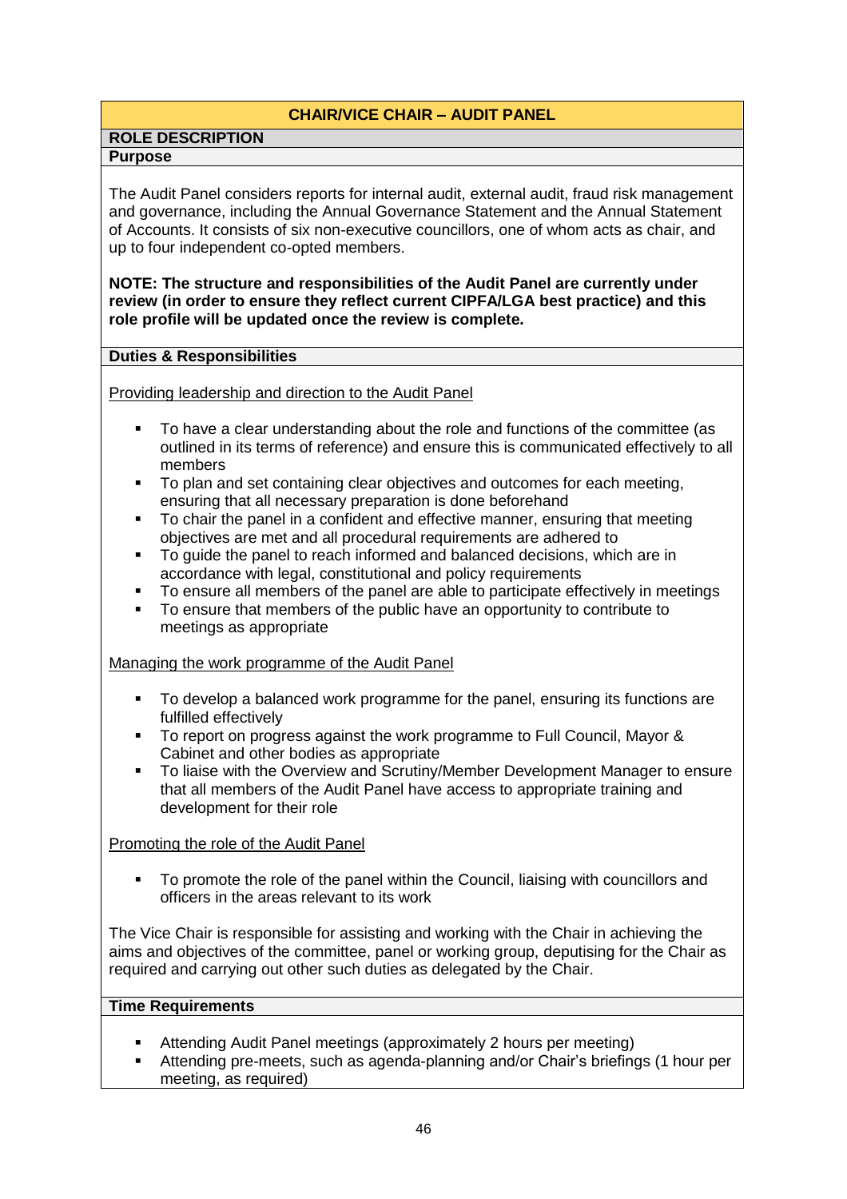## CHAIR/VICE CHAIR – AUDIT PANEL

### ROLE DESCRIPTION

#### Purpose

The Audit Panel considers reports for internal audit, external audit, fraud risk management and governance, including the Annual Governance Statement and the Annual Statement of Accounts. It consists of six non-executive councillors, one of whom acts as chair, and up to four independent co-opted members.

**NOTE: The structure and responsibilities of the Audit Panel are currently under review (in order to ensure they reflect current CIPFA/LGA best practice) and this role profile will be updated once the review is complete.**

#### Duties & Responsibilities

Providing leadership and direction to the Audit Panel

- To have a clear understanding about the role and functions of the committee (as outlined in its terms of reference) and ensure this is communicated effectively to all members
- To plan and set containing clear objectives and outcomes for each meeting, ensuring that all necessary preparation is done beforehand
- To chair the panel in a confident and effective manner, ensuring that meeting objectives are met and all procedural requirements are adhered to
- To guide the panel to reach informed and balanced decisions, which are in accordance with legal, constitutional and policy requirements
- To ensure all members of the panel are able to participate effectively in meetings
- To ensure that members of the public have an opportunity to contribute to meetings as appropriate

Managing the work programme of the Audit Panel

- To develop a balanced work programme for the panel, ensuring its functions are fulfilled effectively
- To report on progress against the work programme to Full Council, Mayor & Cabinet and other bodies as appropriate
- To liaise with the Overview and Scrutiny/Member Development Manager to ensure that all members of the Audit Panel have access to appropriate training and development for their role

Promoting the role of the Audit Panel

- To promote the role of the panel within the Council, liaising with councillors and officers in the areas relevant to its work

The Vice Chair is responsible for assisting and working with the Chair in achieving the aims and objectives of the committee, panel or working group, deputising for the Chair as required and carrying out other such duties as delegated by the Chair.

#### Time Requirements

- Attending Audit Panel meetings (approximately 2 hours per meeting)
- Attending pre-meets, such as agenda-planning and/or Chair's briefings (1 hour per meeting, as required)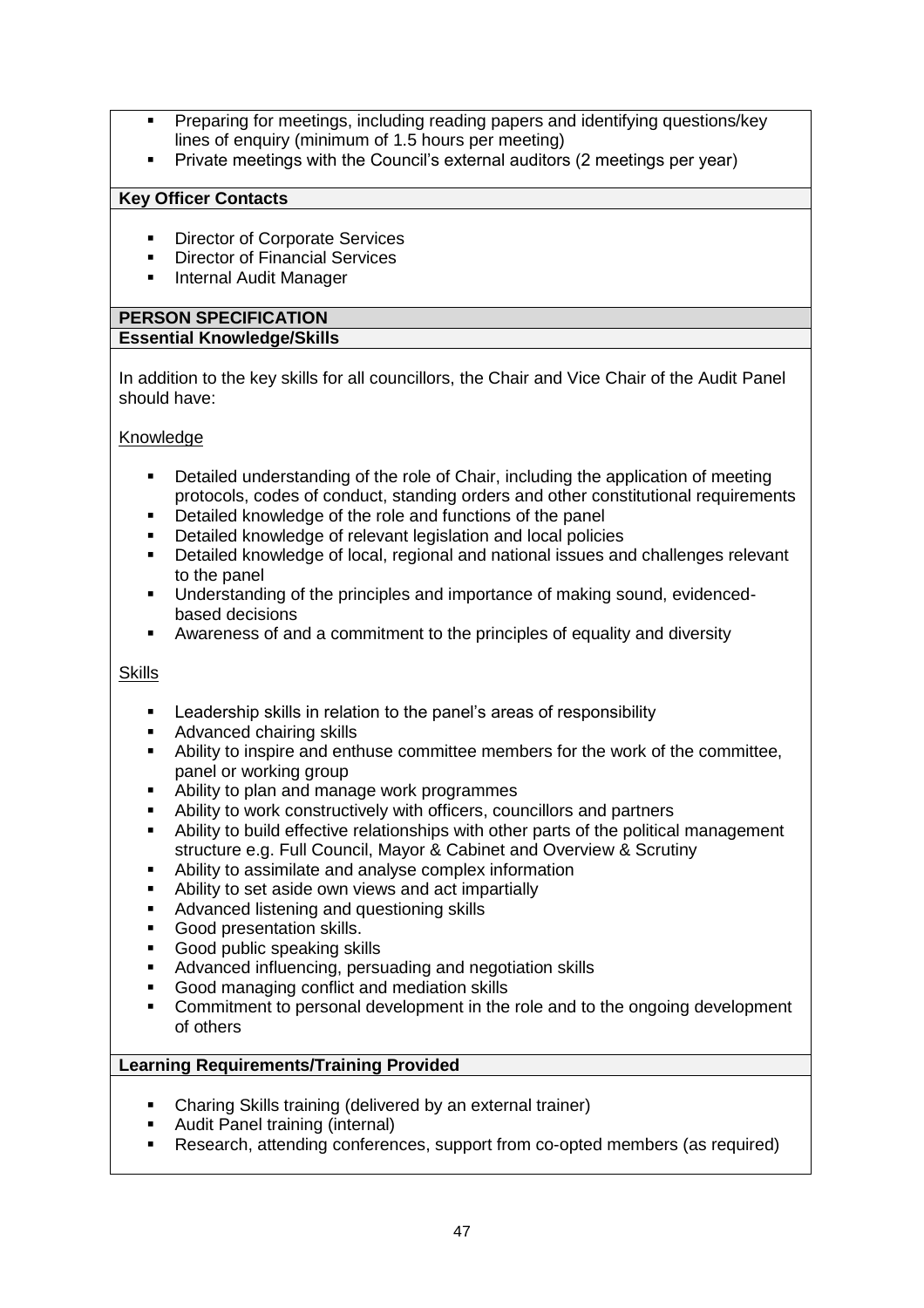- Preparing for meetings, including reading papers and identifying questions/key lines of enquiry (minimum of 1.5 hours per meeting)
- Private meetings with the Council's external auditors (2 meetings per year)

**Key Officer Contacts**

- Director of Corporate Services
- Director of Financial Services
- Internal Audit Manager

**PERSON SPECIFICATION**

**Essential Knowledge/Skills**

In addition to the key skills for all councillors, the Chair and Vice Chair of the Audit Panel should have:

Knowledge

- Detailed understanding of the role of Chair, including the application of meeting protocols, codes of conduct, standing orders and other constitutional requirements
- Detailed knowledge of the role and functions of the panel
- Detailed knowledge of relevant legislation and local policies
- Detailed knowledge of local, regional and national issues and challenges relevant to the panel
- Understanding of the principles and importance of making sound, evidenced-based decisions
- Awareness of and a commitment to the principles of equality and diversity

Skills

- Leadership skills in relation to the panel's areas of responsibility
- Advanced chairing skills
- Ability to inspire and enthuse committee members for the work of the committee, panel or working group
- Ability to plan and manage work programmes
- Ability to work constructively with officers, councillors and partners
- Ability to build effective relationships with other parts of the political management structure e.g. Full Council, Mayor & Cabinet and Overview & Scrutiny
- Ability to assimilate and analyse complex information
- Ability to set aside own views and act impartially
- Advanced listening and questioning skills
- Good presentation skills.
- Good public speaking skills
- Advanced influencing, persuading and negotiation skills
- Good managing conflict and mediation skills
- Commitment to personal development in the role and to the ongoing development of others

**Learning Requirements/Training Provided**

- Charing Skills training (delivered by an external trainer)
- Audit Panel training (internal)
- Research, attending conferences, support from co-opted members (as required)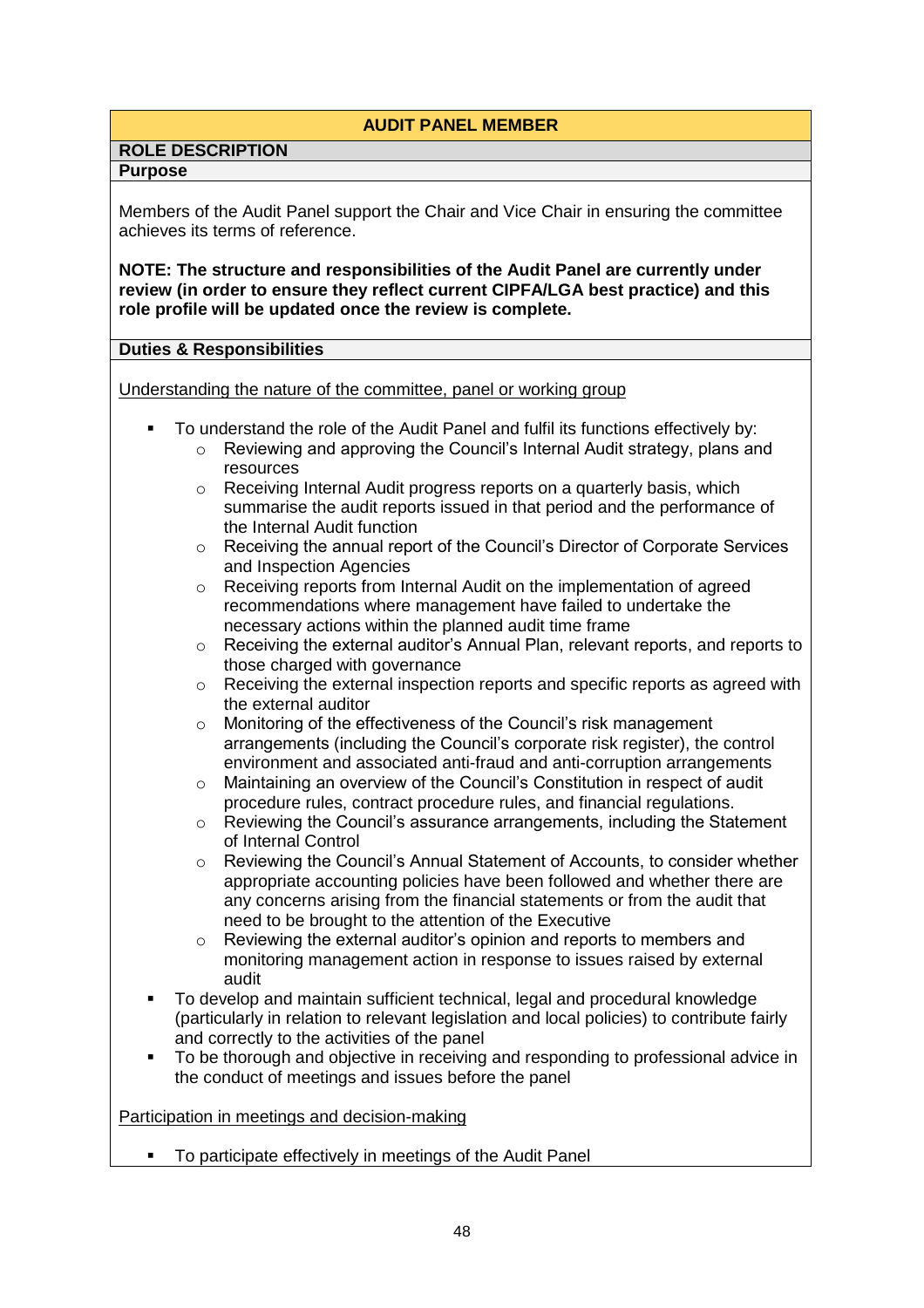## AUDIT PANEL MEMBER

### ROLE DESCRIPTION

#### Purpose

Members of the Audit Panel support the Chair and Vice Chair in ensuring the committee achieves its terms of reference.

**NOTE: The structure and responsibilities of the Audit Panel are currently under review (in order to ensure they reflect current CIPFA/LGA best practice) and this role profile will be updated once the review is complete.**

#### Duties & Responsibilities

<u>Understanding the nature of the committee, panel or working group</u>

- To understand the role of the Audit Panel and fulfil its functions effectively by:
  - Reviewing and approving the Council's Internal Audit strategy, plans and resources
  - Receiving Internal Audit progress reports on a quarterly basis, which summarise the audit reports issued in that period and the performance of the Internal Audit function
  - Receiving the annual report of the Council's Director of Corporate Services and Inspection Agencies
  - Receiving reports from Internal Audit on the implementation of agreed recommendations where management have failed to undertake the necessary actions within the planned audit time frame
  - Receiving the external auditor's Annual Plan, relevant reports, and reports to those charged with governance
  - Receiving the external inspection reports and specific reports as agreed with the external auditor
  - Monitoring of the effectiveness of the Council's risk management arrangements (including the Council's corporate risk register), the control environment and associated anti-fraud and anti-corruption arrangements
  - Maintaining an overview of the Council's Constitution in respect of audit procedure rules, contract procedure rules, and financial regulations.
  - Reviewing the Council's assurance arrangements, including the Statement of Internal Control
  - Reviewing the Council's Annual Statement of Accounts, to consider whether appropriate accounting policies have been followed and whether there are any concerns arising from the financial statements or from the audit that need to be brought to the attention of the Executive
  - Reviewing the external auditor's opinion and reports to members and monitoring management action in response to issues raised by external audit
- To develop and maintain sufficient technical, legal and procedural knowledge (particularly in relation to relevant legislation and local policies) to contribute fairly and correctly to the activities of the panel
- To be thorough and objective in receiving and responding to professional advice in the conduct of meetings and issues before the panel

<u>Participation in meetings and decision-making</u>

- To participate effectively in meetings of the Audit Panel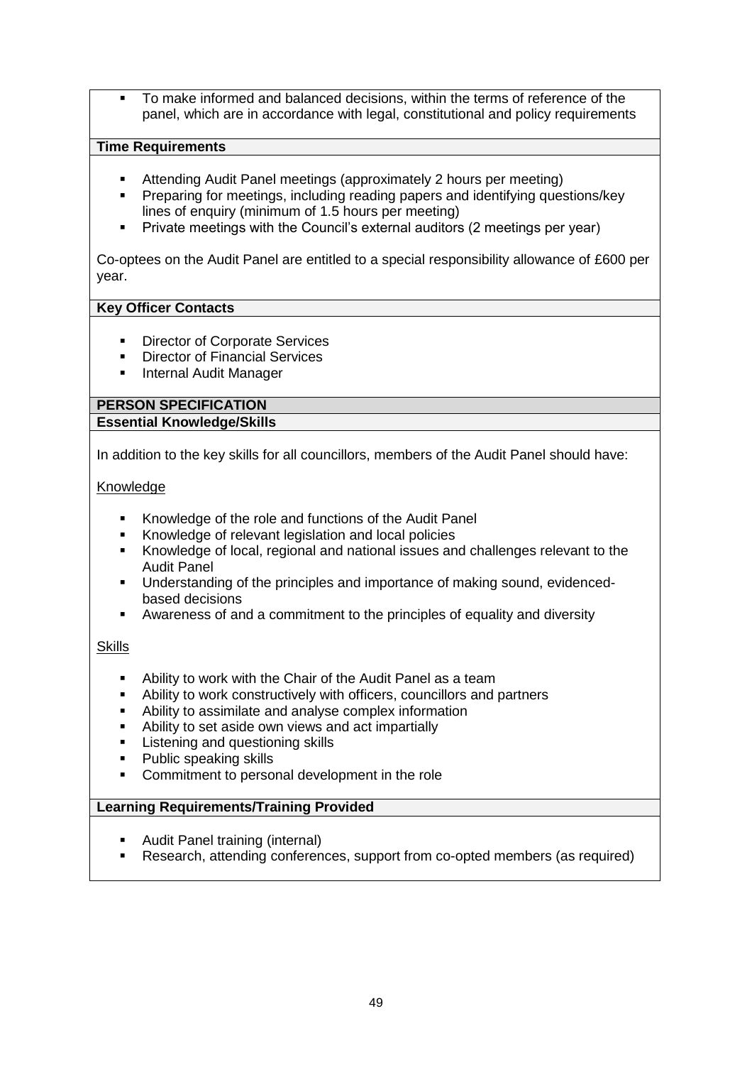- To make informed and balanced decisions, within the terms of reference of the panel, which are in accordance with legal, constitutional and policy requirements

**Time Requirements**

- Attending Audit Panel meetings (approximately 2 hours per meeting)
- Preparing for meetings, including reading papers and identifying questions/key lines of enquiry (minimum of 1.5 hours per meeting)
- Private meetings with the Council's external auditors (2 meetings per year)

Co-optees on the Audit Panel are entitled to a special responsibility allowance of £600 per year.

**Key Officer Contacts**

- Director of Corporate Services
- Director of Financial Services
- Internal Audit Manager

**PERSON SPECIFICATION**

**Essential Knowledge/Skills**

In addition to the key skills for all councillors, members of the Audit Panel should have:

Knowledge

- Knowledge of the role and functions of the Audit Panel
- Knowledge of relevant legislation and local policies
- Knowledge of local, regional and national issues and challenges relevant to the Audit Panel
- Understanding of the principles and importance of making sound, evidenced-based decisions
- Awareness of and a commitment to the principles of equality and diversity

Skills

- Ability to work with the Chair of the Audit Panel as a team
- Ability to work constructively with officers, councillors and partners
- Ability to assimilate and analyse complex information
- Ability to set aside own views and act impartially
- Listening and questioning skills
- Public speaking skills
- Commitment to personal development in the role

**Learning Requirements/Training Provided**

- Audit Panel training (internal)
- Research, attending conferences, support from co-opted members (as required)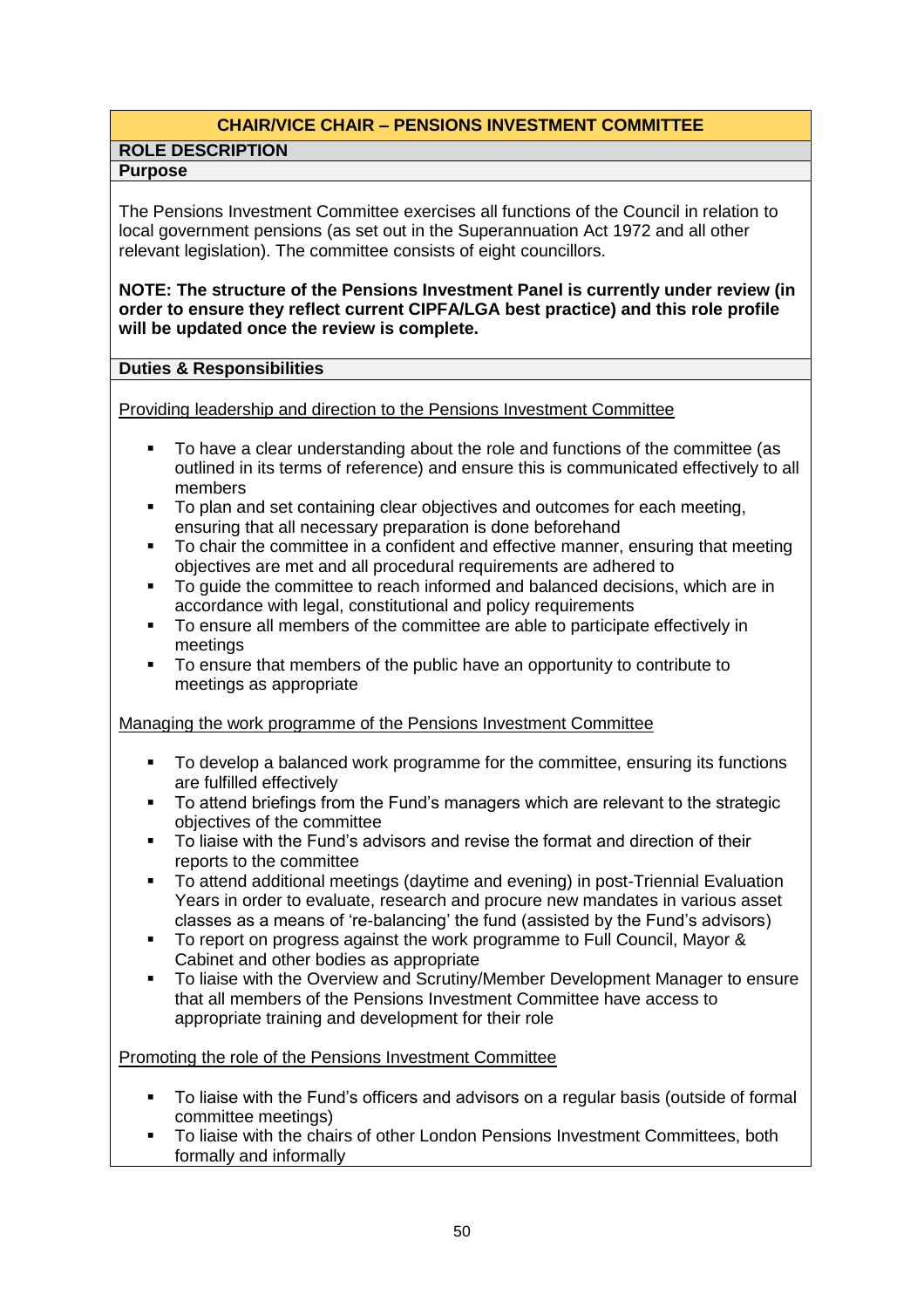## CHAIR/VICE CHAIR – PENSIONS INVESTMENT COMMITTEE

### ROLE DESCRIPTION

### Purpose

The Pensions Investment Committee exercises all functions of the Council in relation to local government pensions (as set out in the Superannuation Act 1972 and all other relevant legislation). The committee consists of eight councillors.

**NOTE: The structure of the Pensions Investment Panel is currently under review (in order to ensure they reflect current CIPFA/LGA best practice) and this role profile will be updated once the review is complete.**

### Duties & Responsibilities

Providing leadership and direction to the Pensions Investment Committee

- To have a clear understanding about the role and functions of the committee (as outlined in its terms of reference) and ensure this is communicated effectively to all members
- To plan and set containing clear objectives and outcomes for each meeting, ensuring that all necessary preparation is done beforehand
- To chair the committee in a confident and effective manner, ensuring that meeting objectives are met and all procedural requirements are adhered to
- To guide the committee to reach informed and balanced decisions, which are in accordance with legal, constitutional and policy requirements
- To ensure all members of the committee are able to participate effectively in meetings
- To ensure that members of the public have an opportunity to contribute to meetings as appropriate

Managing the work programme of the Pensions Investment Committee

- To develop a balanced work programme for the committee, ensuring its functions are fulfilled effectively
- To attend briefings from the Fund's managers which are relevant to the strategic objectives of the committee
- To liaise with the Fund's advisors and revise the format and direction of their reports to the committee
- To attend additional meetings (daytime and evening) in post-Triennial Evaluation Years in order to evaluate, research and procure new mandates in various asset classes as a means of 're-balancing' the fund (assisted by the Fund's advisors)
- To report on progress against the work programme to Full Council, Mayor & Cabinet and other bodies as appropriate
- To liaise with the Overview and Scrutiny/Member Development Manager to ensure that all members of the Pensions Investment Committee have access to appropriate training and development for their role

Promoting the role of the Pensions Investment Committee

- To liaise with the Fund's officers and advisors on a regular basis (outside of formal committee meetings)
- To liaise with the chairs of other London Pensions Investment Committees, both formally and informally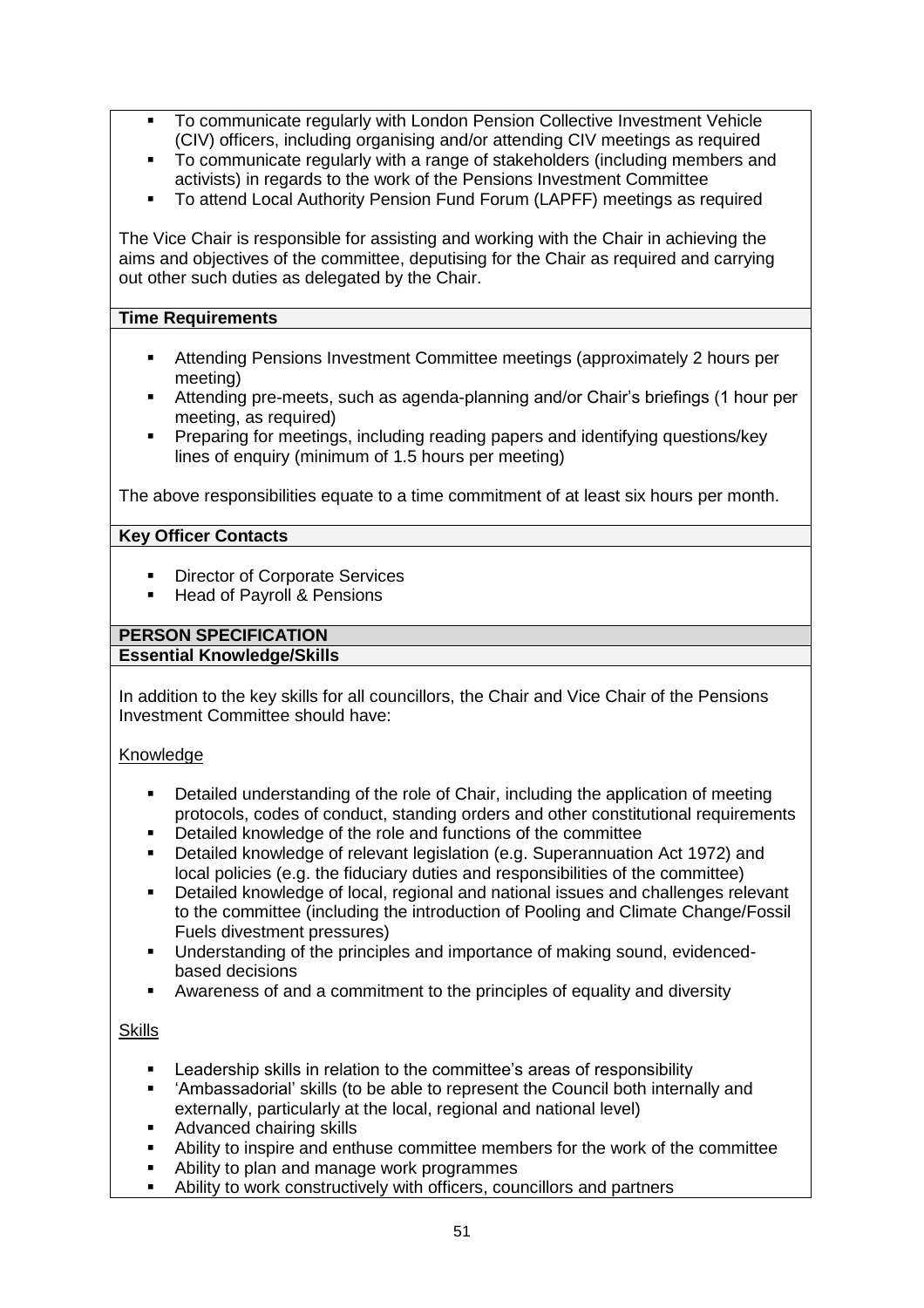- To communicate regularly with London Pension Collective Investment Vehicle (CIV) officers, including organising and/or attending CIV meetings as required
- To communicate regularly with a range of stakeholders (including members and activists) in regards to the work of the Pensions Investment Committee
- To attend Local Authority Pension Fund Forum (LAPFF) meetings as required

The Vice Chair is responsible for assisting and working with the Chair in achieving the aims and objectives of the committee, deputising for the Chair as required and carrying out other such duties as delegated by the Chair.

**Time Requirements**

- Attending Pensions Investment Committee meetings (approximately 2 hours per meeting)
- Attending pre-meets, such as agenda-planning and/or Chair's briefings (1 hour per meeting, as required)
- Preparing for meetings, including reading papers and identifying questions/key lines of enquiry (minimum of 1.5 hours per meeting)

The above responsibilities equate to a time commitment of at least six hours per month.

**Key Officer Contacts**

- Director of Corporate Services
- Head of Payroll & Pensions

**PERSON SPECIFICATION**

**Essential Knowledge/Skills**

In addition to the key skills for all councillors, the Chair and Vice Chair of the Pensions Investment Committee should have:

Knowledge

- Detailed understanding of the role of Chair, including the application of meeting protocols, codes of conduct, standing orders and other constitutional requirements
- Detailed knowledge of the role and functions of the committee
- Detailed knowledge of relevant legislation (e.g. Superannuation Act 1972) and local policies (e.g. the fiduciary duties and responsibilities of the committee)
- Detailed knowledge of local, regional and national issues and challenges relevant to the committee (including the introduction of Pooling and Climate Change/Fossil Fuels divestment pressures)
- Understanding of the principles and importance of making sound, evidenced-based decisions
- Awareness of and a commitment to the principles of equality and diversity

Skills

- Leadership skills in relation to the committee's areas of responsibility
- 'Ambassadorial' skills (to be able to represent the Council both internally and externally, particularly at the local, regional and national level)
- Advanced chairing skills
- Ability to inspire and enthuse committee members for the work of the committee
- Ability to plan and manage work programmes
- Ability to work constructively with officers, councillors and partners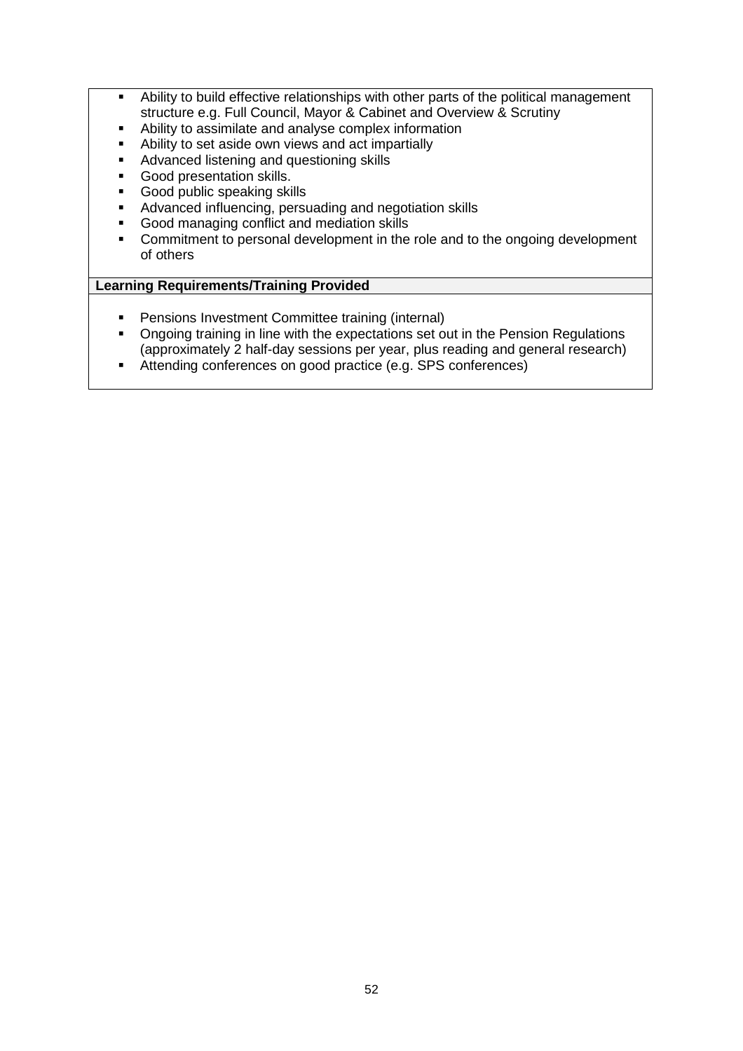- Ability to build effective relationships with other parts of the political management structure e.g. Full Council, Mayor & Cabinet and Overview & Scrutiny
- Ability to assimilate and analyse complex information
- Ability to set aside own views and act impartially
- Advanced listening and questioning skills
- Good presentation skills.
- Good public speaking skills
- Advanced influencing, persuading and negotiation skills
- Good managing conflict and mediation skills
- Commitment to personal development in the role and to the ongoing development of others

**Learning Requirements/Training Provided**

- Pensions Investment Committee training (internal)
- Ongoing training in line with the expectations set out in the Pension Regulations (approximately 2 half-day sessions per year, plus reading and general research)
- Attending conferences on good practice (e.g. SPS conferences)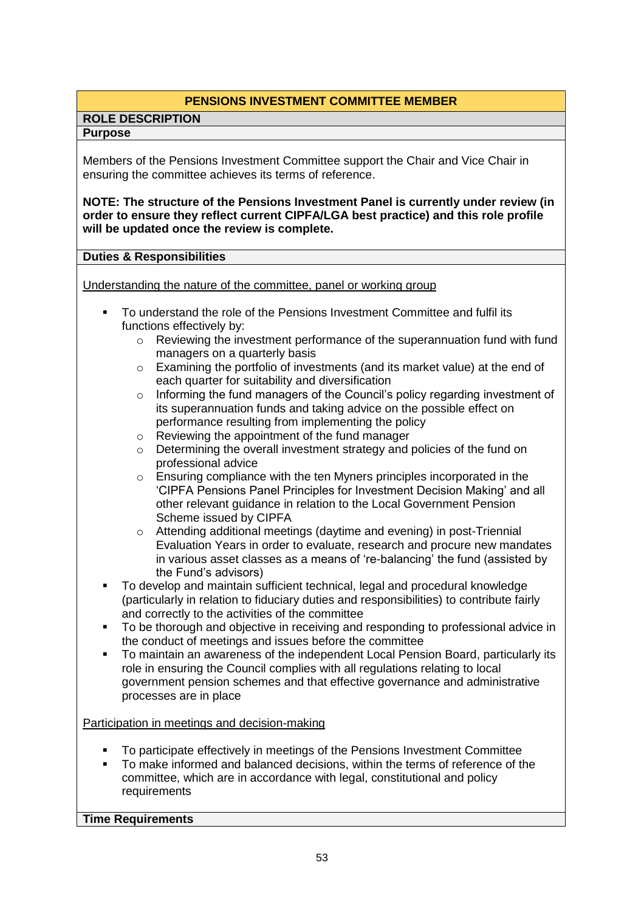## PENSIONS INVESTMENT COMMITTEE MEMBER

### ROLE DESCRIPTION

#### Purpose

Members of the Pensions Investment Committee support the Chair and Vice Chair in ensuring the committee achieves its terms of reference.

**NOTE: The structure of the Pensions Investment Panel is currently under review (in order to ensure they reflect current CIPFA/LGA best practice) and this role profile will be updated once the review is complete.**

#### Duties & Responsibilities

Understanding the nature of the committee, panel or working group

- To understand the role of the Pensions Investment Committee and fulfil its functions effectively by:
  - Reviewing the investment performance of the superannuation fund with fund managers on a quarterly basis
  - Examining the portfolio of investments (and its market value) at the end of each quarter for suitability and diversification
  - Informing the fund managers of the Council's policy regarding investment of its superannuation funds and taking advice on the possible effect on performance resulting from implementing the policy
  - Reviewing the appointment of the fund manager
  - Determining the overall investment strategy and policies of the fund on professional advice
  - Ensuring compliance with the ten Myners principles incorporated in the 'CIPFA Pensions Panel Principles for Investment Decision Making' and all other relevant guidance in relation to the Local Government Pension Scheme issued by CIPFA
  - Attending additional meetings (daytime and evening) in post-Triennial Evaluation Years in order to evaluate, research and procure new mandates in various asset classes as a means of 're-balancing' the fund (assisted by the Fund's advisors)
- To develop and maintain sufficient technical, legal and procedural knowledge (particularly in relation to fiduciary duties and responsibilities) to contribute fairly and correctly to the activities of the committee
- To be thorough and objective in receiving and responding to professional advice in the conduct of meetings and issues before the committee
- To maintain an awareness of the independent Local Pension Board, particularly its role in ensuring the Council complies with all regulations relating to local government pension schemes and that effective governance and administrative processes are in place

Participation in meetings and decision-making

- To participate effectively in meetings of the Pensions Investment Committee
- To make informed and balanced decisions, within the terms of reference of the committee, which are in accordance with legal, constitutional and policy requirements

#### Time Requirements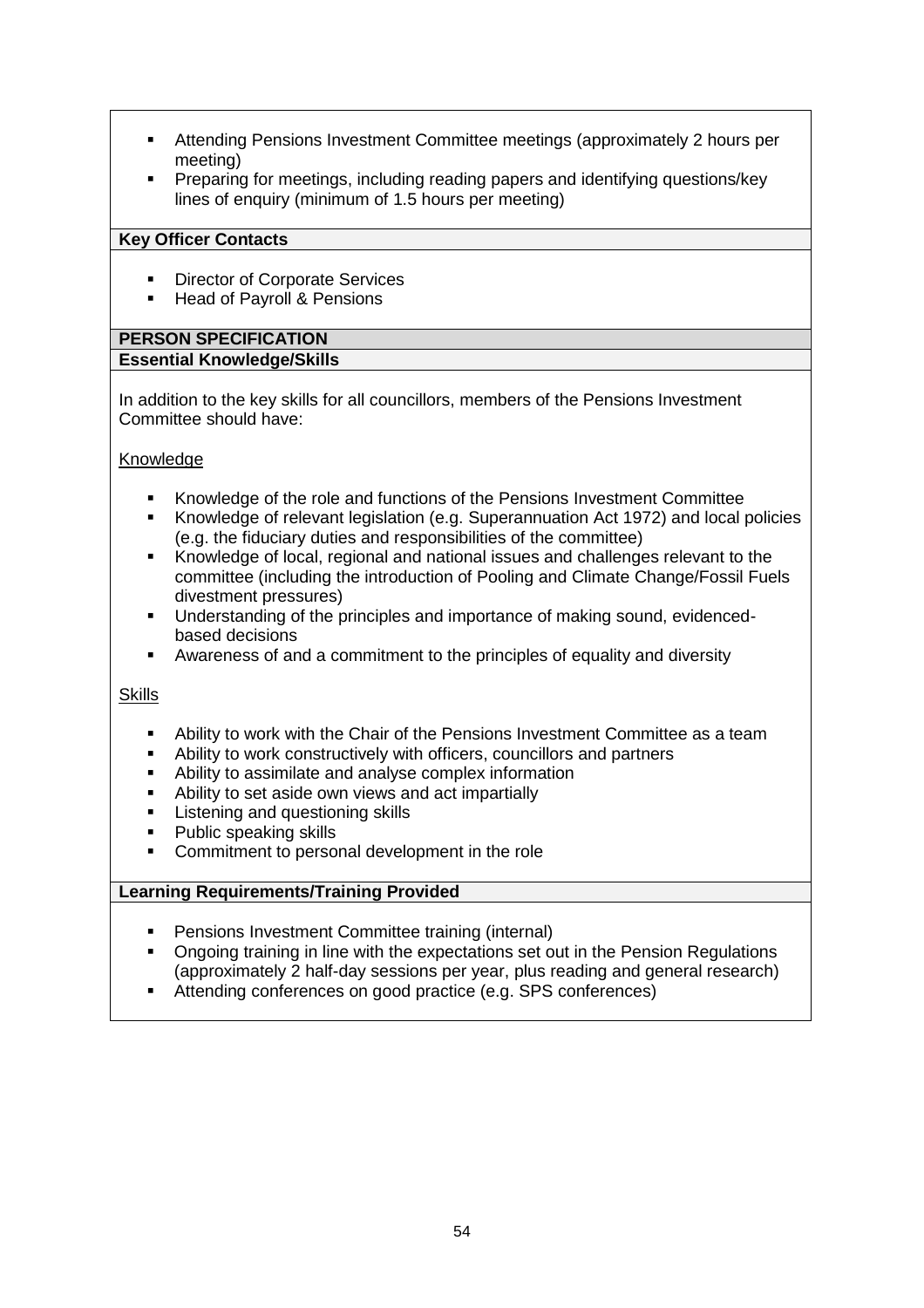- Attending Pensions Investment Committee meetings (approximately 2 hours per meeting)
- Preparing for meetings, including reading papers and identifying questions/key lines of enquiry (minimum of 1.5 hours per meeting)

**Key Officer Contacts**

- Director of Corporate Services
- Head of Payroll & Pensions

## PERSON SPECIFICATION

**Essential Knowledge/Skills**

In addition to the key skills for all councillors, members of the Pensions Investment Committee should have:

Knowledge

- Knowledge of the role and functions of the Pensions Investment Committee
- Knowledge of relevant legislation (e.g. Superannuation Act 1972) and local policies (e.g. the fiduciary duties and responsibilities of the committee)
- Knowledge of local, regional and national issues and challenges relevant to the committee (including the introduction of Pooling and Climate Change/Fossil Fuels divestment pressures)
- Understanding of the principles and importance of making sound, evidenced-based decisions
- Awareness of and a commitment to the principles of equality and diversity

Skills

- Ability to work with the Chair of the Pensions Investment Committee as a team
- Ability to work constructively with officers, councillors and partners
- Ability to assimilate and analyse complex information
- Ability to set aside own views and act impartially
- Listening and questioning skills
- Public speaking skills
- Commitment to personal development in the role

**Learning Requirements/Training Provided**

- Pensions Investment Committee training (internal)
- Ongoing training in line with the expectations set out in the Pension Regulations (approximately 2 half-day sessions per year, plus reading and general research)
- Attending conferences on good practice (e.g. SPS conferences)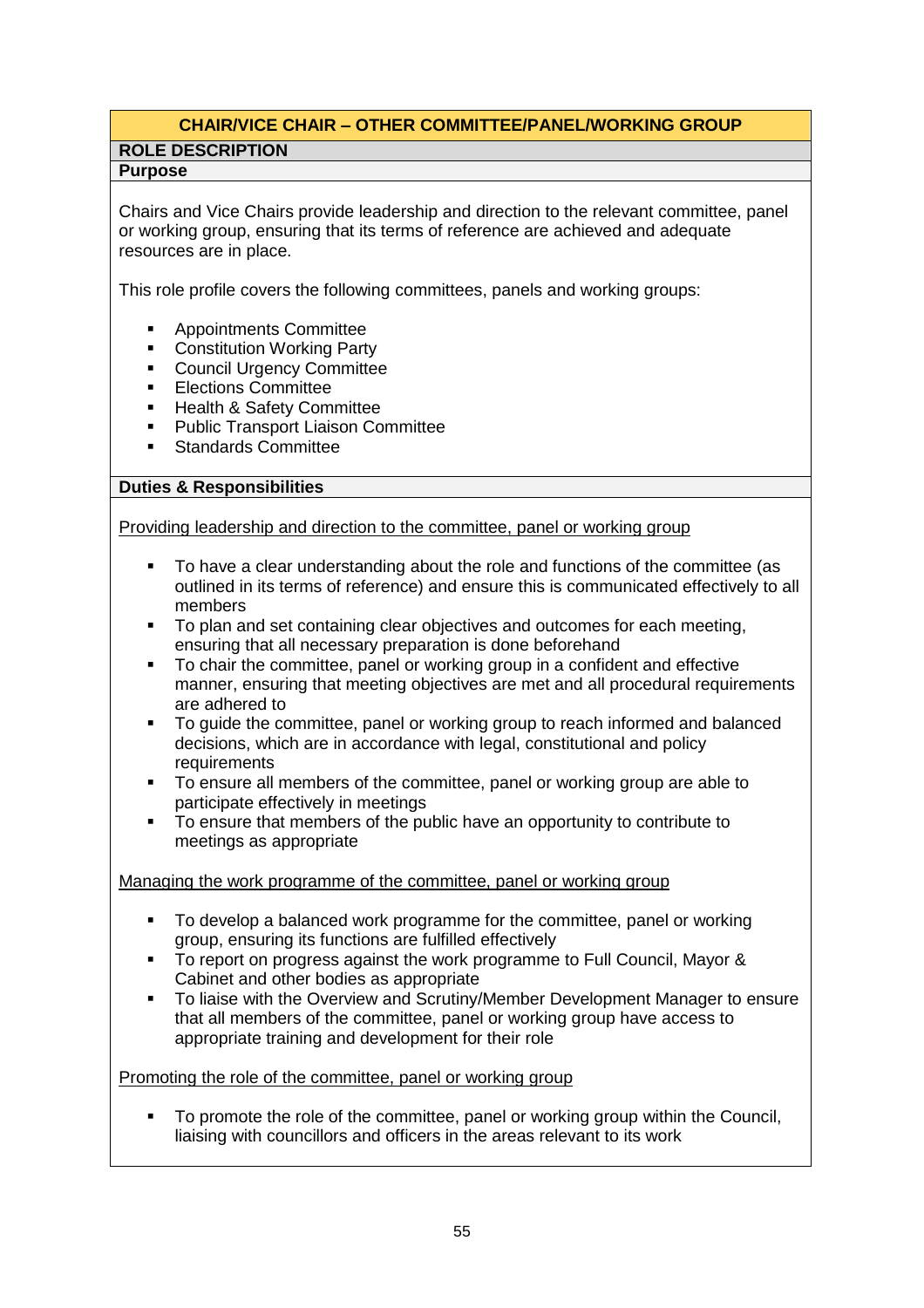## CHAIR/VICE CHAIR – OTHER COMMITTEE/PANEL/WORKING GROUP

### ROLE DESCRIPTION

### Purpose

Chairs and Vice Chairs provide leadership and direction to the relevant committee, panel or working group, ensuring that its terms of reference are achieved and adequate resources are in place.

This role profile covers the following committees, panels and working groups:

- Appointments Committee
- Constitution Working Party
- Council Urgency Committee
- Elections Committee
- Health & Safety Committee
- Public Transport Liaison Committee
- Standards Committee

### Duties & Responsibilities

Providing leadership and direction to the committee, panel or working group

- To have a clear understanding about the role and functions of the committee (as outlined in its terms of reference) and ensure this is communicated effectively to all members
- To plan and set containing clear objectives and outcomes for each meeting, ensuring that all necessary preparation is done beforehand
- To chair the committee, panel or working group in a confident and effective manner, ensuring that meeting objectives are met and all procedural requirements are adhered to
- To guide the committee, panel or working group to reach informed and balanced decisions, which are in accordance with legal, constitutional and policy requirements
- To ensure all members of the committee, panel or working group are able to participate effectively in meetings
- To ensure that members of the public have an opportunity to contribute to meetings as appropriate

Managing the work programme of the committee, panel or working group

- To develop a balanced work programme for the committee, panel or working group, ensuring its functions are fulfilled effectively
- To report on progress against the work programme to Full Council, Mayor & Cabinet and other bodies as appropriate
- To liaise with the Overview and Scrutiny/Member Development Manager to ensure that all members of the committee, panel or working group have access to appropriate training and development for their role

Promoting the role of the committee, panel or working group

- To promote the role of the committee, panel or working group within the Council, liaising with councillors and officers in the areas relevant to its work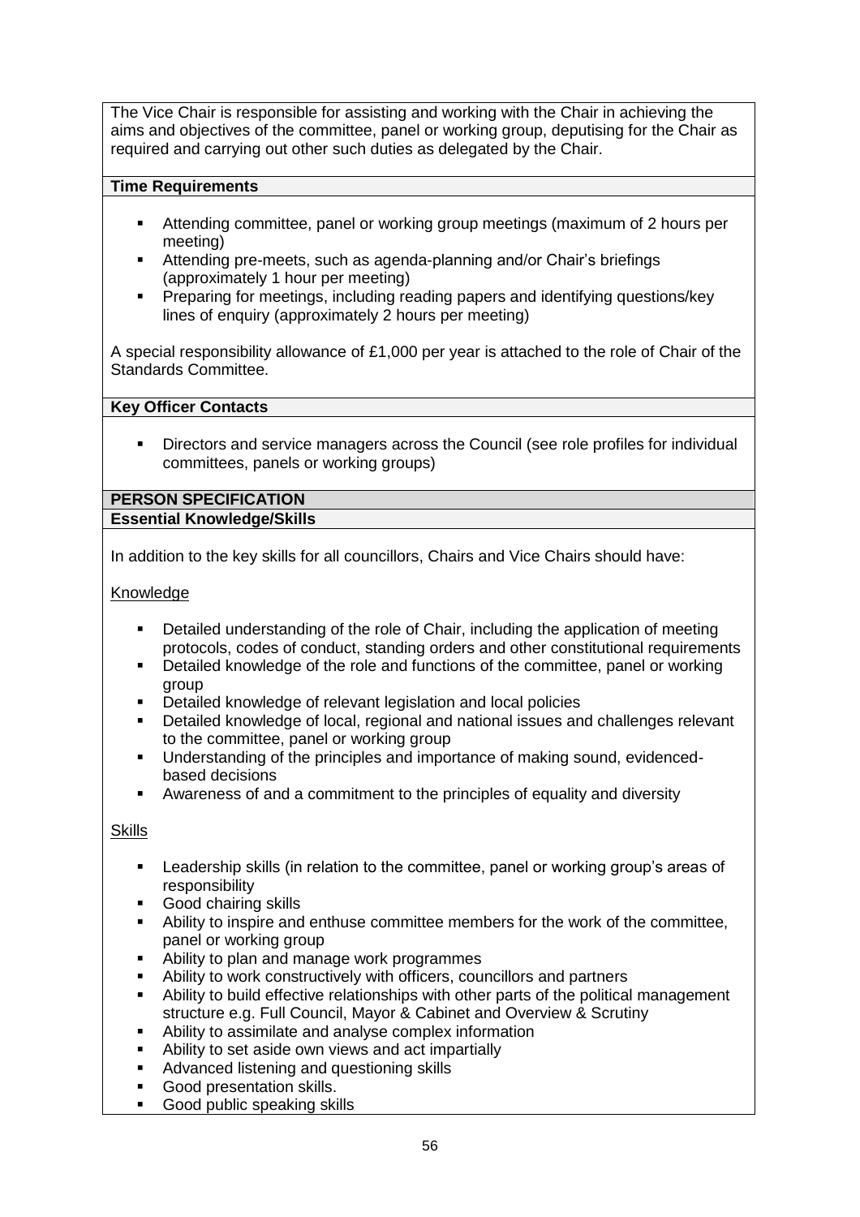The Vice Chair is responsible for assisting and working with the Chair in achieving the aims and objectives of the committee, panel or working group, deputising for the Chair as required and carrying out other such duties as delegated by the Chair.

**Time Requirements**

- Attending committee, panel or working group meetings (maximum of 2 hours per meeting)
- Attending pre-meets, such as agenda-planning and/or Chair's briefings (approximately 1 hour per meeting)
- Preparing for meetings, including reading papers and identifying questions/key lines of enquiry (approximately 2 hours per meeting)

A special responsibility allowance of £1,000 per year is attached to the role of Chair of the Standards Committee.

**Key Officer Contacts**

- Directors and service managers across the Council (see role profiles for individual committees, panels or working groups)

**PERSON SPECIFICATION**

**Essential Knowledge/Skills**

In addition to the key skills for all councillors, Chairs and Vice Chairs should have:

Knowledge

- Detailed understanding of the role of Chair, including the application of meeting protocols, codes of conduct, standing orders and other constitutional requirements
- Detailed knowledge of the role and functions of the committee, panel or working group
- Detailed knowledge of relevant legislation and local policies
- Detailed knowledge of local, regional and national issues and challenges relevant to the committee, panel or working group
- Understanding of the principles and importance of making sound, evidenced-based decisions
- Awareness of and a commitment to the principles of equality and diversity

Skills

- Leadership skills (in relation to the committee, panel or working group's areas of responsibility
- Good chairing skills
- Ability to inspire and enthuse committee members for the work of the committee, panel or working group
- Ability to plan and manage work programmes
- Ability to work constructively with officers, councillors and partners
- Ability to build effective relationships with other parts of the political management structure e.g. Full Council, Mayor & Cabinet and Overview & Scrutiny
- Ability to assimilate and analyse complex information
- Ability to set aside own views and act impartially
- Advanced listening and questioning skills
- Good presentation skills.
- Good public speaking skills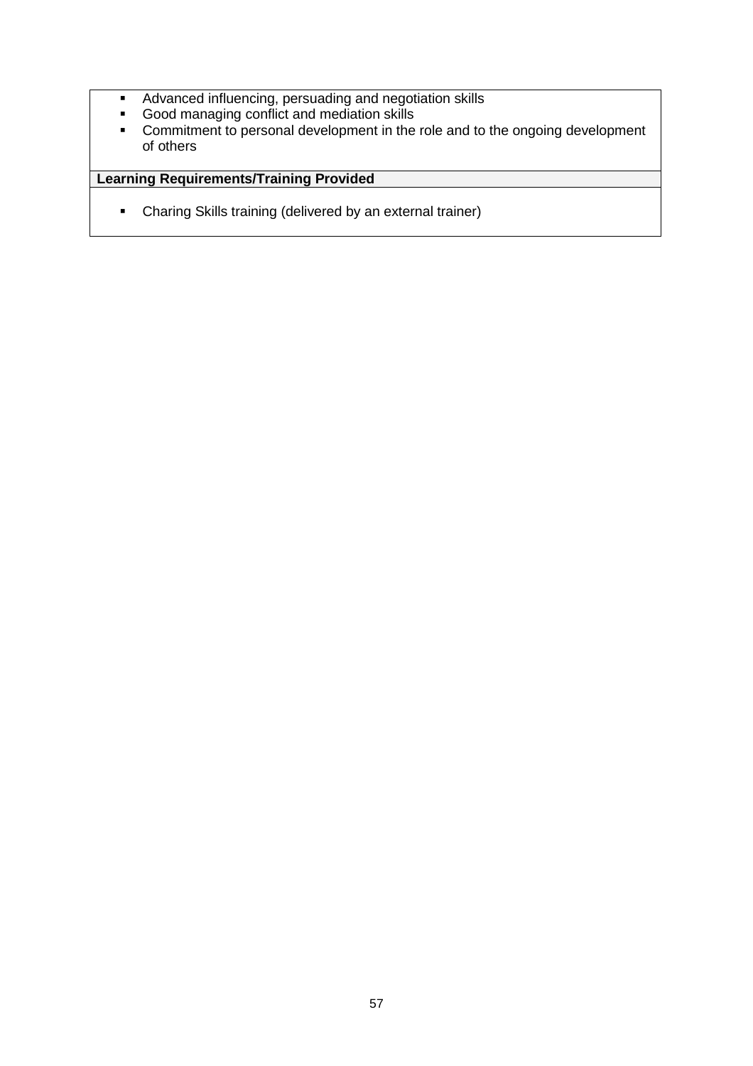- Advanced influencing, persuading and negotiation skills
- Good managing conflict and mediation skills
- Commitment to personal development in the role and to the ongoing development of others

**Learning Requirements/Training Provided**

- Charing Skills training (delivered by an external trainer)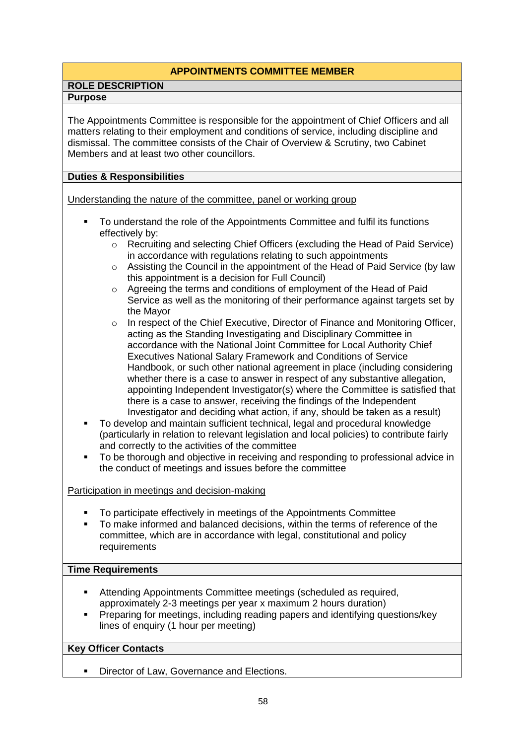# APPOINTMENTS COMMITTEE MEMBER

## ROLE DESCRIPTION

### Purpose

The Appointments Committee is responsible for the appointment of Chief Officers and all matters relating to their employment and conditions of service, including discipline and dismissal. The committee consists of the Chair of Overview & Scrutiny, two Cabinet Members and at least two other councillors.

### Duties & Responsibilities

Understanding the nature of the committee, panel or working group

- To understand the role of the Appointments Committee and fulfil its functions effectively by:
  - Recruiting and selecting Chief Officers (excluding the Head of Paid Service) in accordance with regulations relating to such appointments
  - Assisting the Council in the appointment of the Head of Paid Service (by law this appointment is a decision for Full Council)
  - Agreeing the terms and conditions of employment of the Head of Paid Service as well as the monitoring of their performance against targets set by the Mayor
  - In respect of the Chief Executive, Director of Finance and Monitoring Officer, acting as the Standing Investigating and Disciplinary Committee in accordance with the National Joint Committee for Local Authority Chief Executives National Salary Framework and Conditions of Service Handbook, or such other national agreement in place (including considering whether there is a case to answer in respect of any substantive allegation, appointing Independent Investigator(s) where the Committee is satisfied that there is a case to answer, receiving the findings of the Independent Investigator and deciding what action, if any, should be taken as a result)
- To develop and maintain sufficient technical, legal and procedural knowledge (particularly in relation to relevant legislation and local policies) to contribute fairly and correctly to the activities of the committee
- To be thorough and objective in receiving and responding to professional advice in the conduct of meetings and issues before the committee

Participation in meetings and decision-making

- To participate effectively in meetings of the Appointments Committee
- To make informed and balanced decisions, within the terms of reference of the committee, which are in accordance with legal, constitutional and policy requirements

### Time Requirements

- Attending Appointments Committee meetings (scheduled as required, approximately 2-3 meetings per year x maximum 2 hours duration)
- Preparing for meetings, including reading papers and identifying questions/key lines of enquiry (1 hour per meeting)

### Key Officer Contacts

- Director of Law, Governance and Elections.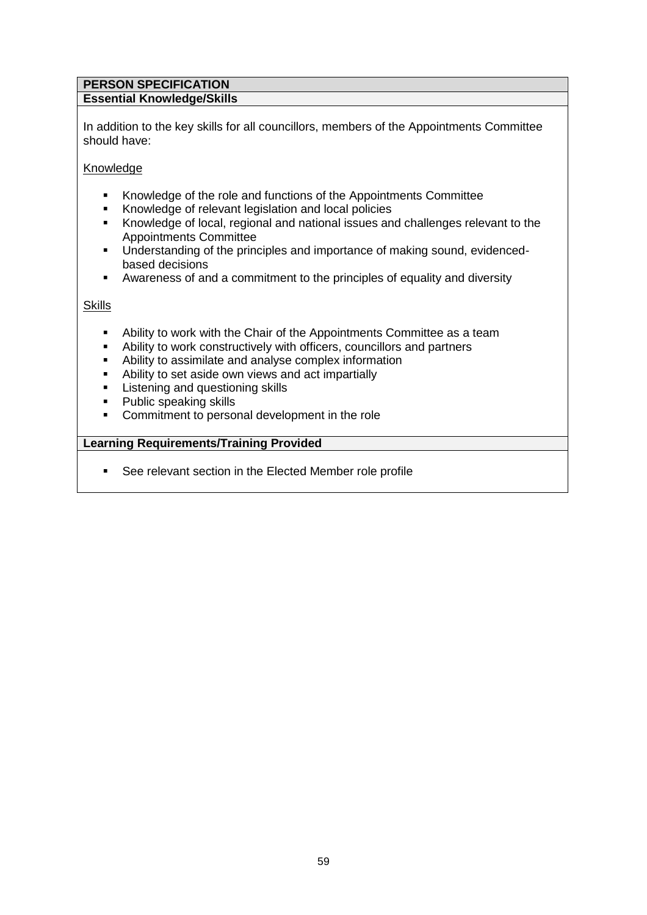## PERSON SPECIFICATION

### Essential Knowledge/Skills

In addition to the key skills for all councillors, members of the Appointments Committee should have:

Knowledge

- Knowledge of the role and functions of the Appointments Committee
- Knowledge of relevant legislation and local policies
- Knowledge of local, regional and national issues and challenges relevant to the Appointments Committee
- Understanding of the principles and importance of making sound, evidenced-based decisions
- Awareness of and a commitment to the principles of equality and diversity

Skills

- Ability to work with the Chair of the Appointments Committee as a team
- Ability to work constructively with officers, councillors and partners
- Ability to assimilate and analyse complex information
- Ability to set aside own views and act impartially
- Listening and questioning skills
- Public speaking skills
- Commitment to personal development in the role

### Learning Requirements/Training Provided

- See relevant section in the Elected Member role profile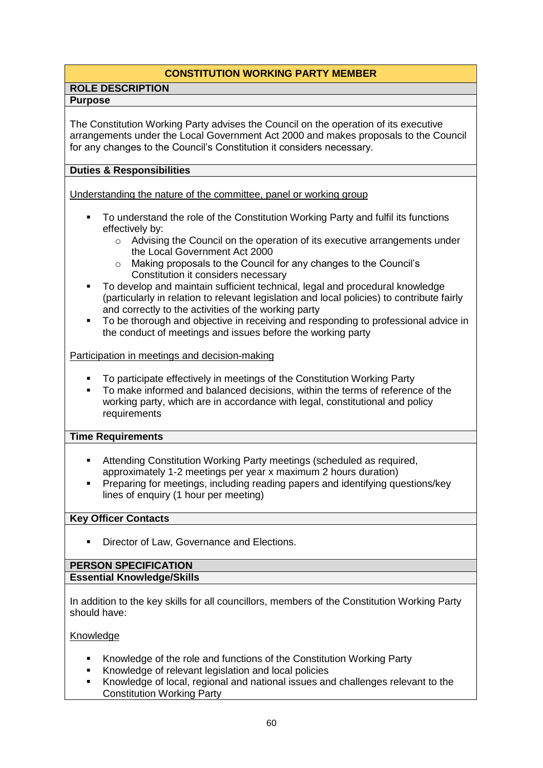## CONSTITUTION WORKING PARTY MEMBER

### ROLE DESCRIPTION

#### Purpose

The Constitution Working Party advises the Council on the operation of its executive arrangements under the Local Government Act 2000 and makes proposals to the Council for any changes to the Council's Constitution it considers necessary.

#### Duties & Responsibilities

Understanding the nature of the committee, panel or working group

- To understand the role of the Constitution Working Party and fulfil its functions effectively by:
  - Advising the Council on the operation of its executive arrangements under the Local Government Act 2000
  - Making proposals to the Council for any changes to the Council's Constitution it considers necessary
- To develop and maintain sufficient technical, legal and procedural knowledge (particularly in relation to relevant legislation and local policies) to contribute fairly and correctly to the activities of the working party
- To be thorough and objective in receiving and responding to professional advice in the conduct of meetings and issues before the working party

Participation in meetings and decision-making

- To participate effectively in meetings of the Constitution Working Party
- To make informed and balanced decisions, within the terms of reference of the working party, which are in accordance with legal, constitutional and policy requirements

#### Time Requirements

- Attending Constitution Working Party meetings (scheduled as required, approximately 1-2 meetings per year x maximum 2 hours duration)
- Preparing for meetings, including reading papers and identifying questions/key lines of enquiry (1 hour per meeting)

#### Key Officer Contacts

- Director of Law, Governance and Elections.

### PERSON SPECIFICATION

#### Essential Knowledge/Skills

In addition to the key skills for all councillors, members of the Constitution Working Party should have:

Knowledge

- Knowledge of the role and functions of the Constitution Working Party
- Knowledge of relevant legislation and local policies
- Knowledge of local, regional and national issues and challenges relevant to the Constitution Working Party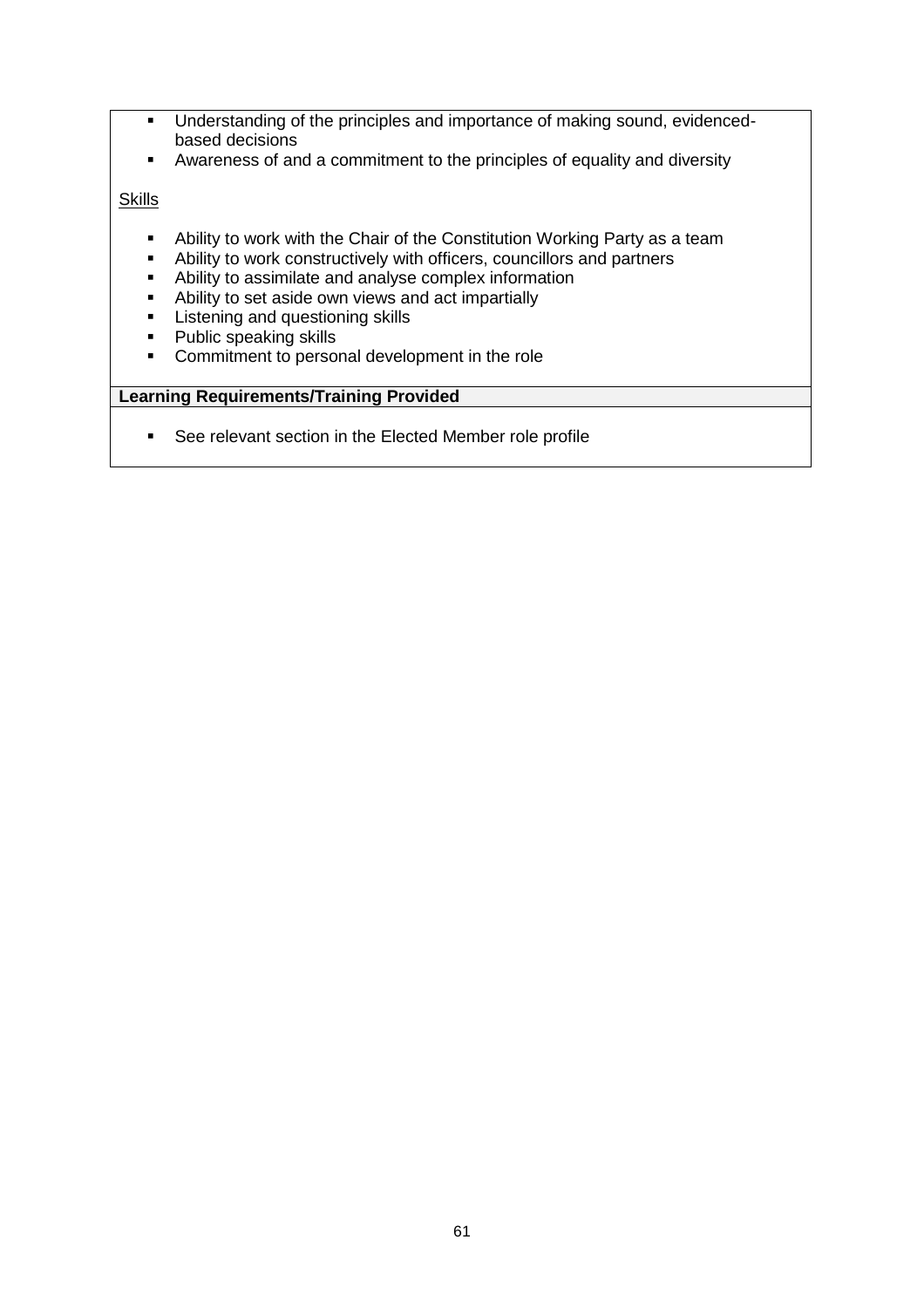- Understanding of the principles and importance of making sound, evidenced-based decisions
- Awareness of and a commitment to the principles of equality and diversity

<u>Skills</u>

- Ability to work with the Chair of the Constitution Working Party as a team
- Ability to work constructively with officers, councillors and partners
- Ability to assimilate and analyse complex information
- Ability to set aside own views and act impartially
- Listening and questioning skills
- Public speaking skills
- Commitment to personal development in the role

**Learning Requirements/Training Provided**

- See relevant section in the Elected Member role profile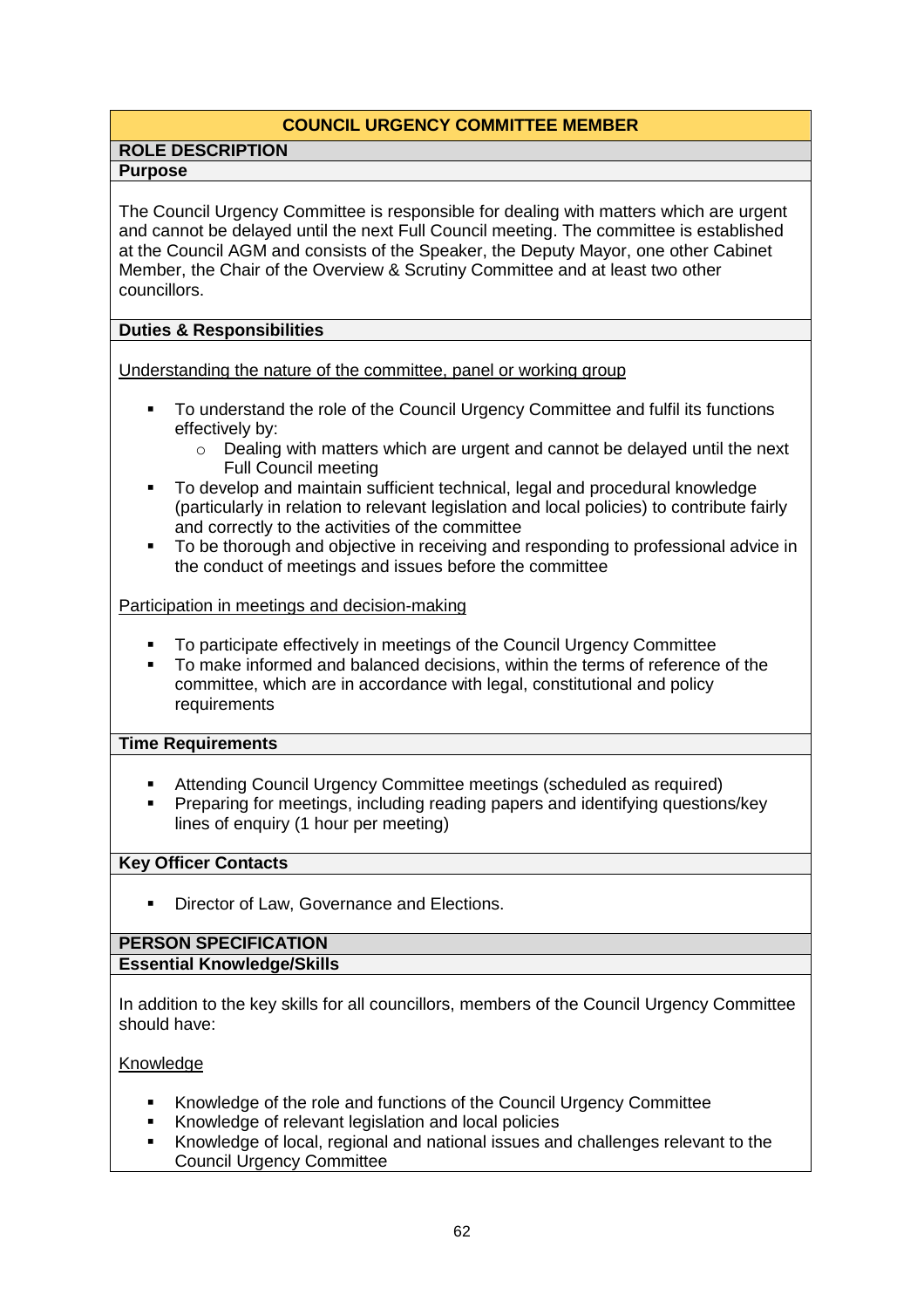## COUNCIL URGENCY COMMITTEE MEMBER

### ROLE DESCRIPTION

#### Purpose

The Council Urgency Committee is responsible for dealing with matters which are urgent and cannot be delayed until the next Full Council meeting. The committee is established at the Council AGM and consists of the Speaker, the Deputy Mayor, one other Cabinet Member, the Chair of the Overview & Scrutiny Committee and at least two other councillors.

#### Duties & Responsibilities

<u>Understanding the nature of the committee, panel or working group</u>

- To understand the role of the Council Urgency Committee and fulfil its functions effectively by:
  - Dealing with matters which are urgent and cannot be delayed until the next Full Council meeting
- To develop and maintain sufficient technical, legal and procedural knowledge (particularly in relation to relevant legislation and local policies) to contribute fairly and correctly to the activities of the committee
- To be thorough and objective in receiving and responding to professional advice in the conduct of meetings and issues before the committee

<u>Participation in meetings and decision-making</u>

- To participate effectively in meetings of the Council Urgency Committee
- To make informed and balanced decisions, within the terms of reference of the committee, which are in accordance with legal, constitutional and policy requirements

#### Time Requirements

- Attending Council Urgency Committee meetings (scheduled as required)
- Preparing for meetings, including reading papers and identifying questions/key lines of enquiry (1 hour per meeting)

#### Key Officer Contacts

- Director of Law, Governance and Elections.

### PERSON SPECIFICATION

#### Essential Knowledge/Skills

In addition to the key skills for all councillors, members of the Council Urgency Committee should have:

<u>Knowledge</u>

- Knowledge of the role and functions of the Council Urgency Committee
- Knowledge of relevant legislation and local policies
- Knowledge of local, regional and national issues and challenges relevant to the Council Urgency Committee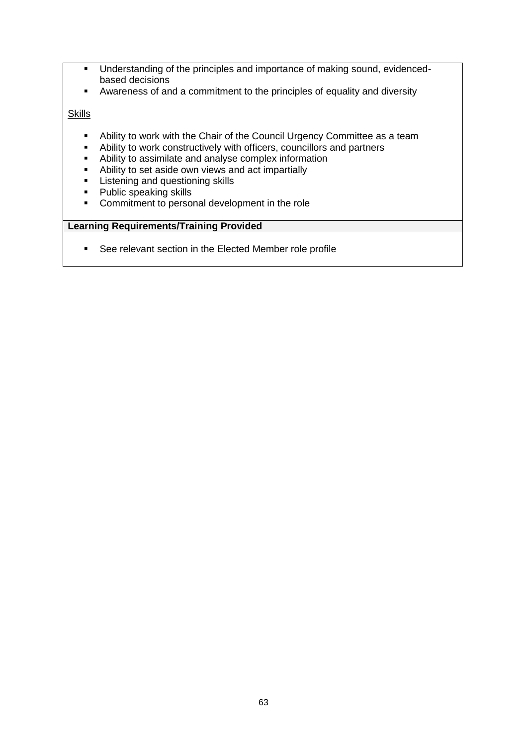- Understanding of the principles and importance of making sound, evidenced-based decisions
- Awareness of and a commitment to the principles of equality and diversity

Skills

- Ability to work with the Chair of the Council Urgency Committee as a team
- Ability to work constructively with officers, councillors and partners
- Ability to assimilate and analyse complex information
- Ability to set aside own views and act impartially
- Listening and questioning skills
- Public speaking skills
- Commitment to personal development in the role

**Learning Requirements/Training Provided**

- See relevant section in the Elected Member role profile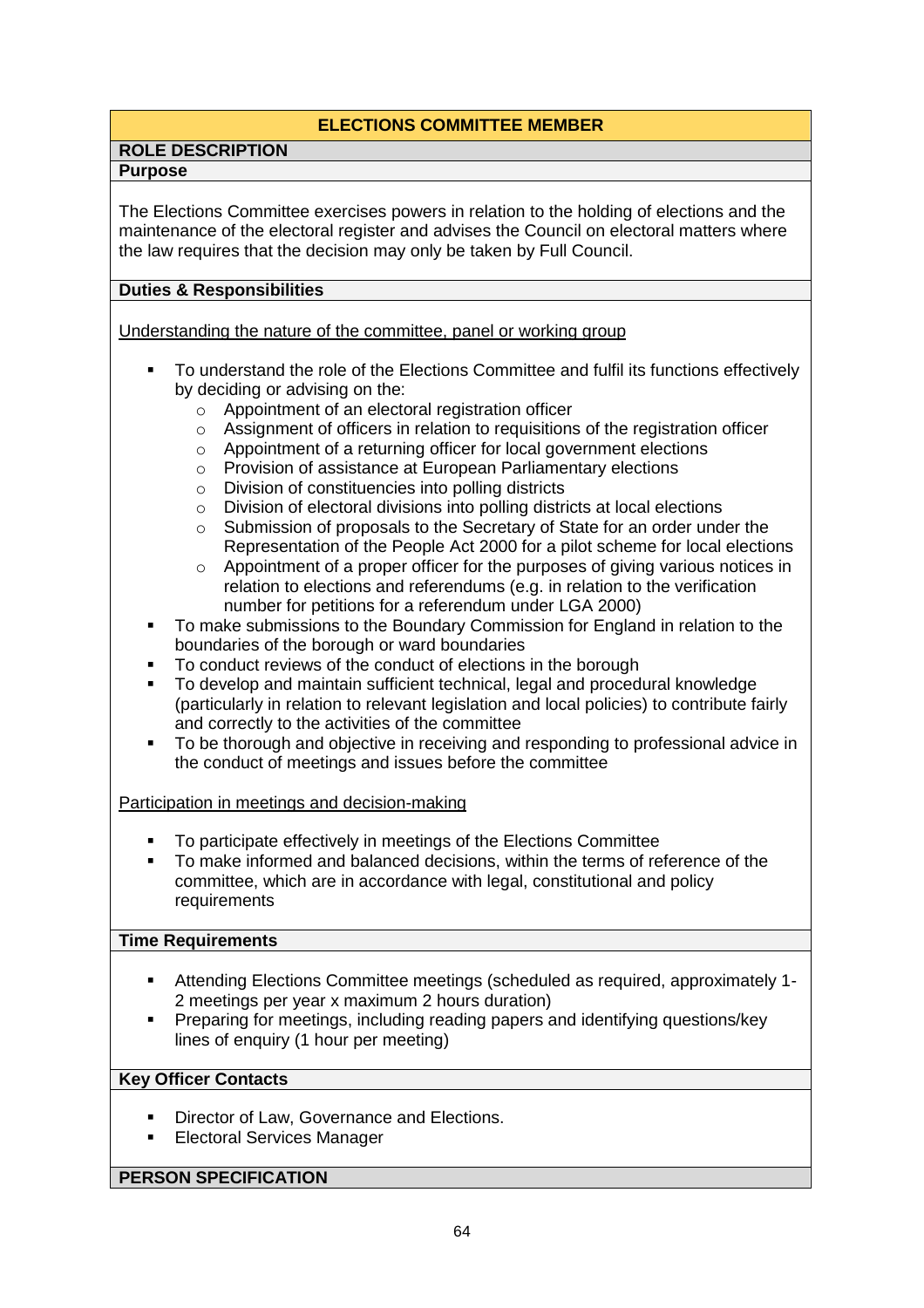# ELECTIONS COMMITTEE MEMBER

## ROLE DESCRIPTION

### Purpose

The Elections Committee exercises powers in relation to the holding of elections and the maintenance of the electoral register and advises the Council on electoral matters where the law requires that the decision may only be taken by Full Council.

### Duties & Responsibilities

Understanding the nature of the committee, panel or working group

- To understand the role of the Elections Committee and fulfil its functions effectively by deciding or advising on the:
  - Appointment of an electoral registration officer
  - Assignment of officers in relation to requisitions of the registration officer
  - Appointment of a returning officer for local government elections
  - Provision of assistance at European Parliamentary elections
  - Division of constituencies into polling districts
  - Division of electoral divisions into polling districts at local elections
  - Submission of proposals to the Secretary of State for an order under the Representation of the People Act 2000 for a pilot scheme for local elections
  - Appointment of a proper officer for the purposes of giving various notices in relation to elections and referendums (e.g. in relation to the verification number for petitions for a referendum under LGA 2000)
- To make submissions to the Boundary Commission for England in relation to the boundaries of the borough or ward boundaries
- To conduct reviews of the conduct of elections in the borough
- To develop and maintain sufficient technical, legal and procedural knowledge (particularly in relation to relevant legislation and local policies) to contribute fairly and correctly to the activities of the committee
- To be thorough and objective in receiving and responding to professional advice in the conduct of meetings and issues before the committee

Participation in meetings and decision-making

- To participate effectively in meetings of the Elections Committee
- To make informed and balanced decisions, within the terms of reference of the committee, which are in accordance with legal, constitutional and policy requirements

### Time Requirements

- Attending Elections Committee meetings (scheduled as required, approximately 1-2 meetings per year x maximum 2 hours duration)
- Preparing for meetings, including reading papers and identifying questions/key lines of enquiry (1 hour per meeting)

### Key Officer Contacts

- Director of Law, Governance and Elections.
- Electoral Services Manager

## PERSON SPECIFICATION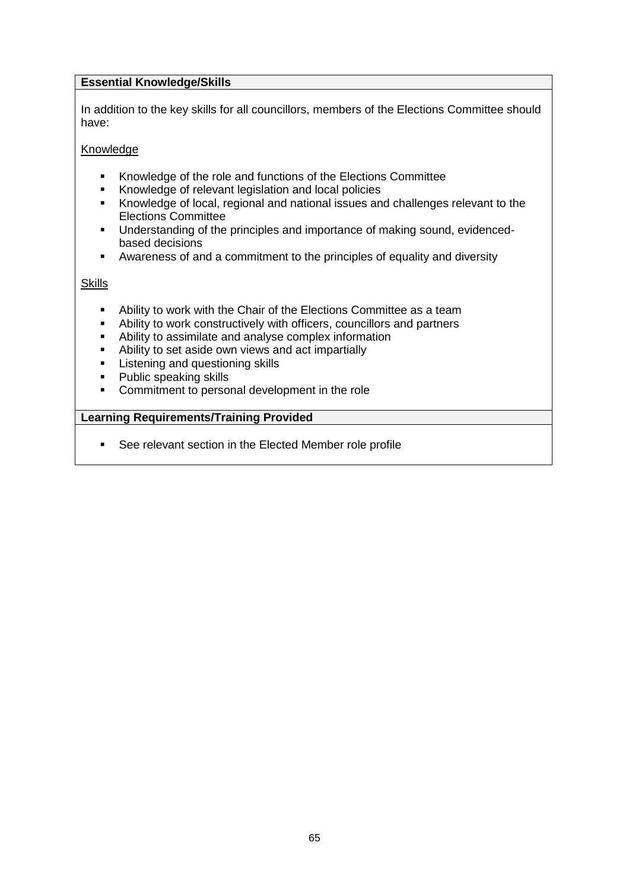**Essential Knowledge/Skills**

In addition to the key skills for all councillors, members of the Elections Committee should have:

Knowledge

- Knowledge of the role and functions of the Elections Committee
- Knowledge of relevant legislation and local policies
- Knowledge of local, regional and national issues and challenges relevant to the Elections Committee
- Understanding of the principles and importance of making sound, evidenced-based decisions
- Awareness of and a commitment to the principles of equality and diversity

Skills

- Ability to work with the Chair of the Elections Committee as a team
- Ability to work constructively with officers, councillors and partners
- Ability to assimilate and analyse complex information
- Ability to set aside own views and act impartially
- Listening and questioning skills
- Public speaking skills
- Commitment to personal development in the role

**Learning Requirements/Training Provided**

- See relevant section in the Elected Member role profile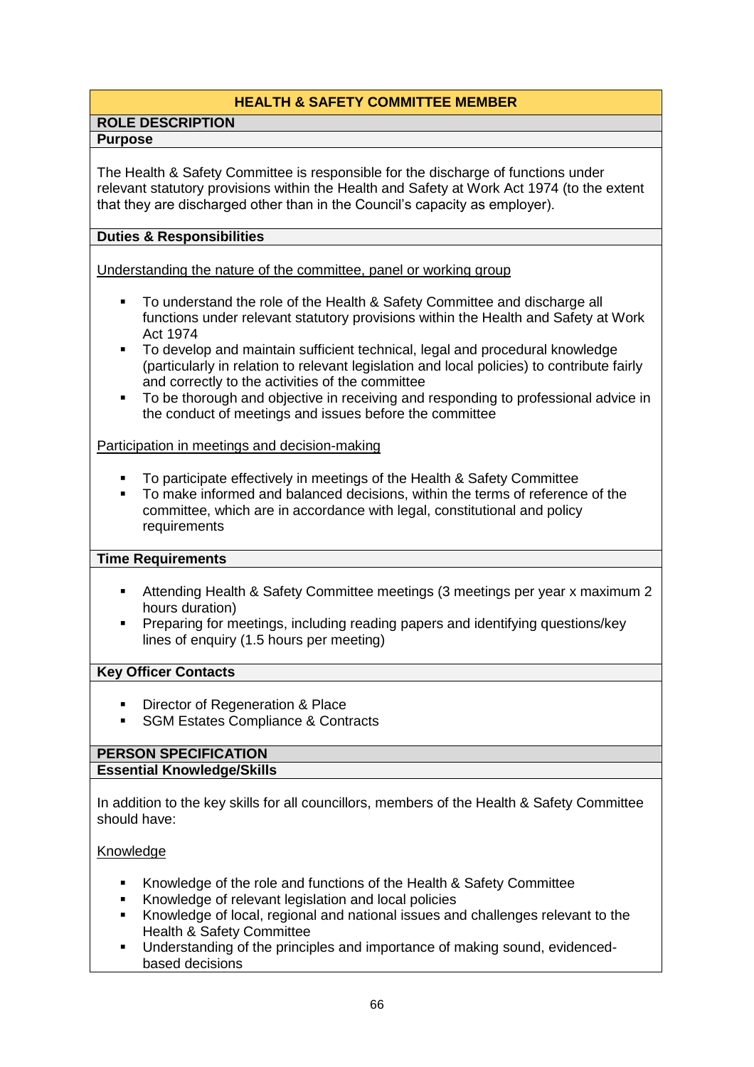# HEALTH & SAFETY COMMITTEE MEMBER

## ROLE DESCRIPTION

### Purpose

The Health & Safety Committee is responsible for the discharge of functions under relevant statutory provisions within the Health and Safety at Work Act 1974 (to the extent that they are discharged other than in the Council's capacity as employer).

### Duties & Responsibilities

Understanding the nature of the committee, panel or working group

- To understand the role of the Health & Safety Committee and discharge all functions under relevant statutory provisions within the Health and Safety at Work Act 1974
- To develop and maintain sufficient technical, legal and procedural knowledge (particularly in relation to relevant legislation and local policies) to contribute fairly and correctly to the activities of the committee
- To be thorough and objective in receiving and responding to professional advice in the conduct of meetings and issues before the committee

Participation in meetings and decision-making

- To participate effectively in meetings of the Health & Safety Committee
- To make informed and balanced decisions, within the terms of reference of the committee, which are in accordance with legal, constitutional and policy requirements

### Time Requirements

- Attending Health & Safety Committee meetings (3 meetings per year x maximum 2 hours duration)
- Preparing for meetings, including reading papers and identifying questions/key lines of enquiry (1.5 hours per meeting)

### Key Officer Contacts

- Director of Regeneration & Place
- SGM Estates Compliance & Contracts

## PERSON SPECIFICATION

### Essential Knowledge/Skills

In addition to the key skills for all councillors, members of the Health & Safety Committee should have:

Knowledge

- Knowledge of the role and functions of the Health & Safety Committee
- Knowledge of relevant legislation and local policies
- Knowledge of local, regional and national issues and challenges relevant to the Health & Safety Committee
- Understanding of the principles and importance of making sound, evidenced-based decisions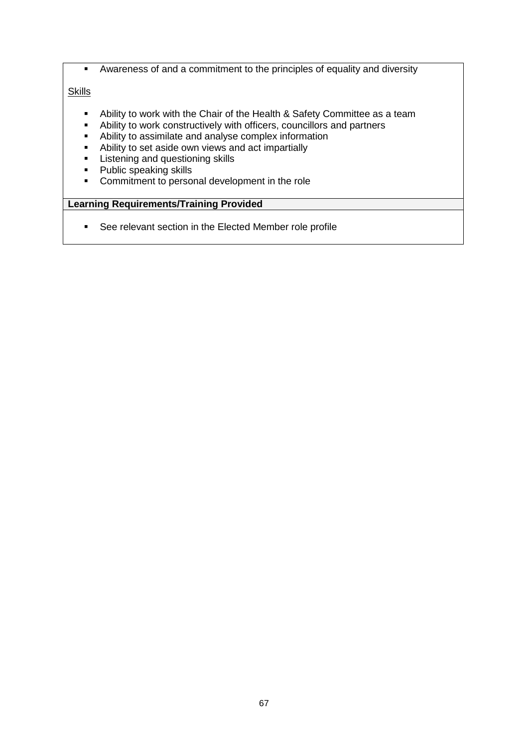- Awareness of and a commitment to the principles of equality and diversity

Skills

- Ability to work with the Chair of the Health & Safety Committee as a team
- Ability to work constructively with officers, councillors and partners
- Ability to assimilate and analyse complex information
- Ability to set aside own views and act impartially
- Listening and questioning skills
- Public speaking skills
- Commitment to personal development in the role

**Learning Requirements/Training Provided**

- See relevant section in the Elected Member role profile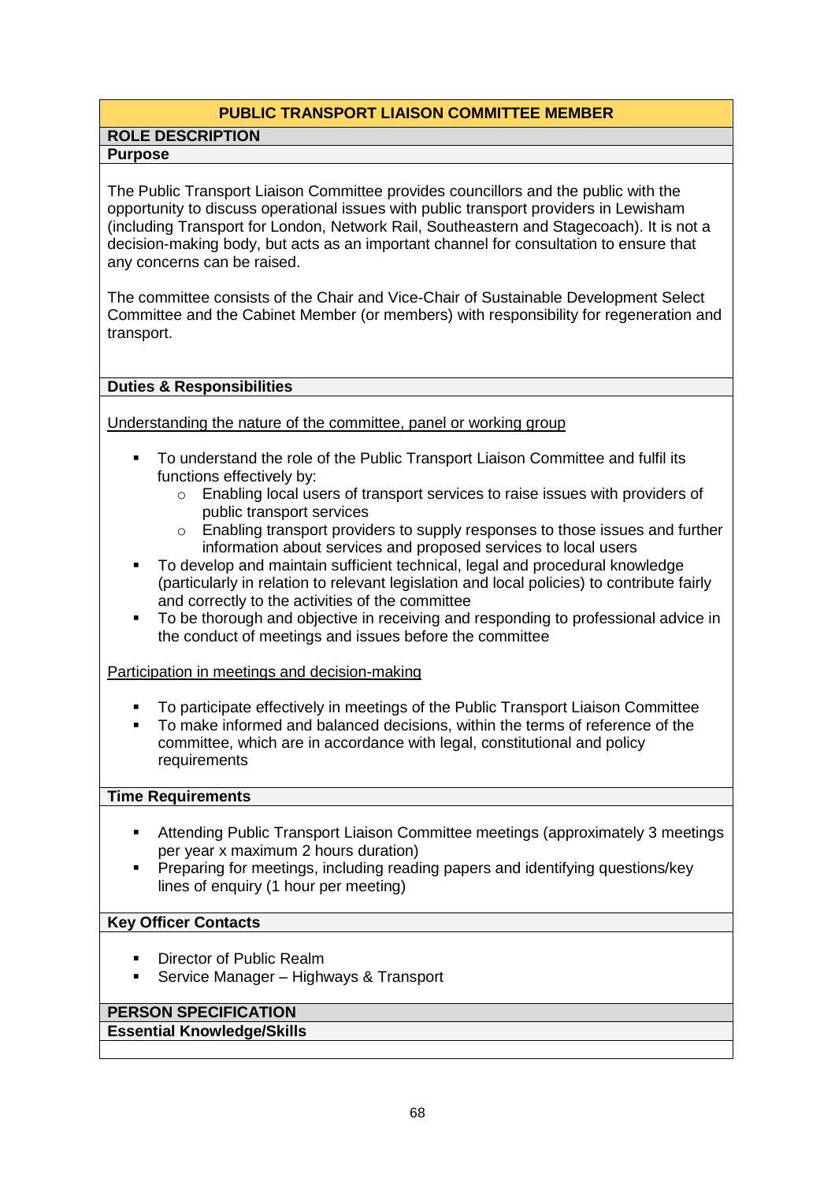## PUBLIC TRANSPORT LIAISON COMMITTEE MEMBER

### ROLE DESCRIPTION

#### Purpose

The Public Transport Liaison Committee provides councillors and the public with the opportunity to discuss operational issues with public transport providers in Lewisham (including Transport for London, Network Rail, Southeastern and Stagecoach). It is not a decision-making body, but acts as an important channel for consultation to ensure that any concerns can be raised.

The committee consists of the Chair and Vice-Chair of Sustainable Development Select Committee and the Cabinet Member (or members) with responsibility for regeneration and transport.

#### Duties & Responsibilities

Understanding the nature of the committee, panel or working group

- To understand the role of the Public Transport Liaison Committee and fulfil its functions effectively by:
  - Enabling local users of transport services to raise issues with providers of public transport services
  - Enabling transport providers to supply responses to those issues and further information about services and proposed services to local users
- To develop and maintain sufficient technical, legal and procedural knowledge (particularly in relation to relevant legislation and local policies) to contribute fairly and correctly to the activities of the committee
- To be thorough and objective in receiving and responding to professional advice in the conduct of meetings and issues before the committee

Participation in meetings and decision-making

- To participate effectively in meetings of the Public Transport Liaison Committee
- To make informed and balanced decisions, within the terms of reference of the committee, which are in accordance with legal, constitutional and policy requirements

#### Time Requirements

- Attending Public Transport Liaison Committee meetings (approximately 3 meetings per year x maximum 2 hours duration)
- Preparing for meetings, including reading papers and identifying questions/key lines of enquiry (1 hour per meeting)

#### Key Officer Contacts

- Director of Public Realm
- Service Manager – Highways & Transport

### PERSON SPECIFICATION

#### Essential Knowledge/Skills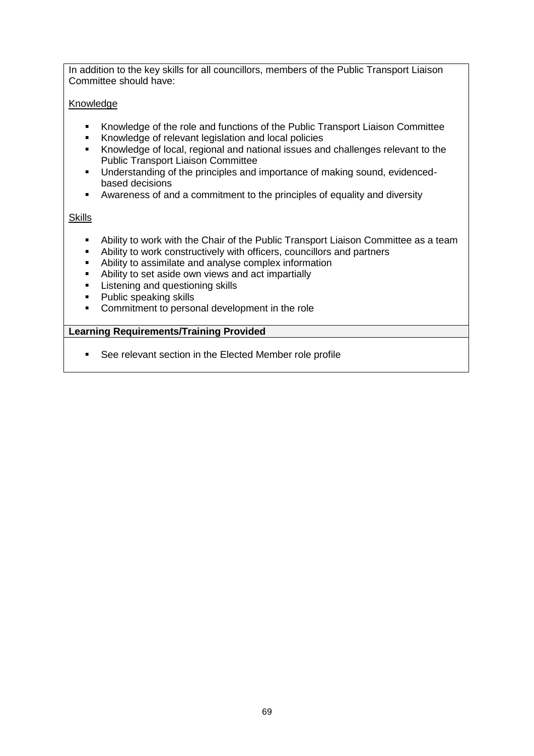In addition to the key skills for all councillors, members of the Public Transport Liaison Committee should have:

Knowledge

- Knowledge of the role and functions of the Public Transport Liaison Committee
- Knowledge of relevant legislation and local policies
- Knowledge of local, regional and national issues and challenges relevant to the Public Transport Liaison Committee
- Understanding of the principles and importance of making sound, evidenced-based decisions
- Awareness of and a commitment to the principles of equality and diversity

Skills

- Ability to work with the Chair of the Public Transport Liaison Committee as a team
- Ability to work constructively with officers, councillors and partners
- Ability to assimilate and analyse complex information
- Ability to set aside own views and act impartially
- Listening and questioning skills
- Public speaking skills
- Commitment to personal development in the role

**Learning Requirements/Training Provided**

- See relevant section in the Elected Member role profile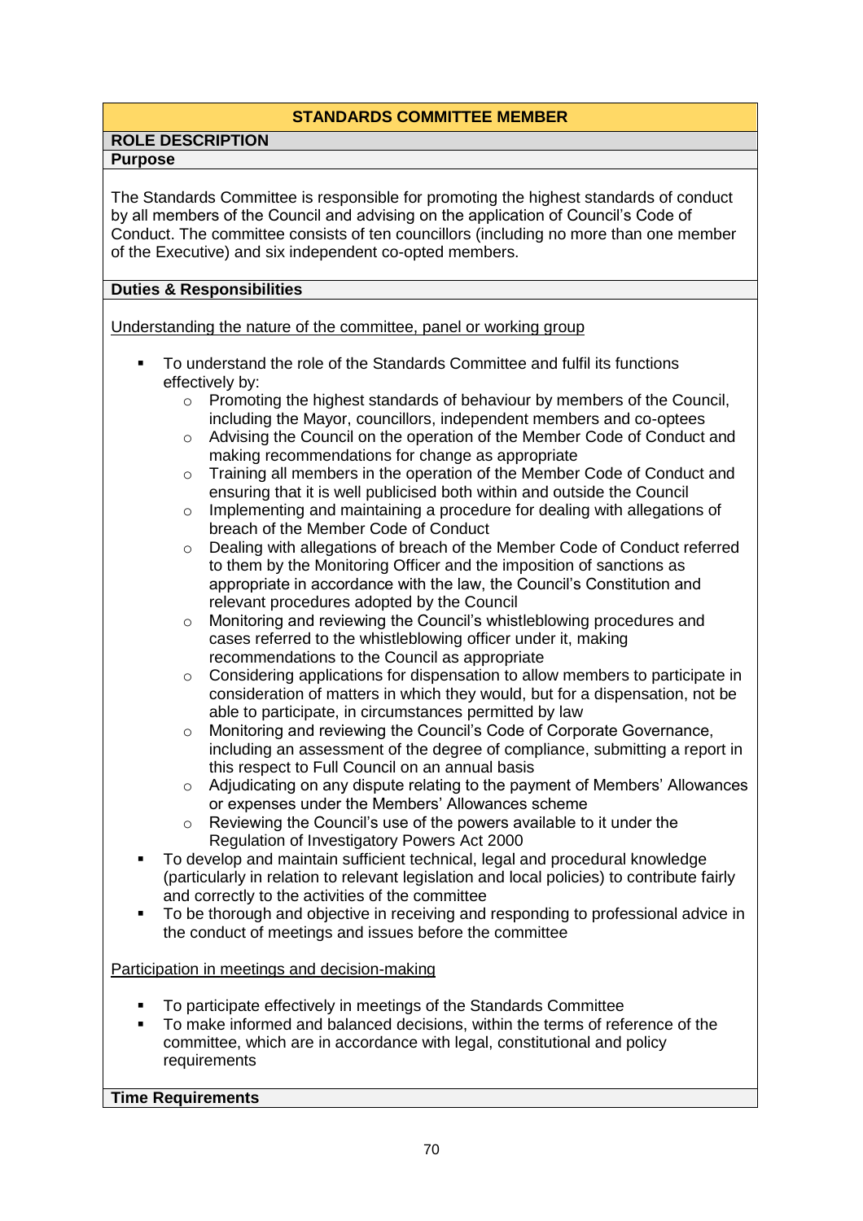## STANDARDS COMMITTEE MEMBER

### ROLE DESCRIPTION

#### Purpose

The Standards Committee is responsible for promoting the highest standards of conduct by all members of the Council and advising on the application of Council's Code of Conduct. The committee consists of ten councillors (including no more than one member of the Executive) and six independent co-opted members.

#### Duties & Responsibilities

Understanding the nature of the committee, panel or working group

- To understand the role of the Standards Committee and fulfil its functions effectively by:
  - Promoting the highest standards of behaviour by members of the Council, including the Mayor, councillors, independent members and co-optees
  - Advising the Council on the operation of the Member Code of Conduct and making recommendations for change as appropriate
  - Training all members in the operation of the Member Code of Conduct and ensuring that it is well publicised both within and outside the Council
  - Implementing and maintaining a procedure for dealing with allegations of breach of the Member Code of Conduct
  - Dealing with allegations of breach of the Member Code of Conduct referred to them by the Monitoring Officer and the imposition of sanctions as appropriate in accordance with the law, the Council's Constitution and relevant procedures adopted by the Council
  - Monitoring and reviewing the Council's whistleblowing procedures and cases referred to the whistleblowing officer under it, making recommendations to the Council as appropriate
  - Considering applications for dispensation to allow members to participate in consideration of matters in which they would, but for a dispensation, not be able to participate, in circumstances permitted by law
  - Monitoring and reviewing the Council's Code of Corporate Governance, including an assessment of the degree of compliance, submitting a report in this respect to Full Council on an annual basis
  - Adjudicating on any dispute relating to the payment of Members' Allowances or expenses under the Members' Allowances scheme
  - Reviewing the Council's use of the powers available to it under the Regulation of Investigatory Powers Act 2000
- To develop and maintain sufficient technical, legal and procedural knowledge (particularly in relation to relevant legislation and local policies) to contribute fairly and correctly to the activities of the committee
- To be thorough and objective in receiving and responding to professional advice in the conduct of meetings and issues before the committee

Participation in meetings and decision-making

- To participate effectively in meetings of the Standards Committee
- To make informed and balanced decisions, within the terms of reference of the committee, which are in accordance with legal, constitutional and policy requirements

#### Time Requirements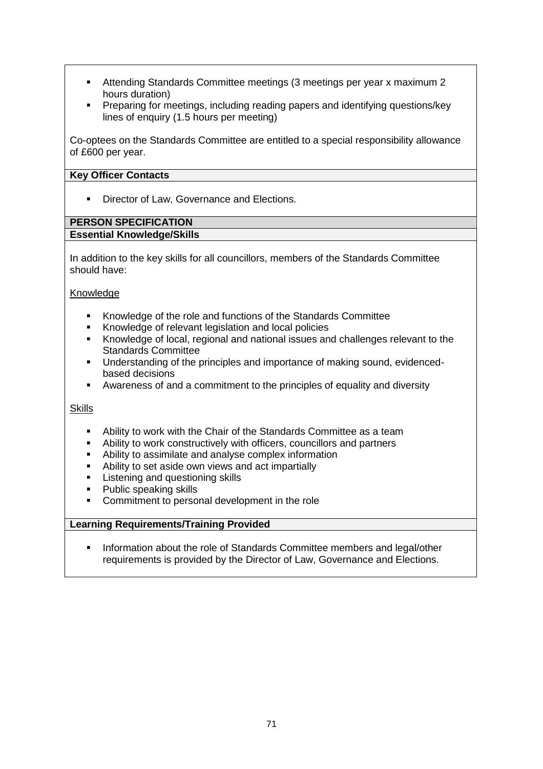- Attending Standards Committee meetings (3 meetings per year x maximum 2 hours duration)
- Preparing for meetings, including reading papers and identifying questions/key lines of enquiry (1.5 hours per meeting)

Co-optees on the Standards Committee are entitled to a special responsibility allowance of £600 per year.

**Key Officer Contacts**

- Director of Law, Governance and Elections.

**PERSON SPECIFICATION**

**Essential Knowledge/Skills**

In addition to the key skills for all councillors, members of the Standards Committee should have:

Knowledge

- Knowledge of the role and functions of the Standards Committee
- Knowledge of relevant legislation and local policies
- Knowledge of local, regional and national issues and challenges relevant to the Standards Committee
- Understanding of the principles and importance of making sound, evidenced-based decisions
- Awareness of and a commitment to the principles of equality and diversity

Skills

- Ability to work with the Chair of the Standards Committee as a team
- Ability to work constructively with officers, councillors and partners
- Ability to assimilate and analyse complex information
- Ability to set aside own views and act impartially
- Listening and questioning skills
- Public speaking skills
- Commitment to personal development in the role

**Learning Requirements/Training Provided**

- Information about the role of Standards Committee members and legal/other requirements is provided by the Director of Law, Governance and Elections.